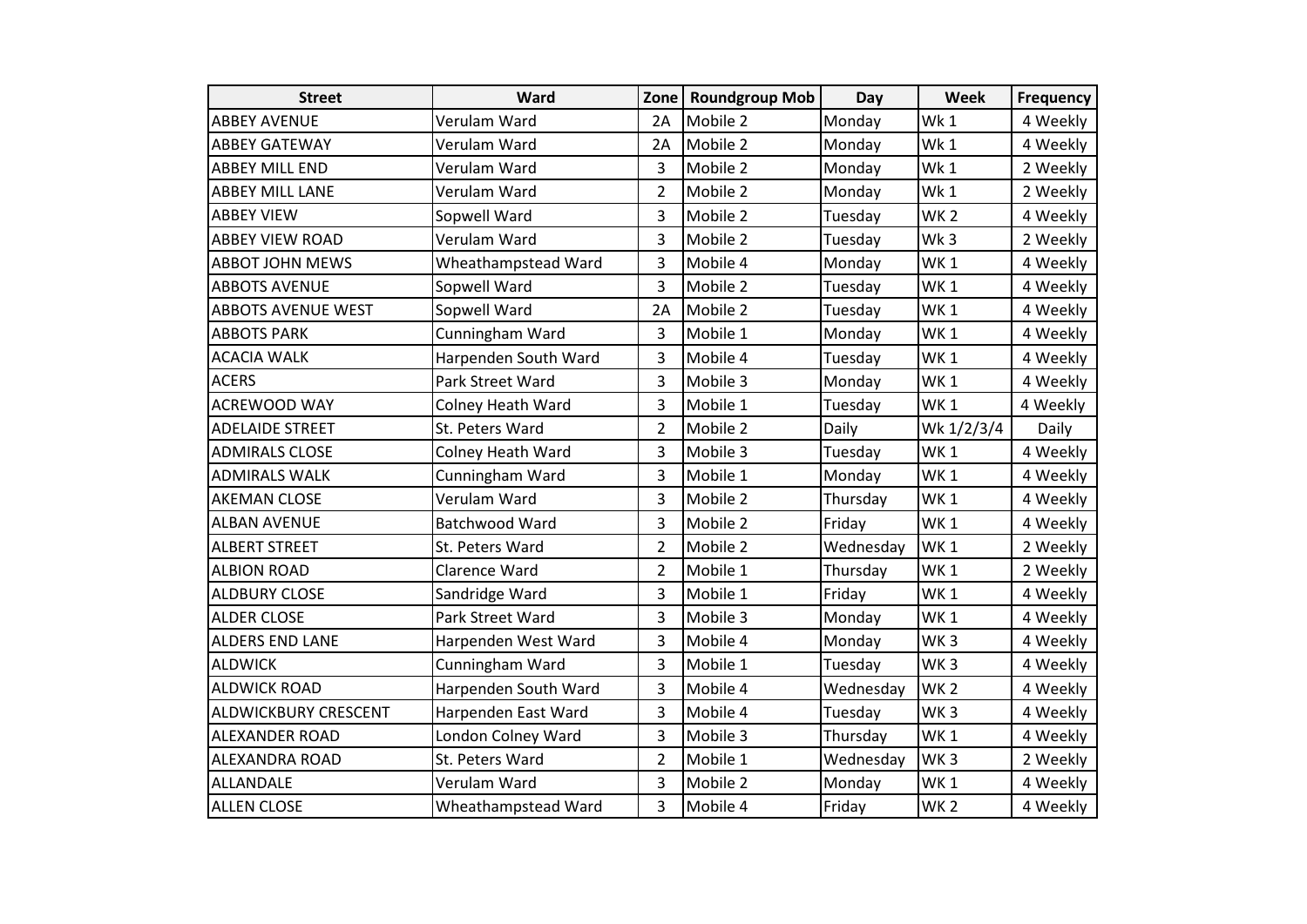| Street | Ward | Zone | Roundgroup Mob | Day | Week | Frequency |
|---|---|---|---|---|---|---|
| ABBEY AVENUE | Verulam Ward | 2A | Mobile 2 | Monday | Wk 1 | 4 Weekly |
| ABBEY GATEWAY | Verulam Ward | 2A | Mobile 2 | Monday | Wk 1 | 4 Weekly |
| ABBEY MILL END | Verulam Ward | 3 | Mobile 2 | Monday | Wk 1 | 2 Weekly |
| ABBEY MILL LANE | Verulam Ward | 2 | Mobile 2 | Monday | Wk 1 | 2 Weekly |
| ABBEY VIEW | Sopwell Ward | 3 | Mobile 2 | Tuesday | WK 2 | 4 Weekly |
| ABBEY VIEW ROAD | Verulam Ward | 3 | Mobile 2 | Tuesday | Wk 3 | 2 Weekly |
| ABBOT JOHN MEWS | Wheathampstead Ward | 3 | Mobile 4 | Monday | WK 1 | 4 Weekly |
| ABBOTS AVENUE | Sopwell Ward | 3 | Mobile 2 | Tuesday | WK 1 | 4 Weekly |
| ABBOTS AVENUE WEST | Sopwell Ward | 2A | Mobile 2 | Tuesday | WK 1 | 4 Weekly |
| ABBOTS PARK | Cunningham Ward | 3 | Mobile 1 | Monday | WK 1 | 4 Weekly |
| ACACIA WALK | Harpenden South Ward | 3 | Mobile 4 | Tuesday | WK 1 | 4 Weekly |
| ACERS | Park Street Ward | 3 | Mobile 3 | Monday | WK 1 | 4 Weekly |
| ACREWOOD WAY | Colney Heath Ward | 3 | Mobile 1 | Tuesday | WK 1 | 4 Weekly |
| ADELAIDE STREET | St. Peters Ward | 2 | Mobile 2 | Daily | Wk 1/2/3/4 | Daily |
| ADMIRALS CLOSE | Colney Heath Ward | 3 | Mobile 3 | Tuesday | WK 1 | 4 Weekly |
| ADMIRALS WALK | Cunningham Ward | 3 | Mobile 1 | Monday | WK 1 | 4 Weekly |
| AKEMAN CLOSE | Verulam Ward | 3 | Mobile 2 | Thursday | WK 1 | 4 Weekly |
| ALBAN AVENUE | Batchwood Ward | 3 | Mobile 2 | Friday | WK 1 | 4 Weekly |
| ALBERT STREET | St. Peters Ward | 2 | Mobile 2 | Wednesday | WK 1 | 2 Weekly |
| ALBION ROAD | Clarence Ward | 2 | Mobile 1 | Thursday | WK 1 | 2 Weekly |
| ALDBURY CLOSE | Sandridge Ward | 3 | Mobile 1 | Friday | WK 1 | 4 Weekly |
| ALDER CLOSE | Park Street Ward | 3 | Mobile 3 | Monday | WK 1 | 4 Weekly |
| ALDERS END LANE | Harpenden West Ward | 3 | Mobile 4 | Monday | WK 3 | 4 Weekly |
| ALDWICK | Cunningham Ward | 3 | Mobile 1 | Tuesday | WK 3 | 4 Weekly |
| ALDWICK ROAD | Harpenden South Ward | 3 | Mobile 4 | Wednesday | WK 2 | 4 Weekly |
| ALDWICKBURY CRESCENT | Harpenden East Ward | 3 | Mobile 4 | Tuesday | WK 3 | 4 Weekly |
| ALEXANDER ROAD | London Colney Ward | 3 | Mobile 3 | Thursday | WK 1 | 4 Weekly |
| ALEXANDRA ROAD | St. Peters Ward | 2 | Mobile 1 | Wednesday | WK 3 | 2 Weekly |
| ALLANDALE | Verulam Ward | 3 | Mobile 2 | Monday | WK 1 | 4 Weekly |
| ALLEN CLOSE | Wheathampstead Ward | 3 | Mobile 4 | Friday | WK 2 | 4 Weekly |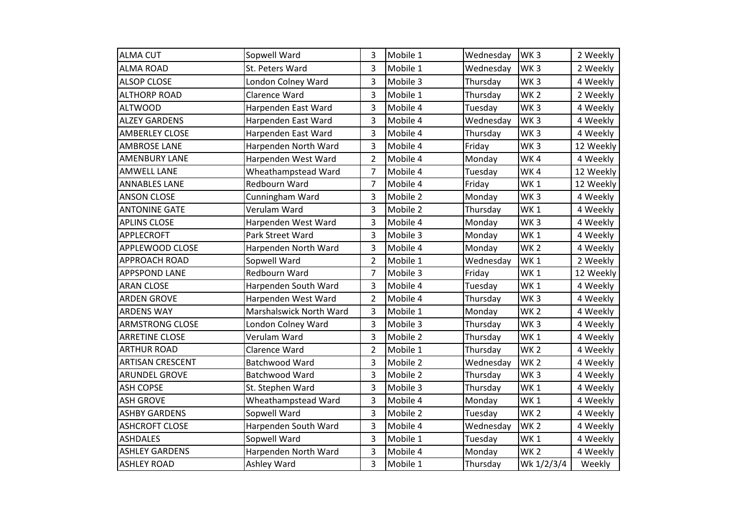| ALMA CUT | Sopwell Ward | 3 | Mobile 1 | Wednesday | WK 3 | 2 Weekly |
|---|---|---|---|---|---|---|
| ALMA ROAD | St. Peters Ward | 3 | Mobile 1 | Wednesday | WK 3 | 2 Weekly |
| ALSOP CLOSE | London Colney Ward | 3 | Mobile 3 | Thursday | WK 3 | 4 Weekly |
| ALTHORP ROAD | Clarence Ward | 3 | Mobile 1 | Thursday | WK 2 | 2 Weekly |
| ALTWOOD | Harpenden East Ward | 3 | Mobile 4 | Tuesday | WK 3 | 4 Weekly |
| ALZEY GARDENS | Harpenden East Ward | 3 | Mobile 4 | Wednesday | WK 3 | 4 Weekly |
| AMBERLEY CLOSE | Harpenden East Ward | 3 | Mobile 4 | Thursday | WK 3 | 4 Weekly |
| AMBROSE LANE | Harpenden North Ward | 3 | Mobile 4 | Friday | WK 3 | 12 Weekly |
| AMENBURY LANE | Harpenden West Ward | 2 | Mobile 4 | Monday | WK 4 | 4 Weekly |
| AMWELL LANE | Wheathampstead Ward | 7 | Mobile 4 | Tuesday | WK 4 | 12 Weekly |
| ANNABLES LANE | Redbourn Ward | 7 | Mobile 4 | Friday | WK 1 | 12 Weekly |
| ANSON CLOSE | Cunningham Ward | 3 | Mobile 2 | Monday | WK 3 | 4 Weekly |
| ANTONINE GATE | Verulam Ward | 3 | Mobile 2 | Thursday | WK 1 | 4 Weekly |
| APLINS CLOSE | Harpenden West Ward | 3 | Mobile 4 | Monday | WK 3 | 4 Weekly |
| APPLECROFT | Park Street Ward | 3 | Mobile 3 | Monday | WK 1 | 4 Weekly |
| APPLEWOOD CLOSE | Harpenden North Ward | 3 | Mobile 4 | Monday | WK 2 | 4 Weekly |
| APPROACH ROAD | Sopwell Ward | 2 | Mobile 1 | Wednesday | WK 1 | 2 Weekly |
| APPSPOND LANE | Redbourn Ward | 7 | Mobile 3 | Friday | WK 1 | 12 Weekly |
| ARAN CLOSE | Harpenden South Ward | 3 | Mobile 4 | Tuesday | WK 1 | 4 Weekly |
| ARDEN GROVE | Harpenden West Ward | 2 | Mobile 4 | Thursday | WK 3 | 4 Weekly |
| ARDENS WAY | Marshalswick North Ward | 3 | Mobile 1 | Monday | WK 2 | 4 Weekly |
| ARMSTRONG CLOSE | London Colney Ward | 3 | Mobile 3 | Thursday | WK 3 | 4 Weekly |
| ARRETINE CLOSE | Verulam Ward | 3 | Mobile 2 | Thursday | WK 1 | 4 Weekly |
| ARTHUR ROAD | Clarence Ward | 2 | Mobile 1 | Thursday | WK 2 | 4 Weekly |
| ARTISAN CRESCENT | Batchwood Ward | 3 | Mobile 2 | Wednesday | WK 2 | 4 Weekly |
| ARUNDEL GROVE | Batchwood Ward | 3 | Mobile 2 | Thursday | WK 3 | 4 Weekly |
| ASH COPSE | St. Stephen Ward | 3 | Mobile 3 | Thursday | WK 1 | 4 Weekly |
| ASH GROVE | Wheathampstead Ward | 3 | Mobile 4 | Monday | WK 1 | 4 Weekly |
| ASHBY GARDENS | Sopwell Ward | 3 | Mobile 2 | Tuesday | WK 2 | 4 Weekly |
| ASHCROFT CLOSE | Harpenden South Ward | 3 | Mobile 4 | Wednesday | WK 2 | 4 Weekly |
| ASHDALES | Sopwell Ward | 3 | Mobile 1 | Tuesday | WK 1 | 4 Weekly |
| ASHLEY GARDENS | Harpenden North Ward | 3 | Mobile 4 | Monday | WK 2 | 4 Weekly |
| ASHLEY ROAD | Ashley Ward | 3 | Mobile 1 | Thursday | Wk 1/2/3/4 | Weekly |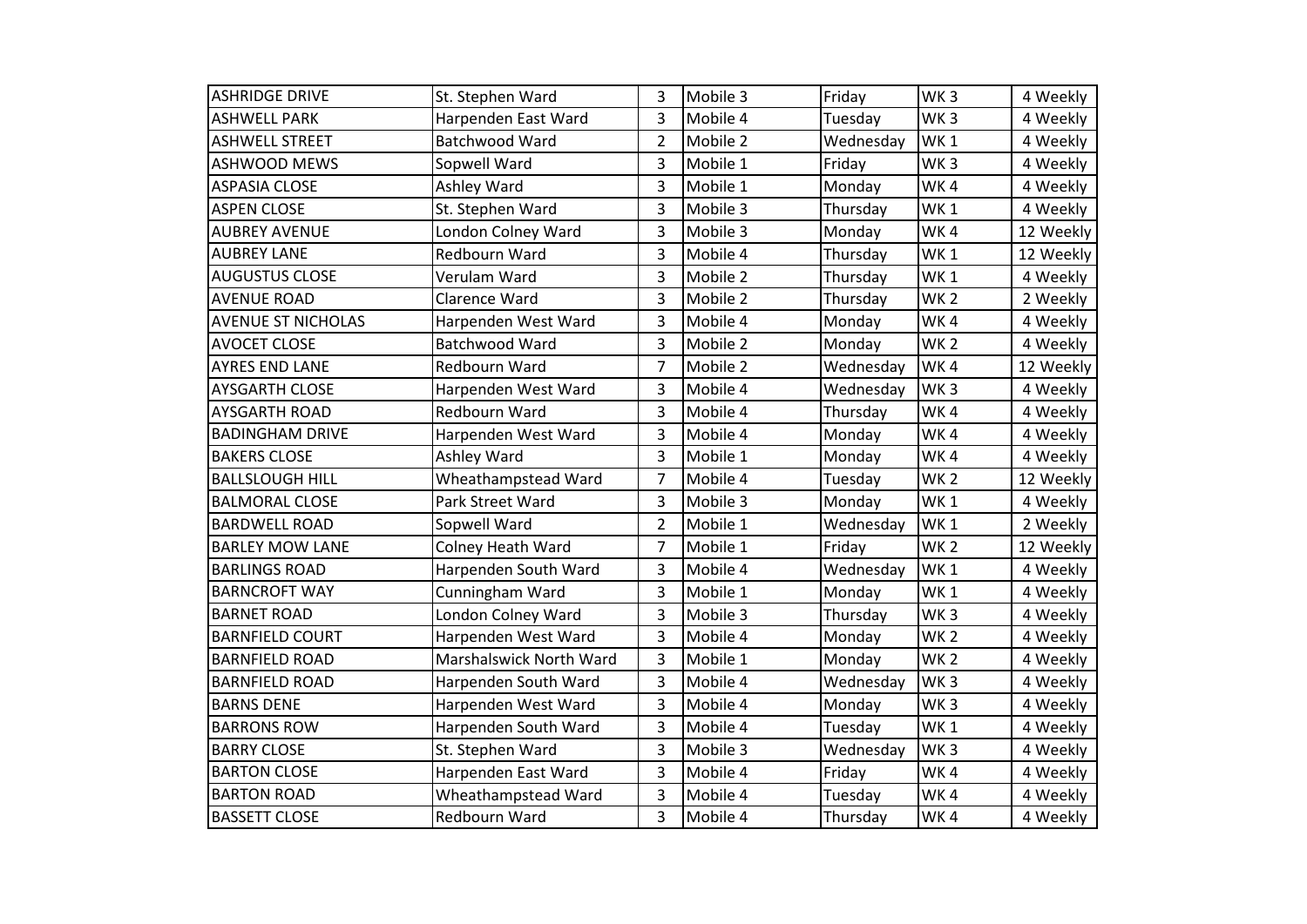| | | | | | | |
|---|---|---|---|---|---|---|
| ASHRIDGE DRIVE | St. Stephen Ward | 3 | Mobile 3 | Friday | WK 3 | 4 Weekly |
| ASHWELL PARK | Harpenden East Ward | 3 | Mobile 4 | Tuesday | WK 3 | 4 Weekly |
| ASHWELL STREET | Batchwood Ward | 2 | Mobile 2 | Wednesday | WK 1 | 4 Weekly |
| ASHWOOD MEWS | Sopwell Ward | 3 | Mobile 1 | Friday | WK 3 | 4 Weekly |
| ASPASIA CLOSE | Ashley Ward | 3 | Mobile 1 | Monday | WK 4 | 4 Weekly |
| ASPEN CLOSE | St. Stephen Ward | 3 | Mobile 3 | Thursday | WK 1 | 4 Weekly |
| AUBREY AVENUE | London Colney Ward | 3 | Mobile 3 | Monday | WK 4 | 12 Weekly |
| AUBREY LANE | Redbourn Ward | 3 | Mobile 4 | Thursday | WK 1 | 12 Weekly |
| AUGUSTUS CLOSE | Verulam Ward | 3 | Mobile 2 | Thursday | WK 1 | 4 Weekly |
| AVENUE ROAD | Clarence Ward | 3 | Mobile 2 | Thursday | WK 2 | 2 Weekly |
| AVENUE ST NICHOLAS | Harpenden West Ward | 3 | Mobile 4 | Monday | WK 4 | 4 Weekly |
| AVOCET CLOSE | Batchwood Ward | 3 | Mobile 2 | Monday | WK 2 | 4 Weekly |
| AYRES END LANE | Redbourn Ward | 7 | Mobile 2 | Wednesday | WK 4 | 12 Weekly |
| AYSGARTH CLOSE | Harpenden West Ward | 3 | Mobile 4 | Wednesday | WK 3 | 4 Weekly |
| AYSGARTH ROAD | Redbourn Ward | 3 | Mobile 4 | Thursday | WK 4 | 4 Weekly |
| BADINGHAM DRIVE | Harpenden West Ward | 3 | Mobile 4 | Monday | WK 4 | 4 Weekly |
| BAKERS CLOSE | Ashley Ward | 3 | Mobile 1 | Monday | WK 4 | 4 Weekly |
| BALLSLOUGH HILL | Wheathampstead Ward | 7 | Mobile 4 | Tuesday | WK 2 | 12 Weekly |
| BALMORAL CLOSE | Park Street Ward | 3 | Mobile 3 | Monday | WK 1 | 4 Weekly |
| BARDWELL ROAD | Sopwell Ward | 2 | Mobile 1 | Wednesday | WK 1 | 2 Weekly |
| BARLEY MOW LANE | Colney Heath Ward | 7 | Mobile 1 | Friday | WK 2 | 12 Weekly |
| BARLINGS ROAD | Harpenden South Ward | 3 | Mobile 4 | Wednesday | WK 1 | 4 Weekly |
| BARNCROFT WAY | Cunningham Ward | 3 | Mobile 1 | Monday | WK 1 | 4 Weekly |
| BARNET ROAD | London Colney Ward | 3 | Mobile 3 | Thursday | WK 3 | 4 Weekly |
| BARNFIELD COURT | Harpenden West Ward | 3 | Mobile 4 | Monday | WK 2 | 4 Weekly |
| BARNFIELD ROAD | Marshalswick North Ward | 3 | Mobile 1 | Monday | WK 2 | 4 Weekly |
| BARNFIELD ROAD | Harpenden South Ward | 3 | Mobile 4 | Wednesday | WK 3 | 4 Weekly |
| BARNS DENE | Harpenden West Ward | 3 | Mobile 4 | Monday | WK 3 | 4 Weekly |
| BARRONS ROW | Harpenden South Ward | 3 | Mobile 4 | Tuesday | WK 1 | 4 Weekly |
| BARRY CLOSE | St. Stephen Ward | 3 | Mobile 3 | Wednesday | WK 3 | 4 Weekly |
| BARTON CLOSE | Harpenden East Ward | 3 | Mobile 4 | Friday | WK 4 | 4 Weekly |
| BARTON ROAD | Wheathampstead Ward | 3 | Mobile 4 | Tuesday | WK 4 | 4 Weekly |
| BASSETT CLOSE | Redbourn Ward | 3 | Mobile 4 | Thursday | WK 4 | 4 Weekly |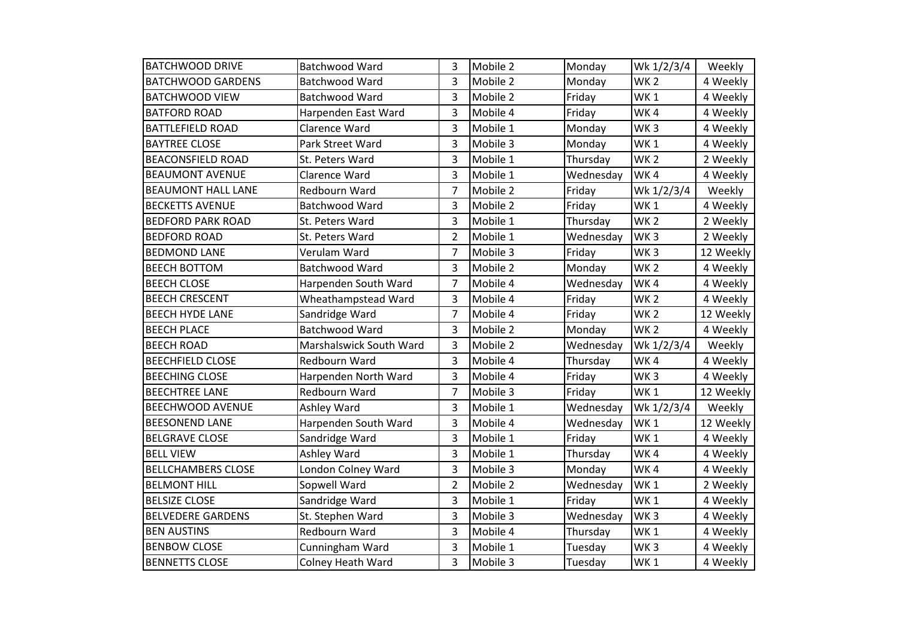| BATCHWOOD DRIVE | Batchwood Ward | 3 | Mobile 2 | Monday | Wk 1/2/3/4 | Weekly |
|---|---|---|---|---|---|---|
| BATCHWOOD GARDENS | Batchwood Ward | 3 | Mobile 2 | Monday | WK 2 | 4 Weekly |
| BATCHWOOD VIEW | Batchwood Ward | 3 | Mobile 2 | Friday | WK 1 | 4 Weekly |
| BATFORD ROAD | Harpenden East Ward | 3 | Mobile 4 | Friday | WK 4 | 4 Weekly |
| BATTLEFIELD ROAD | Clarence Ward | 3 | Mobile 1 | Monday | WK 3 | 4 Weekly |
| BAYTREE CLOSE | Park Street Ward | 3 | Mobile 3 | Monday | WK 1 | 4 Weekly |
| BEACONSFIELD ROAD | St. Peters Ward | 3 | Mobile 1 | Thursday | WK 2 | 2 Weekly |
| BEAUMONT AVENUE | Clarence Ward | 3 | Mobile 1 | Wednesday | WK 4 | 4 Weekly |
| BEAUMONT HALL LANE | Redbourn Ward | 7 | Mobile 2 | Friday | Wk 1/2/3/4 | Weekly |
| BECKETTS AVENUE | Batchwood Ward | 3 | Mobile 2 | Friday | WK 1 | 4 Weekly |
| BEDFORD PARK ROAD | St. Peters Ward | 3 | Mobile 1 | Thursday | WK 2 | 2 Weekly |
| BEDFORD ROAD | St. Peters Ward | 2 | Mobile 1 | Wednesday | WK 3 | 2 Weekly |
| BEDMOND LANE | Verulam Ward | 7 | Mobile 3 | Friday | WK 3 | 12 Weekly |
| BEECH BOTTOM | Batchwood Ward | 3 | Mobile 2 | Monday | WK 2 | 4 Weekly |
| BEECH CLOSE | Harpenden South Ward | 7 | Mobile 4 | Wednesday | WK 4 | 4 Weekly |
| BEECH CRESCENT | Wheathampstead Ward | 3 | Mobile 4 | Friday | WK 2 | 4 Weekly |
| BEECH HYDE LANE | Sandridge Ward | 7 | Mobile 4 | Friday | WK 2 | 12 Weekly |
| BEECH PLACE | Batchwood Ward | 3 | Mobile 2 | Monday | WK 2 | 4 Weekly |
| BEECH ROAD | Marshalswick South Ward | 3 | Mobile 2 | Wednesday | Wk 1/2/3/4 | Weekly |
| BEECHFIELD CLOSE | Redbourn Ward | 3 | Mobile 4 | Thursday | WK 4 | 4 Weekly |
| BEECHING CLOSE | Harpenden North Ward | 3 | Mobile 4 | Friday | WK 3 | 4 Weekly |
| BEECHTREE LANE | Redbourn Ward | 7 | Mobile 3 | Friday | WK 1 | 12 Weekly |
| BEECHWOOD AVENUE | Ashley Ward | 3 | Mobile 1 | Wednesday | Wk 1/2/3/4 | Weekly |
| BEESONEND LANE | Harpenden South Ward | 3 | Mobile 4 | Wednesday | WK 1 | 12 Weekly |
| BELGRAVE CLOSE | Sandridge Ward | 3 | Mobile 1 | Friday | WK 1 | 4 Weekly |
| BELL VIEW | Ashley Ward | 3 | Mobile 1 | Thursday | WK 4 | 4 Weekly |
| BELLCHAMBERS CLOSE | London Colney Ward | 3 | Mobile 3 | Monday | WK 4 | 4 Weekly |
| BELMONT HILL | Sopwell Ward | 2 | Mobile 2 | Wednesday | WK 1 | 2 Weekly |
| BELSIZE CLOSE | Sandridge Ward | 3 | Mobile 1 | Friday | WK 1 | 4 Weekly |
| BELVEDERE GARDENS | St. Stephen Ward | 3 | Mobile 3 | Wednesday | WK 3 | 4 Weekly |
| BEN AUSTINS | Redbourn Ward | 3 | Mobile 4 | Thursday | WK 1 | 4 Weekly |
| BENBOW CLOSE | Cunningham Ward | 3 | Mobile 1 | Tuesday | WK 3 | 4 Weekly |
| BENNETTS CLOSE | Colney Heath Ward | 3 | Mobile 3 | Tuesday | WK 1 | 4 Weekly |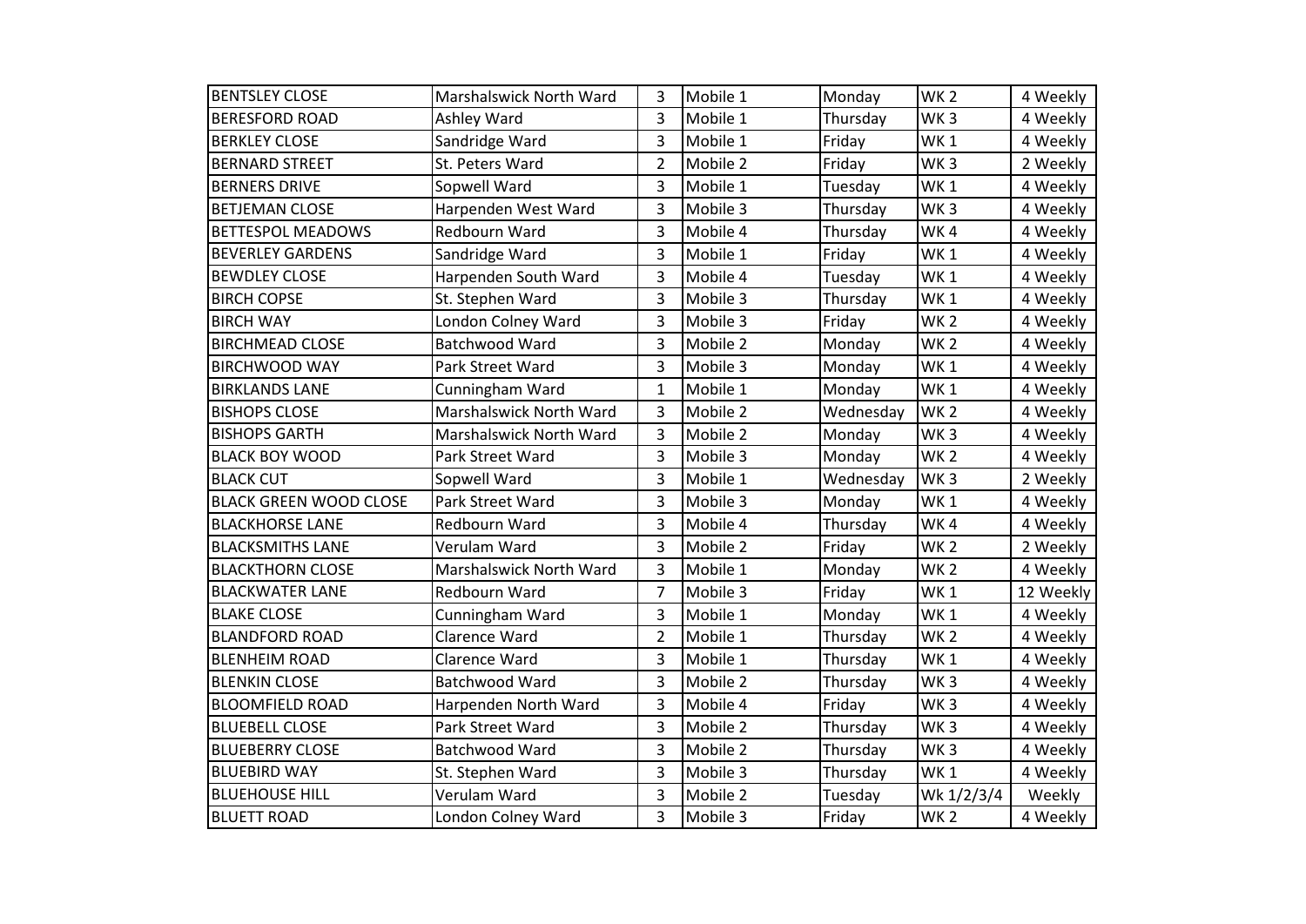| BENTSLEY CLOSE | Marshalswick North Ward | 3 | Mobile 1 | Monday | WK 2 | 4 Weekly |
|---|---|---|---|---|---|---|
| BERESFORD ROAD | Ashley Ward | 3 | Mobile 1 | Thursday | WK 3 | 4 Weekly |
| BERKLEY CLOSE | Sandridge Ward | 3 | Mobile 1 | Friday | WK 1 | 4 Weekly |
| BERNARD STREET | St. Peters Ward | 2 | Mobile 2 | Friday | WK 3 | 2 Weekly |
| BERNERS DRIVE | Sopwell Ward | 3 | Mobile 1 | Tuesday | WK 1 | 4 Weekly |
| BETJEMAN CLOSE | Harpenden West Ward | 3 | Mobile 3 | Thursday | WK 3 | 4 Weekly |
| BETTESPOL MEADOWS | Redbourn Ward | 3 | Mobile 4 | Thursday | WK 4 | 4 Weekly |
| BEVERLEY GARDENS | Sandridge Ward | 3 | Mobile 1 | Friday | WK 1 | 4 Weekly |
| BEWDLEY CLOSE | Harpenden South Ward | 3 | Mobile 4 | Tuesday | WK 1 | 4 Weekly |
| BIRCH COPSE | St. Stephen Ward | 3 | Mobile 3 | Thursday | WK 1 | 4 Weekly |
| BIRCH WAY | London Colney Ward | 3 | Mobile 3 | Friday | WK 2 | 4 Weekly |
| BIRCHMEAD CLOSE | Batchwood Ward | 3 | Mobile 2 | Monday | WK 2 | 4 Weekly |
| BIRCHWOOD WAY | Park Street Ward | 3 | Mobile 3 | Monday | WK 1 | 4 Weekly |
| BIRKLANDS LANE | Cunningham Ward | 1 | Mobile 1 | Monday | WK 1 | 4 Weekly |
| BISHOPS CLOSE | Marshalswick North Ward | 3 | Mobile 2 | Wednesday | WK 2 | 4 Weekly |
| BISHOPS GARTH | Marshalswick North Ward | 3 | Mobile 2 | Monday | WK 3 | 4 Weekly |
| BLACK BOY WOOD | Park Street Ward | 3 | Mobile 3 | Monday | WK 2 | 4 Weekly |
| BLACK CUT | Sopwell Ward | 3 | Mobile 1 | Wednesday | WK 3 | 2 Weekly |
| BLACK GREEN WOOD CLOSE | Park Street Ward | 3 | Mobile 3 | Monday | WK 1 | 4 Weekly |
| BLACKHORSE LANE | Redbourn Ward | 3 | Mobile 4 | Thursday | WK 4 | 4 Weekly |
| BLACKSMITHS LANE | Verulam Ward | 3 | Mobile 2 | Friday | WK 2 | 2 Weekly |
| BLACKTHORN CLOSE | Marshalswick North Ward | 3 | Mobile 1 | Monday | WK 2 | 4 Weekly |
| BLACKWATER LANE | Redbourn Ward | 7 | Mobile 3 | Friday | WK 1 | 12 Weekly |
| BLAKE CLOSE | Cunningham Ward | 3 | Mobile 1 | Monday | WK 1 | 4 Weekly |
| BLANDFORD ROAD | Clarence Ward | 2 | Mobile 1 | Thursday | WK 2 | 4 Weekly |
| BLENHEIM ROAD | Clarence Ward | 3 | Mobile 1 | Thursday | WK 1 | 4 Weekly |
| BLENKIN CLOSE | Batchwood Ward | 3 | Mobile 2 | Thursday | WK 3 | 4 Weekly |
| BLOOMFIELD ROAD | Harpenden North Ward | 3 | Mobile 4 | Friday | WK 3 | 4 Weekly |
| BLUEBELL CLOSE | Park Street Ward | 3 | Mobile 2 | Thursday | WK 3 | 4 Weekly |
| BLUEBERRY CLOSE | Batchwood Ward | 3 | Mobile 2 | Thursday | WK 3 | 4 Weekly |
| BLUEBIRD WAY | St. Stephen Ward | 3 | Mobile 3 | Thursday | WK 1 | 4 Weekly |
| BLUEHOUSE HILL | Verulam Ward | 3 | Mobile 2 | Tuesday | Wk 1/2/3/4 | Weekly |
| BLUETT ROAD | London Colney Ward | 3 | Mobile 3 | Friday | WK 2 | 4 Weekly |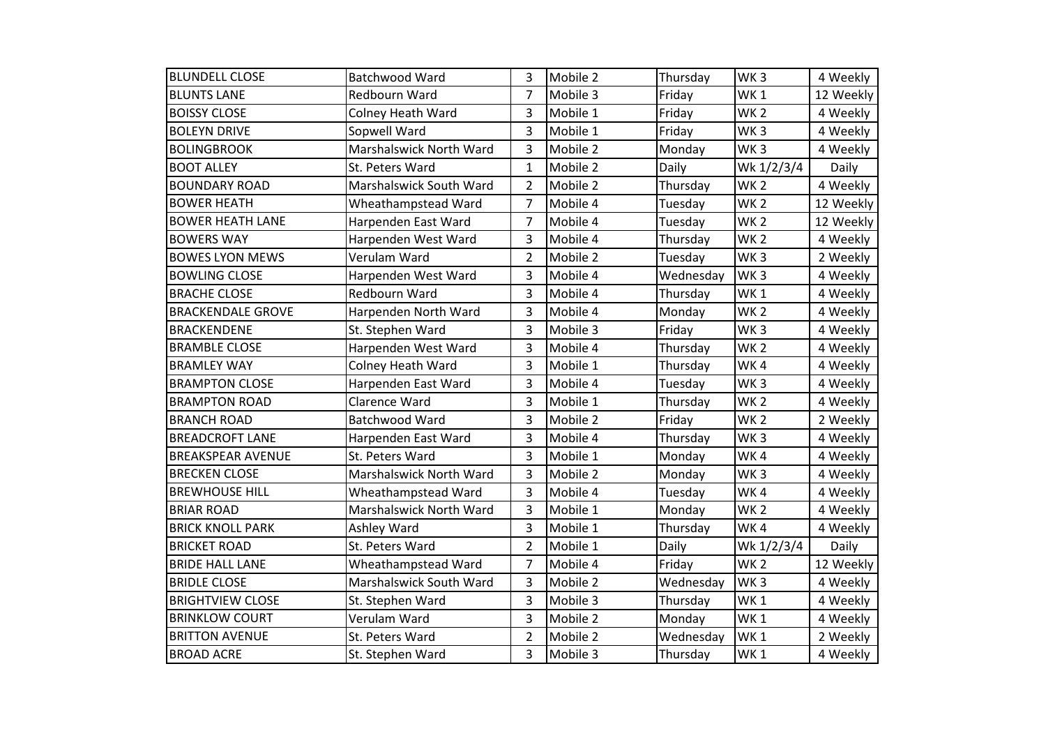| BLUNDELL CLOSE | Batchwood Ward | 3 | Mobile 2 | Thursday | WK 3 | 4 Weekly |
|---|---|---|---|---|---|---|
| BLUNTS LANE | Redbourn Ward | 7 | Mobile 3 | Friday | WK 1 | 12 Weekly |
| BOISSY CLOSE | Colney Heath Ward | 3 | Mobile 1 | Friday | WK 2 | 4 Weekly |
| BOLEYN DRIVE | Sopwell Ward | 3 | Mobile 1 | Friday | WK 3 | 4 Weekly |
| BOLINGBROOK | Marshalswick North Ward | 3 | Mobile 2 | Monday | WK 3 | 4 Weekly |
| BOOT ALLEY | St. Peters Ward | 1 | Mobile 2 | Daily | Wk 1/2/3/4 | Daily |
| BOUNDARY ROAD | Marshalswick South Ward | 2 | Mobile 2 | Thursday | WK 2 | 4 Weekly |
| BOWER HEATH | Wheathampstead Ward | 7 | Mobile 4 | Tuesday | WK 2 | 12 Weekly |
| BOWER HEATH LANE | Harpenden East Ward | 7 | Mobile 4 | Tuesday | WK 2 | 12 Weekly |
| BOWERS WAY | Harpenden West Ward | 3 | Mobile 4 | Thursday | WK 2 | 4 Weekly |
| BOWES LYON MEWS | Verulam Ward | 2 | Mobile 2 | Tuesday | WK 3 | 2 Weekly |
| BOWLING CLOSE | Harpenden West Ward | 3 | Mobile 4 | Wednesday | WK 3 | 4 Weekly |
| BRACHE CLOSE | Redbourn Ward | 3 | Mobile 4 | Thursday | WK 1 | 4 Weekly |
| BRACKENDALE GROVE | Harpenden North Ward | 3 | Mobile 4 | Monday | WK 2 | 4 Weekly |
| BRACKENDENE | St. Stephen Ward | 3 | Mobile 3 | Friday | WK 3 | 4 Weekly |
| BRAMBLE CLOSE | Harpenden West Ward | 3 | Mobile 4 | Thursday | WK 2 | 4 Weekly |
| BRAMLEY WAY | Colney Heath Ward | 3 | Mobile 1 | Thursday | WK 4 | 4 Weekly |
| BRAMPTON CLOSE | Harpenden East Ward | 3 | Mobile 4 | Tuesday | WK 3 | 4 Weekly |
| BRAMPTON ROAD | Clarence Ward | 3 | Mobile 1 | Thursday | WK 2 | 4 Weekly |
| BRANCH ROAD | Batchwood Ward | 3 | Mobile 2 | Friday | WK 2 | 2 Weekly |
| BREADCROFT LANE | Harpenden East Ward | 3 | Mobile 4 | Thursday | WK 3 | 4 Weekly |
| BREAKSPEAR AVENUE | St. Peters Ward | 3 | Mobile 1 | Monday | WK 4 | 4 Weekly |
| BRECKEN CLOSE | Marshalswick North Ward | 3 | Mobile 2 | Monday | WK 3 | 4 Weekly |
| BREWHOUSE HILL | Wheathampstead Ward | 3 | Mobile 4 | Tuesday | WK 4 | 4 Weekly |
| BRIAR ROAD | Marshalswick North Ward | 3 | Mobile 1 | Monday | WK 2 | 4 Weekly |
| BRICK KNOLL PARK | Ashley Ward | 3 | Mobile 1 | Thursday | WK 4 | 4 Weekly |
| BRICKET ROAD | St. Peters Ward | 2 | Mobile 1 | Daily | Wk 1/2/3/4 | Daily |
| BRIDE HALL LANE | Wheathampstead Ward | 7 | Mobile 4 | Friday | WK 2 | 12 Weekly |
| BRIDLE CLOSE | Marshalswick South Ward | 3 | Mobile 2 | Wednesday | WK 3 | 4 Weekly |
| BRIGHTVIEW CLOSE | St. Stephen Ward | 3 | Mobile 3 | Thursday | WK 1 | 4 Weekly |
| BRINKLOW COURT | Verulam Ward | 3 | Mobile 2 | Monday | WK 1 | 4 Weekly |
| BRITTON AVENUE | St. Peters Ward | 2 | Mobile 2 | Wednesday | WK 1 | 2 Weekly |
| BROAD ACRE | St. Stephen Ward | 3 | Mobile 3 | Thursday | WK 1 | 4 Weekly |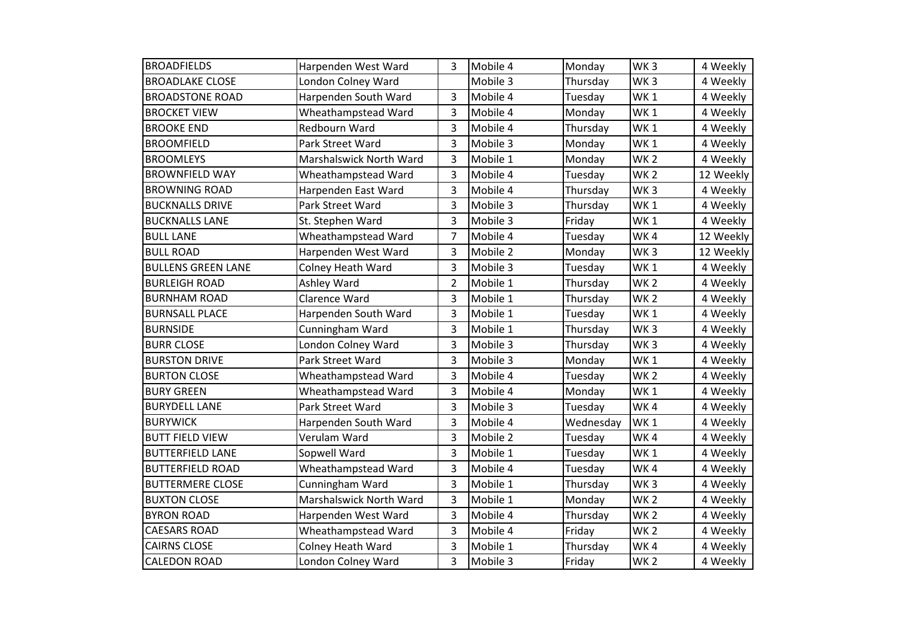| BROADFIELDS | Harpenden West Ward | 3 | Mobile 4 | Monday | WK 3 | 4 Weekly |
|---|---|---|---|---|---|---|
| BROADLAKE CLOSE | London Colney Ward | | Mobile 3 | Thursday | WK 3 | 4 Weekly |
| BROADSTONE ROAD | Harpenden South Ward | 3 | Mobile 4 | Tuesday | WK 1 | 4 Weekly |
| BROCKET VIEW | Wheathampstead Ward | 3 | Mobile 4 | Monday | WK 1 | 4 Weekly |
| BROOKE END | Redbourn Ward | 3 | Mobile 4 | Thursday | WK 1 | 4 Weekly |
| BROOMFIELD | Park Street Ward | 3 | Mobile 3 | Monday | WK 1 | 4 Weekly |
| BROOMLEYS | Marshalswick North Ward | 3 | Mobile 1 | Monday | WK 2 | 4 Weekly |
| BROWNFIELD WAY | Wheathampstead Ward | 3 | Mobile 4 | Tuesday | WK 2 | 12 Weekly |
| BROWNING ROAD | Harpenden East Ward | 3 | Mobile 4 | Thursday | WK 3 | 4 Weekly |
| BUCKNALLS DRIVE | Park Street Ward | 3 | Mobile 3 | Thursday | WK 1 | 4 Weekly |
| BUCKNALLS LANE | St. Stephen Ward | 3 | Mobile 3 | Friday | WK 1 | 4 Weekly |
| BULL LANE | Wheathampstead Ward | 7 | Mobile 4 | Tuesday | WK 4 | 12 Weekly |
| BULL ROAD | Harpenden West Ward | 3 | Mobile 2 | Monday | WK 3 | 12 Weekly |
| BULLENS GREEN LANE | Colney Heath Ward | 3 | Mobile 3 | Tuesday | WK 1 | 4 Weekly |
| BURLEIGH ROAD | Ashley Ward | 2 | Mobile 1 | Thursday | WK 2 | 4 Weekly |
| BURNHAM ROAD | Clarence Ward | 3 | Mobile 1 | Thursday | WK 2 | 4 Weekly |
| BURNSALL PLACE | Harpenden South Ward | 3 | Mobile 1 | Tuesday | WK 1 | 4 Weekly |
| BURNSIDE | Cunningham Ward | 3 | Mobile 1 | Thursday | WK 3 | 4 Weekly |
| BURR CLOSE | London Colney Ward | 3 | Mobile 3 | Thursday | WK 3 | 4 Weekly |
| BURSTON DRIVE | Park Street Ward | 3 | Mobile 3 | Monday | WK 1 | 4 Weekly |
| BURTON CLOSE | Wheathampstead Ward | 3 | Mobile 4 | Tuesday | WK 2 | 4 Weekly |
| BURY GREEN | Wheathampstead Ward | 3 | Mobile 4 | Monday | WK 1 | 4 Weekly |
| BURYDELL LANE | Park Street Ward | 3 | Mobile 3 | Tuesday | WK 4 | 4 Weekly |
| BURYWICK | Harpenden South Ward | 3 | Mobile 4 | Wednesday | WK 1 | 4 Weekly |
| BUTT FIELD VIEW | Verulam Ward | 3 | Mobile 2 | Tuesday | WK 4 | 4 Weekly |
| BUTTERFIELD LANE | Sopwell Ward | 3 | Mobile 1 | Tuesday | WK 1 | 4 Weekly |
| BUTTERFIELD ROAD | Wheathampstead Ward | 3 | Mobile 4 | Tuesday | WK 4 | 4 Weekly |
| BUTTERMERE CLOSE | Cunningham Ward | 3 | Mobile 1 | Thursday | WK 3 | 4 Weekly |
| BUXTON CLOSE | Marshalswick North Ward | 3 | Mobile 1 | Monday | WK 2 | 4 Weekly |
| BYRON ROAD | Harpenden West Ward | 3 | Mobile 4 | Thursday | WK 2 | 4 Weekly |
| CAESARS ROAD | Wheathampstead Ward | 3 | Mobile 4 | Friday | WK 2 | 4 Weekly |
| CAIRNS CLOSE | Colney Heath Ward | 3 | Mobile 1 | Thursday | WK 4 | 4 Weekly |
| CALEDON ROAD | London Colney Ward | 3 | Mobile 3 | Friday | WK 2 | 4 Weekly |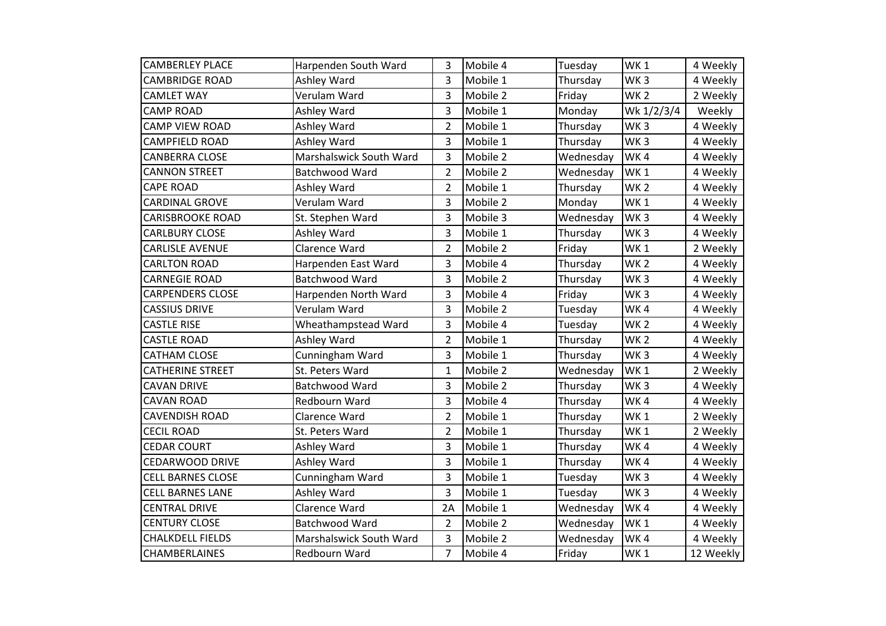| CAMBERLEY PLACE | Harpenden South Ward | 3 | Mobile 4 | Tuesday | WK 1 | 4 Weekly |
|---|---|---|---|---|---|---|
| CAMBRIDGE ROAD | Ashley Ward | 3 | Mobile 1 | Thursday | WK 3 | 4 Weekly |
| CAMLET WAY | Verulam Ward | 3 | Mobile 2 | Friday | WK 2 | 2 Weekly |
| CAMP ROAD | Ashley Ward | 3 | Mobile 1 | Monday | Wk 1/2/3/4 | Weekly |
| CAMP VIEW ROAD | Ashley Ward | 2 | Mobile 1 | Thursday | WK 3 | 4 Weekly |
| CAMPFIELD ROAD | Ashley Ward | 3 | Mobile 1 | Thursday | WK 3 | 4 Weekly |
| CANBERRA CLOSE | Marshalswick South Ward | 3 | Mobile 2 | Wednesday | WK 4 | 4 Weekly |
| CANNON STREET | Batchwood Ward | 2 | Mobile 2 | Wednesday | WK 1 | 4 Weekly |
| CAPE ROAD | Ashley Ward | 2 | Mobile 1 | Thursday | WK 2 | 4 Weekly |
| CARDINAL GROVE | Verulam Ward | 3 | Mobile 2 | Monday | WK 1 | 4 Weekly |
| CARISBROOKE ROAD | St. Stephen Ward | 3 | Mobile 3 | Wednesday | WK 3 | 4 Weekly |
| CARLBURY CLOSE | Ashley Ward | 3 | Mobile 1 | Thursday | WK 3 | 4 Weekly |
| CARLISLE AVENUE | Clarence Ward | 2 | Mobile 2 | Friday | WK 1 | 2 Weekly |
| CARLTON ROAD | Harpenden East Ward | 3 | Mobile 4 | Thursday | WK 2 | 4 Weekly |
| CARNEGIE ROAD | Batchwood Ward | 3 | Mobile 2 | Thursday | WK 3 | 4 Weekly |
| CARPENDERS CLOSE | Harpenden North Ward | 3 | Mobile 4 | Friday | WK 3 | 4 Weekly |
| CASSIUS DRIVE | Verulam Ward | 3 | Mobile 2 | Tuesday | WK 4 | 4 Weekly |
| CASTLE RISE | Wheathampstead Ward | 3 | Mobile 4 | Tuesday | WK 2 | 4 Weekly |
| CASTLE ROAD | Ashley Ward | 2 | Mobile 1 | Thursday | WK 2 | 4 Weekly |
| CATHAM CLOSE | Cunningham Ward | 3 | Mobile 1 | Thursday | WK 3 | 4 Weekly |
| CATHERINE STREET | St. Peters Ward | 1 | Mobile 2 | Wednesday | WK 1 | 2 Weekly |
| CAVAN DRIVE | Batchwood Ward | 3 | Mobile 2 | Thursday | WK 3 | 4 Weekly |
| CAVAN ROAD | Redbourn Ward | 3 | Mobile 4 | Thursday | WK 4 | 4 Weekly |
| CAVENDISH ROAD | Clarence Ward | 2 | Mobile 1 | Thursday | WK 1 | 2 Weekly |
| CECIL ROAD | St. Peters Ward | 2 | Mobile 1 | Thursday | WK 1 | 2 Weekly |
| CEDAR COURT | Ashley Ward | 3 | Mobile 1 | Thursday | WK 4 | 4 Weekly |
| CEDARWOOD DRIVE | Ashley Ward | 3 | Mobile 1 | Thursday | WK 4 | 4 Weekly |
| CELL BARNES CLOSE | Cunningham Ward | 3 | Mobile 1 | Tuesday | WK 3 | 4 Weekly |
| CELL BARNES LANE | Ashley Ward | 3 | Mobile 1 | Tuesday | WK 3 | 4 Weekly |
| CENTRAL DRIVE | Clarence Ward | 2A | Mobile 1 | Wednesday | WK 4 | 4 Weekly |
| CENTURY CLOSE | Batchwood Ward | 2 | Mobile 2 | Wednesday | WK 1 | 4 Weekly |
| CHALKDELL FIELDS | Marshalswick South Ward | 3 | Mobile 2 | Wednesday | WK 4 | 4 Weekly |
| CHAMBERLAINES | Redbourn Ward | 7 | Mobile 4 | Friday | WK 1 | 12 Weekly |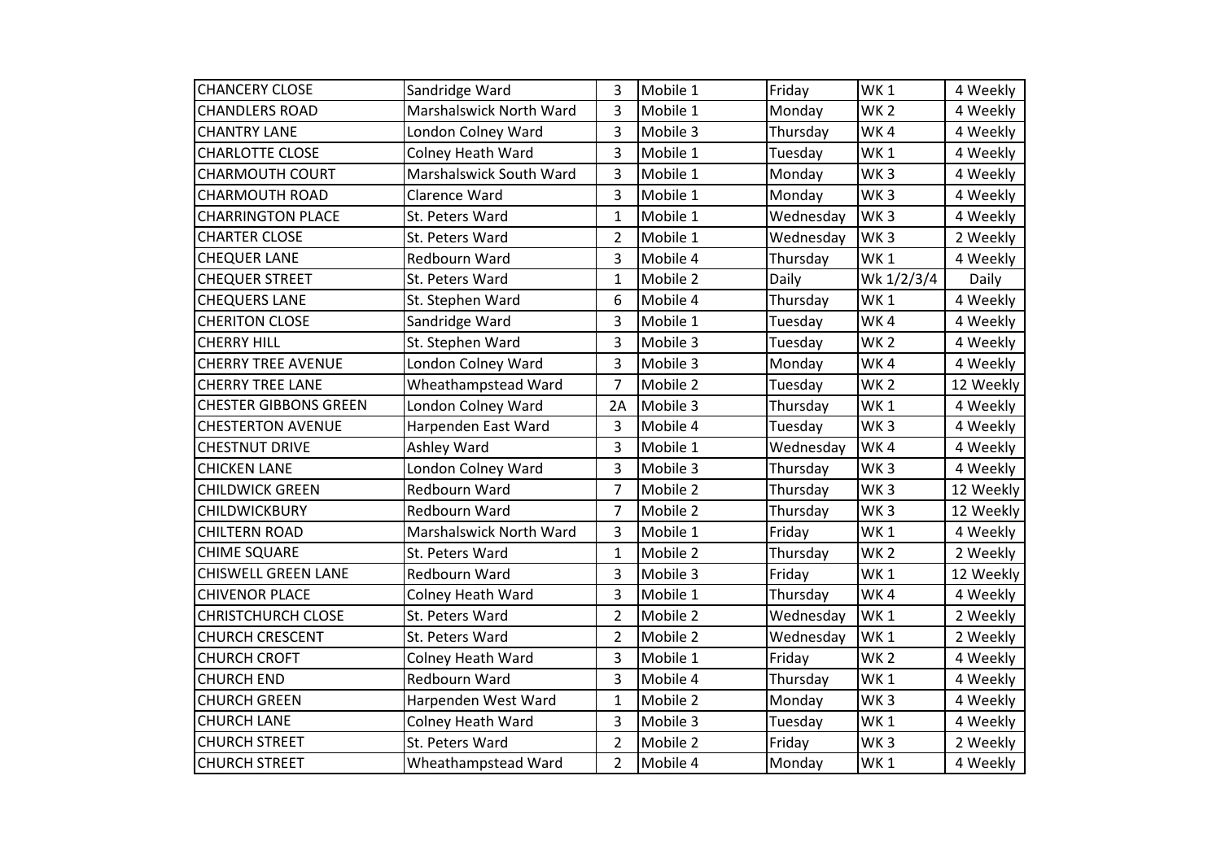| CHANCERY CLOSE | Sandridge Ward | 3 | Mobile 1 | Friday | WK 1 | 4 Weekly |
|---|---|---|---|---|---|---|
| CHANDLERS ROAD | Marshalswick North Ward | 3 | Mobile 1 | Monday | WK 2 | 4 Weekly |
| CHANTRY LANE | London Colney Ward | 3 | Mobile 3 | Thursday | WK 4 | 4 Weekly |
| CHARLOTTE CLOSE | Colney Heath Ward | 3 | Mobile 1 | Tuesday | WK 1 | 4 Weekly |
| CHARMOUTH COURT | Marshalswick South Ward | 3 | Mobile 1 | Monday | WK 3 | 4 Weekly |
| CHARMOUTH ROAD | Clarence Ward | 3 | Mobile 1 | Monday | WK 3 | 4 Weekly |
| CHARRINGTON PLACE | St. Peters Ward | 1 | Mobile 1 | Wednesday | WK 3 | 4 Weekly |
| CHARTER CLOSE | St. Peters Ward | 2 | Mobile 1 | Wednesday | WK 3 | 2 Weekly |
| CHEQUER LANE | Redbourn Ward | 3 | Mobile 4 | Thursday | WK 1 | 4 Weekly |
| CHEQUER STREET | St. Peters Ward | 1 | Mobile 2 | Daily | Wk 1/2/3/4 | Daily |
| CHEQUERS LANE | St. Stephen Ward | 6 | Mobile 4 | Thursday | WK 1 | 4 Weekly |
| CHERITON CLOSE | Sandridge Ward | 3 | Mobile 1 | Tuesday | WK 4 | 4 Weekly |
| CHERRY HILL | St. Stephen Ward | 3 | Mobile 3 | Tuesday | WK 2 | 4 Weekly |
| CHERRY TREE AVENUE | London Colney Ward | 3 | Mobile 3 | Monday | WK 4 | 4 Weekly |
| CHERRY TREE LANE | Wheathampstead Ward | 7 | Mobile 2 | Tuesday | WK 2 | 12 Weekly |
| CHESTER GIBBONS GREEN | London Colney Ward | 2A | Mobile 3 | Thursday | WK 1 | 4 Weekly |
| CHESTERTON AVENUE | Harpenden East Ward | 3 | Mobile 4 | Tuesday | WK 3 | 4 Weekly |
| CHESTNUT DRIVE | Ashley Ward | 3 | Mobile 1 | Wednesday | WK 4 | 4 Weekly |
| CHICKEN LANE | London Colney Ward | 3 | Mobile 3 | Thursday | WK 3 | 4 Weekly |
| CHILDWICK GREEN | Redbourn Ward | 7 | Mobile 2 | Thursday | WK 3 | 12 Weekly |
| CHILDWICKBURY | Redbourn Ward | 7 | Mobile 2 | Thursday | WK 3 | 12 Weekly |
| CHILTERN ROAD | Marshalswick North Ward | 3 | Mobile 1 | Friday | WK 1 | 4 Weekly |
| CHIME SQUARE | St. Peters Ward | 1 | Mobile 2 | Thursday | WK 2 | 2 Weekly |
| CHISWELL GREEN LANE | Redbourn Ward | 3 | Mobile 3 | Friday | WK 1 | 12 Weekly |
| CHIVENOR PLACE | Colney Heath Ward | 3 | Mobile 1 | Thursday | WK 4 | 4 Weekly |
| CHRISTCHURCH CLOSE | St. Peters Ward | 2 | Mobile 2 | Wednesday | WK 1 | 2 Weekly |
| CHURCH CRESCENT | St. Peters Ward | 2 | Mobile 2 | Wednesday | WK 1 | 2 Weekly |
| CHURCH CROFT | Colney Heath Ward | 3 | Mobile 1 | Friday | WK 2 | 4 Weekly |
| CHURCH END | Redbourn Ward | 3 | Mobile 4 | Thursday | WK 1 | 4 Weekly |
| CHURCH GREEN | Harpenden West Ward | 1 | Mobile 2 | Monday | WK 3 | 4 Weekly |
| CHURCH LANE | Colney Heath Ward | 3 | Mobile 3 | Tuesday | WK 1 | 4 Weekly |
| CHURCH STREET | St. Peters Ward | 2 | Mobile 2 | Friday | WK 3 | 2 Weekly |
| CHURCH STREET | Wheathampstead Ward | 2 | Mobile 4 | Monday | WK 1 | 4 Weekly |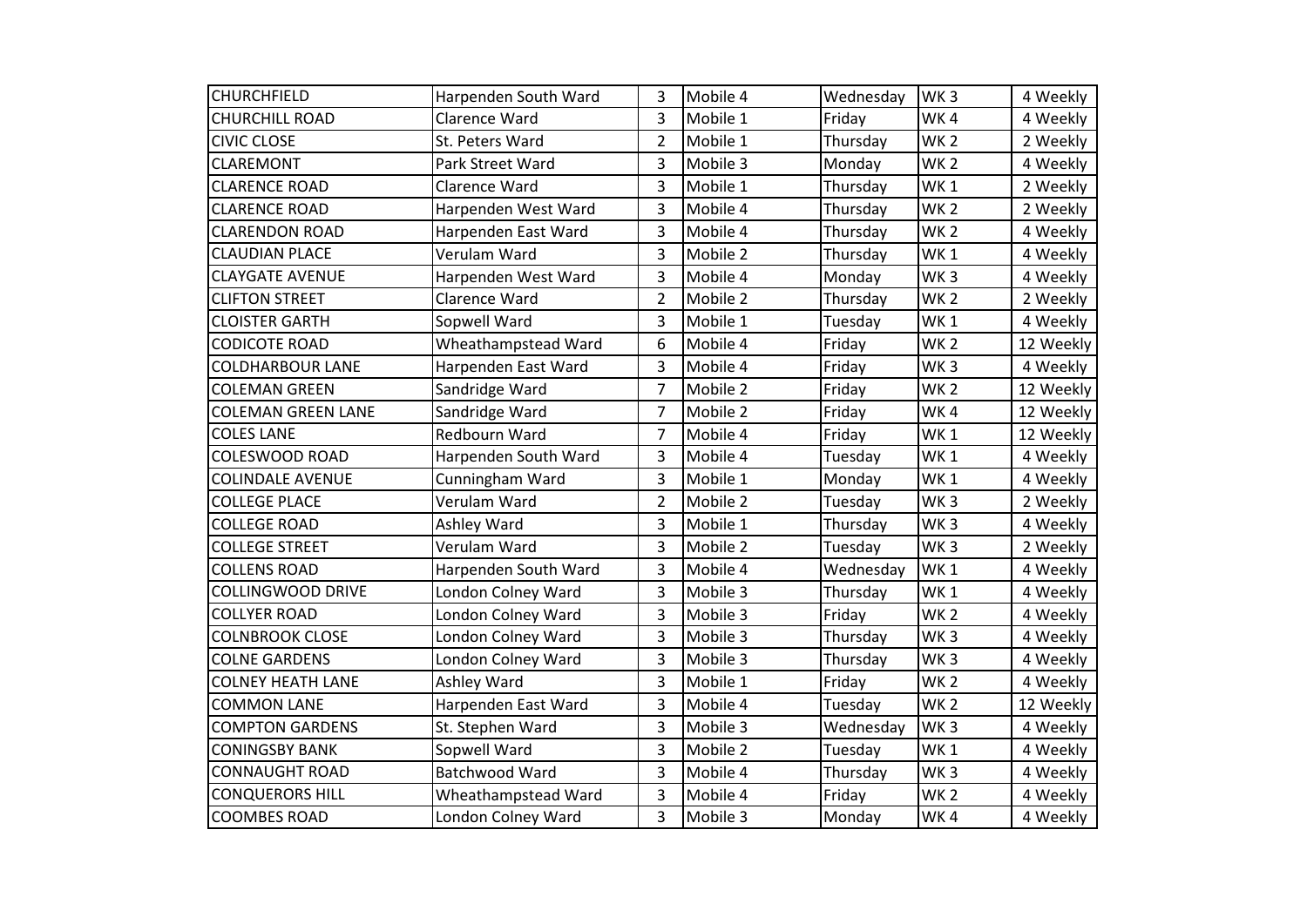| CHURCHFIELD | Harpenden South Ward | 3 | Mobile 4 | Wednesday | WK 3 | 4 Weekly |
|---|---|---|---|---|---|---|
| CHURCHILL ROAD | Clarence Ward | 3 | Mobile 1 | Friday | WK 4 | 4 Weekly |
| CIVIC CLOSE | St. Peters Ward | 2 | Mobile 1 | Thursday | WK 2 | 2 Weekly |
| CLAREMONT | Park Street Ward | 3 | Mobile 3 | Monday | WK 2 | 4 Weekly |
| CLARENCE ROAD | Clarence Ward | 3 | Mobile 1 | Thursday | WK 1 | 2 Weekly |
| CLARENCE ROAD | Harpenden West Ward | 3 | Mobile 4 | Thursday | WK 2 | 2 Weekly |
| CLARENDON ROAD | Harpenden East Ward | 3 | Mobile 4 | Thursday | WK 2 | 4 Weekly |
| CLAUDIAN PLACE | Verulam Ward | 3 | Mobile 2 | Thursday | WK 1 | 4 Weekly |
| CLAYGATE AVENUE | Harpenden West Ward | 3 | Mobile 4 | Monday | WK 3 | 4 Weekly |
| CLIFTON STREET | Clarence Ward | 2 | Mobile 2 | Thursday | WK 2 | 2 Weekly |
| CLOISTER GARTH | Sopwell Ward | 3 | Mobile 1 | Tuesday | WK 1 | 4 Weekly |
| CODICOTE ROAD | Wheathampstead Ward | 6 | Mobile 4 | Friday | WK 2 | 12 Weekly |
| COLDHARBOUR LANE | Harpenden East Ward | 3 | Mobile 4 | Friday | WK 3 | 4 Weekly |
| COLEMAN GREEN | Sandridge Ward | 7 | Mobile 2 | Friday | WK 2 | 12 Weekly |
| COLEMAN GREEN LANE | Sandridge Ward | 7 | Mobile 2 | Friday | WK 4 | 12 Weekly |
| COLES LANE | Redbourn Ward | 7 | Mobile 4 | Friday | WK 1 | 12 Weekly |
| COLESWOOD ROAD | Harpenden South Ward | 3 | Mobile 4 | Tuesday | WK 1 | 4 Weekly |
| COLINDALE AVENUE | Cunningham Ward | 3 | Mobile 1 | Monday | WK 1 | 4 Weekly |
| COLLEGE PLACE | Verulam Ward | 2 | Mobile 2 | Tuesday | WK 3 | 2 Weekly |
| COLLEGE ROAD | Ashley Ward | 3 | Mobile 1 | Thursday | WK 3 | 4 Weekly |
| COLLEGE STREET | Verulam Ward | 3 | Mobile 2 | Tuesday | WK 3 | 2 Weekly |
| COLLENS ROAD | Harpenden South Ward | 3 | Mobile 4 | Wednesday | WK 1 | 4 Weekly |
| COLLINGWOOD DRIVE | London Colney Ward | 3 | Mobile 3 | Thursday | WK 1 | 4 Weekly |
| COLLYER ROAD | London Colney Ward | 3 | Mobile 3 | Friday | WK 2 | 4 Weekly |
| COLNBROOK CLOSE | London Colney Ward | 3 | Mobile 3 | Thursday | WK 3 | 4 Weekly |
| COLNE GARDENS | London Colney Ward | 3 | Mobile 3 | Thursday | WK 3 | 4 Weekly |
| COLNEY HEATH LANE | Ashley Ward | 3 | Mobile 1 | Friday | WK 2 | 4 Weekly |
| COMMON LANE | Harpenden East Ward | 3 | Mobile 4 | Tuesday | WK 2 | 12 Weekly |
| COMPTON GARDENS | St. Stephen Ward | 3 | Mobile 3 | Wednesday | WK 3 | 4 Weekly |
| CONINGSBY BANK | Sopwell Ward | 3 | Mobile 2 | Tuesday | WK 1 | 4 Weekly |
| CONNAUGHT ROAD | Batchwood Ward | 3 | Mobile 4 | Thursday | WK 3 | 4 Weekly |
| CONQUERORS HILL | Wheathampstead Ward | 3 | Mobile 4 | Friday | WK 2 | 4 Weekly |
| COOMBES ROAD | London Colney Ward | 3 | Mobile 3 | Monday | WK 4 | 4 Weekly |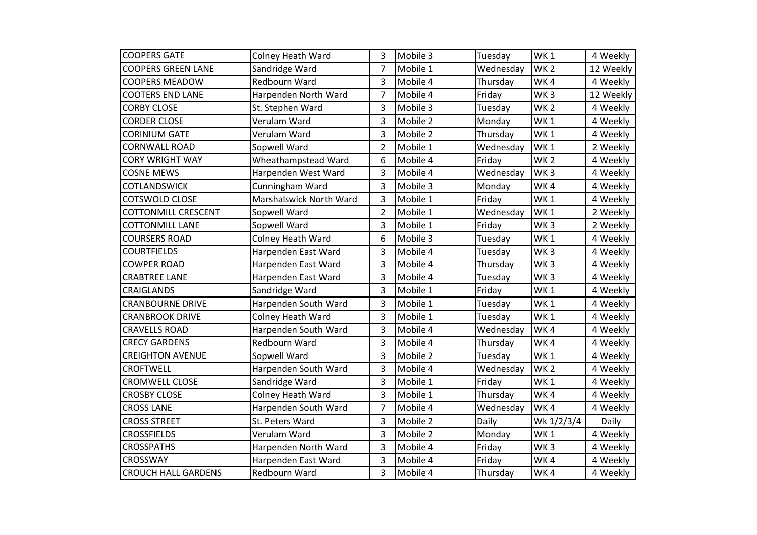| COOPERS GATE | Colney Heath Ward | 3 | Mobile 3 | Tuesday | WK 1 | 4 Weekly |
|---|---|---|---|---|---|---|
| COOPERS GREEN LANE | Sandridge Ward | 7 | Mobile 1 | Wednesday | WK 2 | 12 Weekly |
| COOPERS MEADOW | Redbourn Ward | 3 | Mobile 4 | Thursday | WK 4 | 4 Weekly |
| COOTERS END LANE | Harpenden North Ward | 7 | Mobile 4 | Friday | WK 3 | 12 Weekly |
| CORBY CLOSE | St. Stephen Ward | 3 | Mobile 3 | Tuesday | WK 2 | 4 Weekly |
| CORDER CLOSE | Verulam Ward | 3 | Mobile 2 | Monday | WK 1 | 4 Weekly |
| CORINIUM GATE | Verulam Ward | 3 | Mobile 2 | Thursday | WK 1 | 4 Weekly |
| CORNWALL ROAD | Sopwell Ward | 2 | Mobile 1 | Wednesday | WK 1 | 2 Weekly |
| CORY WRIGHT WAY | Wheathampstead Ward | 6 | Mobile 4 | Friday | WK 2 | 4 Weekly |
| COSNE MEWS | Harpenden West Ward | 3 | Mobile 4 | Wednesday | WK 3 | 4 Weekly |
| COTLANDSWICK | Cunningham Ward | 3 | Mobile 3 | Monday | WK 4 | 4 Weekly |
| COTSWOLD CLOSE | Marshalswick North Ward | 3 | Mobile 1 | Friday | WK 1 | 4 Weekly |
| COTTONMILL CRESCENT | Sopwell Ward | 2 | Mobile 1 | Wednesday | WK 1 | 2 Weekly |
| COTTONMILL LANE | Sopwell Ward | 3 | Mobile 1 | Friday | WK 3 | 2 Weekly |
| COURSERS ROAD | Colney Heath Ward | 6 | Mobile 3 | Tuesday | WK 1 | 4 Weekly |
| COURTFIELDS | Harpenden East Ward | 3 | Mobile 4 | Tuesday | WK 3 | 4 Weekly |
| COWPER ROAD | Harpenden East Ward | 3 | Mobile 4 | Thursday | WK 3 | 4 Weekly |
| CRABTREE LANE | Harpenden East Ward | 3 | Mobile 4 | Tuesday | WK 3 | 4 Weekly |
| CRAIGLANDS | Sandridge Ward | 3 | Mobile 1 | Friday | WK 1 | 4 Weekly |
| CRANBOURNE DRIVE | Harpenden South Ward | 3 | Mobile 1 | Tuesday | WK 1 | 4 Weekly |
| CRANBROOK DRIVE | Colney Heath Ward | 3 | Mobile 1 | Tuesday | WK 1 | 4 Weekly |
| CRAVELLS ROAD | Harpenden South Ward | 3 | Mobile 4 | Wednesday | WK 4 | 4 Weekly |
| CRECY GARDENS | Redbourn Ward | 3 | Mobile 4 | Thursday | WK 4 | 4 Weekly |
| CREIGHTON AVENUE | Sopwell Ward | 3 | Mobile 2 | Tuesday | WK 1 | 4 Weekly |
| CROFTWELL | Harpenden South Ward | 3 | Mobile 4 | Wednesday | WK 2 | 4 Weekly |
| CROMWELL CLOSE | Sandridge Ward | 3 | Mobile 1 | Friday | WK 1 | 4 Weekly |
| CROSBY CLOSE | Colney Heath Ward | 3 | Mobile 1 | Thursday | WK 4 | 4 Weekly |
| CROSS LANE | Harpenden South Ward | 7 | Mobile 4 | Wednesday | WK 4 | 4 Weekly |
| CROSS STREET | St. Peters Ward | 3 | Mobile 2 | Daily | Wk 1/2/3/4 | Daily |
| CROSSFIELDS | Verulam Ward | 3 | Mobile 2 | Monday | WK 1 | 4 Weekly |
| CROSSPATHS | Harpenden North Ward | 3 | Mobile 4 | Friday | WK 3 | 4 Weekly |
| CROSSWAY | Harpenden East Ward | 3 | Mobile 4 | Friday | WK 4 | 4 Weekly |
| CROUCH HALL GARDENS | Redbourn Ward | 3 | Mobile 4 | Thursday | WK 4 | 4 Weekly |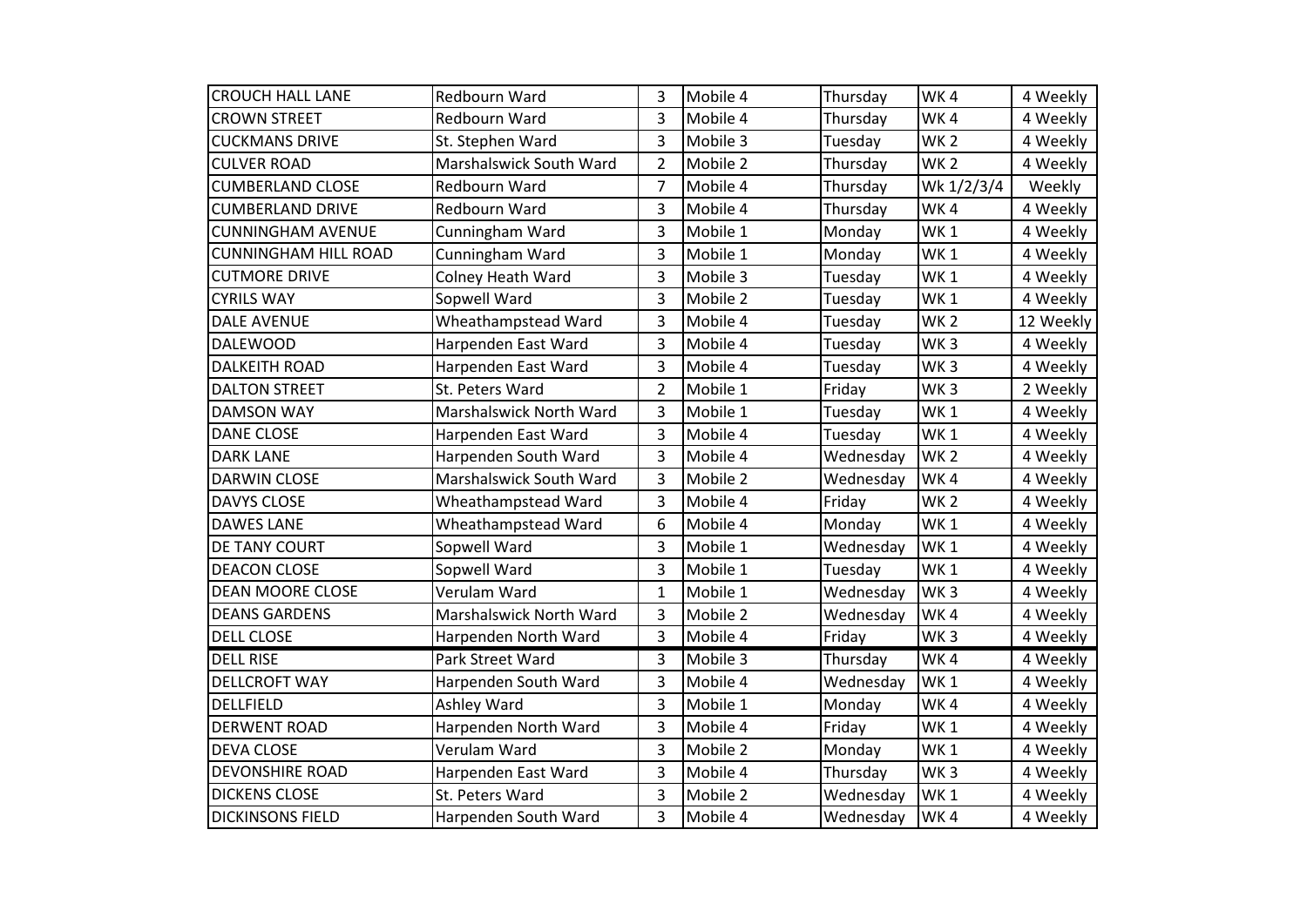| CROUCH HALL LANE | Redbourn Ward | 3 | Mobile 4 | Thursday | WK 4 | 4 Weekly |
|---|---|---|---|---|---|---|
| CROWN STREET | Redbourn Ward | 3 | Mobile 4 | Thursday | WK 4 | 4 Weekly |
| CUCKMANS DRIVE | St. Stephen Ward | 3 | Mobile 3 | Tuesday | WK 2 | 4 Weekly |
| CULVER ROAD | Marshalswick South Ward | 2 | Mobile 2 | Thursday | WK 2 | 4 Weekly |
| CUMBERLAND CLOSE | Redbourn Ward | 7 | Mobile 4 | Thursday | Wk 1/2/3/4 | Weekly |
| CUMBERLAND DRIVE | Redbourn Ward | 3 | Mobile 4 | Thursday | WK 4 | 4 Weekly |
| CUNNINGHAM AVENUE | Cunningham Ward | 3 | Mobile 1 | Monday | WK 1 | 4 Weekly |
| CUNNINGHAM HILL ROAD | Cunningham Ward | 3 | Mobile 1 | Monday | WK 1 | 4 Weekly |
| CUTMORE DRIVE | Colney Heath Ward | 3 | Mobile 3 | Tuesday | WK 1 | 4 Weekly |
| CYRILS WAY | Sopwell Ward | 3 | Mobile 2 | Tuesday | WK 1 | 4 Weekly |
| DALE AVENUE | Wheathampstead Ward | 3 | Mobile 4 | Tuesday | WK 2 | 12 Weekly |
| DALEWOOD | Harpenden East Ward | 3 | Mobile 4 | Tuesday | WK 3 | 4 Weekly |
| DALKEITH ROAD | Harpenden East Ward | 3 | Mobile 4 | Tuesday | WK 3 | 4 Weekly |
| DALTON STREET | St. Peters Ward | 2 | Mobile 1 | Friday | WK 3 | 2 Weekly |
| DAMSON WAY | Marshalswick North Ward | 3 | Mobile 1 | Tuesday | WK 1 | 4 Weekly |
| DANE CLOSE | Harpenden East Ward | 3 | Mobile 4 | Tuesday | WK 1 | 4 Weekly |
| DARK LANE | Harpenden South Ward | 3 | Mobile 4 | Wednesday | WK 2 | 4 Weekly |
| DARWIN CLOSE | Marshalswick South Ward | 3 | Mobile 2 | Wednesday | WK 4 | 4 Weekly |
| DAVYS CLOSE | Wheathampstead Ward | 3 | Mobile 4 | Friday | WK 2 | 4 Weekly |
| DAWES LANE | Wheathampstead Ward | 6 | Mobile 4 | Monday | WK 1 | 4 Weekly |
| DE TANY COURT | Sopwell Ward | 3 | Mobile 1 | Wednesday | WK 1 | 4 Weekly |
| DEACON CLOSE | Sopwell Ward | 3 | Mobile 1 | Tuesday | WK 1 | 4 Weekly |
| DEAN MOORE CLOSE | Verulam Ward | 1 | Mobile 1 | Wednesday | WK 3 | 4 Weekly |
| DEANS GARDENS | Marshalswick North Ward | 3 | Mobile 2 | Wednesday | WK 4 | 4 Weekly |
| DELL CLOSE | Harpenden North Ward | 3 | Mobile 4 | Friday | WK 3 | 4 Weekly |
| DELL RISE | Park Street Ward | 3 | Mobile 3 | Thursday | WK 4 | 4 Weekly |
| DELLCROFT WAY | Harpenden South Ward | 3 | Mobile 4 | Wednesday | WK 1 | 4 Weekly |
| DELLFIELD | Ashley Ward | 3 | Mobile 1 | Monday | WK 4 | 4 Weekly |
| DERWENT ROAD | Harpenden North Ward | 3 | Mobile 4 | Friday | WK 1 | 4 Weekly |
| DEVA CLOSE | Verulam Ward | 3 | Mobile 2 | Monday | WK 1 | 4 Weekly |
| DEVONSHIRE ROAD | Harpenden East Ward | 3 | Mobile 4 | Thursday | WK 3 | 4 Weekly |
| DICKENS CLOSE | St. Peters Ward | 3 | Mobile 2 | Wednesday | WK 1 | 4 Weekly |
| DICKINSONS FIELD | Harpenden South Ward | 3 | Mobile 4 | Wednesday | WK 4 | 4 Weekly |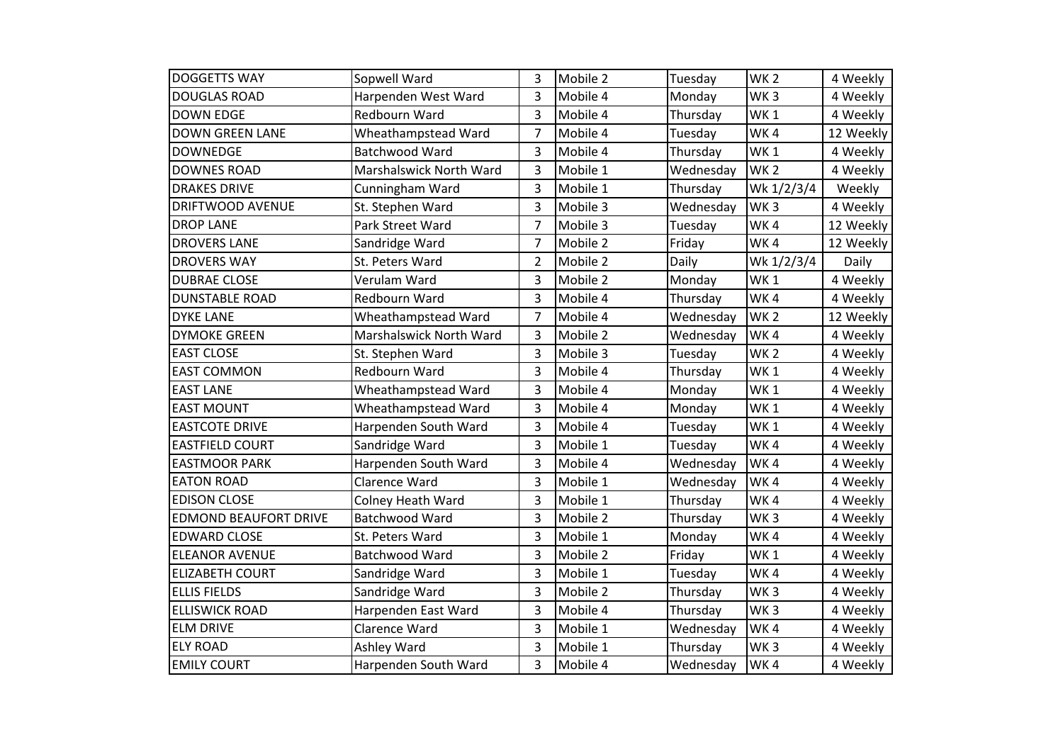| DOGGETTS WAY | Sopwell Ward | 3 | Mobile 2 | Tuesday | WK 2 | 4 Weekly |
|---|---|---|---|---|---|---|
| DOUGLAS ROAD | Harpenden West Ward | 3 | Mobile 4 | Monday | WK 3 | 4 Weekly |
| DOWN EDGE | Redbourn Ward | 3 | Mobile 4 | Thursday | WK 1 | 4 Weekly |
| DOWN GREEN LANE | Wheathampstead Ward | 7 | Mobile 4 | Tuesday | WK 4 | 12 Weekly |
| DOWNEDGE | Batchwood Ward | 3 | Mobile 4 | Thursday | WK 1 | 4 Weekly |
| DOWNES ROAD | Marshalswick North Ward | 3 | Mobile 1 | Wednesday | WK 2 | 4 Weekly |
| DRAKES DRIVE | Cunningham Ward | 3 | Mobile 1 | Thursday | Wk 1/2/3/4 | Weekly |
| DRIFTWOOD AVENUE | St. Stephen Ward | 3 | Mobile 3 | Wednesday | WK 3 | 4 Weekly |
| DROP LANE | Park Street Ward | 7 | Mobile 3 | Tuesday | WK 4 | 12 Weekly |
| DROVERS LANE | Sandridge Ward | 7 | Mobile 2 | Friday | WK 4 | 12 Weekly |
| DROVERS WAY | St. Peters Ward | 2 | Mobile 2 | Daily | Wk 1/2/3/4 | Daily |
| DUBRAE CLOSE | Verulam Ward | 3 | Mobile 2 | Monday | WK 1 | 4 Weekly |
| DUNSTABLE ROAD | Redbourn Ward | 3 | Mobile 4 | Thursday | WK 4 | 4 Weekly |
| DYKE LANE | Wheathampstead Ward | 7 | Mobile 4 | Wednesday | WK 2 | 12 Weekly |
| DYMOKE GREEN | Marshalswick North Ward | 3 | Mobile 2 | Wednesday | WK 4 | 4 Weekly |
| EAST CLOSE | St. Stephen Ward | 3 | Mobile 3 | Tuesday | WK 2 | 4 Weekly |
| EAST COMMON | Redbourn Ward | 3 | Mobile 4 | Thursday | WK 1 | 4 Weekly |
| EAST LANE | Wheathampstead Ward | 3 | Mobile 4 | Monday | WK 1 | 4 Weekly |
| EAST MOUNT | Wheathampstead Ward | 3 | Mobile 4 | Monday | WK 1 | 4 Weekly |
| EASTCOTE DRIVE | Harpenden South Ward | 3 | Mobile 4 | Tuesday | WK 1 | 4 Weekly |
| EASTFIELD COURT | Sandridge Ward | 3 | Mobile 1 | Tuesday | WK 4 | 4 Weekly |
| EASTMOOR PARK | Harpenden South Ward | 3 | Mobile 4 | Wednesday | WK 4 | 4 Weekly |
| EATON ROAD | Clarence Ward | 3 | Mobile 1 | Wednesday | WK 4 | 4 Weekly |
| EDISON CLOSE | Colney Heath Ward | 3 | Mobile 1 | Thursday | WK 4 | 4 Weekly |
| EDMOND BEAUFORT DRIVE | Batchwood Ward | 3 | Mobile 2 | Thursday | WK 3 | 4 Weekly |
| EDWARD CLOSE | St. Peters Ward | 3 | Mobile 1 | Monday | WK 4 | 4 Weekly |
| ELEANOR AVENUE | Batchwood Ward | 3 | Mobile 2 | Friday | WK 1 | 4 Weekly |
| ELIZABETH COURT | Sandridge Ward | 3 | Mobile 1 | Tuesday | WK 4 | 4 Weekly |
| ELLIS FIELDS | Sandridge Ward | 3 | Mobile 2 | Thursday | WK 3 | 4 Weekly |
| ELLISWICK ROAD | Harpenden East Ward | 3 | Mobile 4 | Thursday | WK 3 | 4 Weekly |
| ELM DRIVE | Clarence Ward | 3 | Mobile 1 | Wednesday | WK 4 | 4 Weekly |
| ELY ROAD | Ashley Ward | 3 | Mobile 1 | Thursday | WK 3 | 4 Weekly |
| EMILY COURT | Harpenden South Ward | 3 | Mobile 4 | Wednesday | WK 4 | 4 Weekly |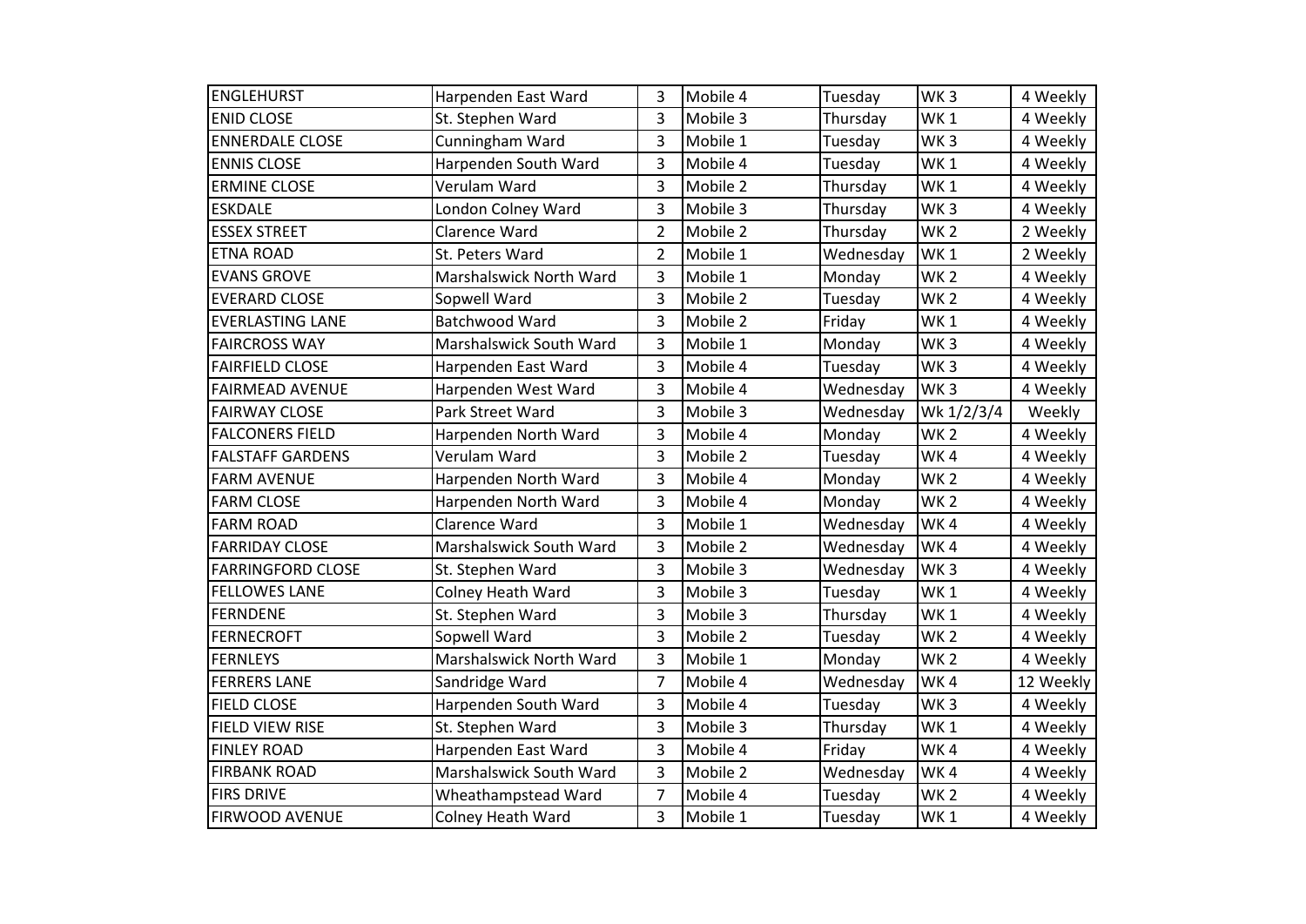| ENGLEHURST | Harpenden East Ward | 3 | Mobile 4 | Tuesday | WK 3 | 4 Weekly |
|---|---|---|---|---|---|---|
| ENID CLOSE | St. Stephen Ward | 3 | Mobile 3 | Thursday | WK 1 | 4 Weekly |
| ENNERDALE CLOSE | Cunningham Ward | 3 | Mobile 1 | Tuesday | WK 3 | 4 Weekly |
| ENNIS CLOSE | Harpenden South Ward | 3 | Mobile 4 | Tuesday | WK 1 | 4 Weekly |
| ERMINE CLOSE | Verulam Ward | 3 | Mobile 2 | Thursday | WK 1 | 4 Weekly |
| ESKDALE | London Colney Ward | 3 | Mobile 3 | Thursday | WK 3 | 4 Weekly |
| ESSEX STREET | Clarence Ward | 2 | Mobile 2 | Thursday | WK 2 | 2 Weekly |
| ETNA ROAD | St. Peters Ward | 2 | Mobile 1 | Wednesday | WK 1 | 2 Weekly |
| EVANS GROVE | Marshalswick North Ward | 3 | Mobile 1 | Monday | WK 2 | 4 Weekly |
| EVERARD CLOSE | Sopwell Ward | 3 | Mobile 2 | Tuesday | WK 2 | 4 Weekly |
| EVERLASTING LANE | Batchwood Ward | 3 | Mobile 2 | Friday | WK 1 | 4 Weekly |
| FAIRCROSS WAY | Marshalswick South Ward | 3 | Mobile 1 | Monday | WK 3 | 4 Weekly |
| FAIRFIELD CLOSE | Harpenden East Ward | 3 | Mobile 4 | Tuesday | WK 3 | 4 Weekly |
| FAIRMEAD AVENUE | Harpenden West Ward | 3 | Mobile 4 | Wednesday | WK 3 | 4 Weekly |
| FAIRWAY CLOSE | Park Street Ward | 3 | Mobile 3 | Wednesday | Wk 1/2/3/4 | Weekly |
| FALCONERS FIELD | Harpenden North Ward | 3 | Mobile 4 | Monday | WK 2 | 4 Weekly |
| FALSTAFF GARDENS | Verulam Ward | 3 | Mobile 2 | Tuesday | WK 4 | 4 Weekly |
| FARM AVENUE | Harpenden North Ward | 3 | Mobile 4 | Monday | WK 2 | 4 Weekly |
| FARM CLOSE | Harpenden North Ward | 3 | Mobile 4 | Monday | WK 2 | 4 Weekly |
| FARM ROAD | Clarence Ward | 3 | Mobile 1 | Wednesday | WK 4 | 4 Weekly |
| FARRIDAY CLOSE | Marshalswick South Ward | 3 | Mobile 2 | Wednesday | WK 4 | 4 Weekly |
| FARRINGFORD CLOSE | St. Stephen Ward | 3 | Mobile 3 | Wednesday | WK 3 | 4 Weekly |
| FELLOWES LANE | Colney Heath Ward | 3 | Mobile 3 | Tuesday | WK 1 | 4 Weekly |
| FERNDENE | St. Stephen Ward | 3 | Mobile 3 | Thursday | WK 1 | 4 Weekly |
| FERNECROFT | Sopwell Ward | 3 | Mobile 2 | Tuesday | WK 2 | 4 Weekly |
| FERNLEYS | Marshalswick North Ward | 3 | Mobile 1 | Monday | WK 2 | 4 Weekly |
| FERRERS LANE | Sandridge Ward | 7 | Mobile 4 | Wednesday | WK 4 | 12 Weekly |
| FIELD CLOSE | Harpenden South Ward | 3 | Mobile 4 | Tuesday | WK 3 | 4 Weekly |
| FIELD VIEW RISE | St. Stephen Ward | 3 | Mobile 3 | Thursday | WK 1 | 4 Weekly |
| FINLEY ROAD | Harpenden East Ward | 3 | Mobile 4 | Friday | WK 4 | 4 Weekly |
| FIRBANK ROAD | Marshalswick South Ward | 3 | Mobile 2 | Wednesday | WK 4 | 4 Weekly |
| FIRS DRIVE | Wheathampstead Ward | 7 | Mobile 4 | Tuesday | WK 2 | 4 Weekly |
| FIRWOOD AVENUE | Colney Heath Ward | 3 | Mobile 1 | Tuesday | WK 1 | 4 Weekly |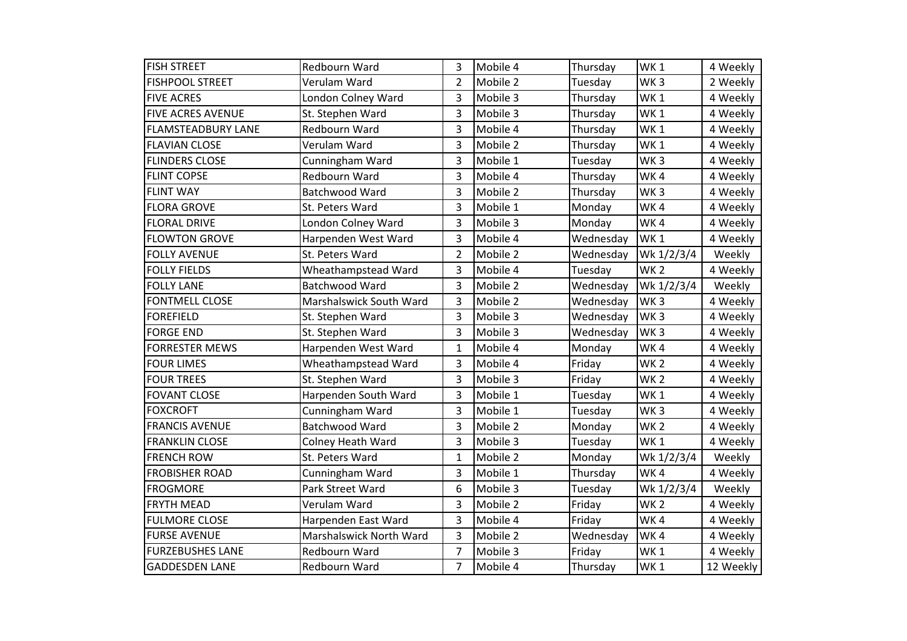| FISH STREET | Redbourn Ward | 3 | Mobile 4 | Thursday | WK 1 | 4 Weekly |
|---|---|---|---|---|---|---|
| FISHPOOL STREET | Verulam Ward | 2 | Mobile 2 | Tuesday | WK 3 | 2 Weekly |
| FIVE ACRES | London Colney Ward | 3 | Mobile 3 | Thursday | WK 1 | 4 Weekly |
| FIVE ACRES AVENUE | St. Stephen Ward | 3 | Mobile 3 | Thursday | WK 1 | 4 Weekly |
| FLAMSTEADBURY LANE | Redbourn Ward | 3 | Mobile 4 | Thursday | WK 1 | 4 Weekly |
| FLAVIAN CLOSE | Verulam Ward | 3 | Mobile 2 | Thursday | WK 1 | 4 Weekly |
| FLINDERS CLOSE | Cunningham Ward | 3 | Mobile 1 | Tuesday | WK 3 | 4 Weekly |
| FLINT COPSE | Redbourn Ward | 3 | Mobile 4 | Thursday | WK 4 | 4 Weekly |
| FLINT WAY | Batchwood Ward | 3 | Mobile 2 | Thursday | WK 3 | 4 Weekly |
| FLORA GROVE | St. Peters Ward | 3 | Mobile 1 | Monday | WK 4 | 4 Weekly |
| FLORAL DRIVE | London Colney Ward | 3 | Mobile 3 | Monday | WK 4 | 4 Weekly |
| FLOWTON GROVE | Harpenden West Ward | 3 | Mobile 4 | Wednesday | WK 1 | 4 Weekly |
| FOLLY AVENUE | St. Peters Ward | 2 | Mobile 2 | Wednesday | Wk 1/2/3/4 | Weekly |
| FOLLY FIELDS | Wheathampstead Ward | 3 | Mobile 4 | Tuesday | WK 2 | 4 Weekly |
| FOLLY LANE | Batchwood Ward | 3 | Mobile 2 | Wednesday | Wk 1/2/3/4 | Weekly |
| FONTMELL CLOSE | Marshalswick South Ward | 3 | Mobile 2 | Wednesday | WK 3 | 4 Weekly |
| FOREFIELD | St. Stephen Ward | 3 | Mobile 3 | Wednesday | WK 3 | 4 Weekly |
| FORGE END | St. Stephen Ward | 3 | Mobile 3 | Wednesday | WK 3 | 4 Weekly |
| FORRESTER MEWS | Harpenden West Ward | 1 | Mobile 4 | Monday | WK 4 | 4 Weekly |
| FOUR LIMES | Wheathampstead Ward | 3 | Mobile 4 | Friday | WK 2 | 4 Weekly |
| FOUR TREES | St. Stephen Ward | 3 | Mobile 3 | Friday | WK 2 | 4 Weekly |
| FOVANT CLOSE | Harpenden South Ward | 3 | Mobile 1 | Tuesday | WK 1 | 4 Weekly |
| FOXCROFT | Cunningham Ward | 3 | Mobile 1 | Tuesday | WK 3 | 4 Weekly |
| FRANCIS AVENUE | Batchwood Ward | 3 | Mobile 2 | Monday | WK 2 | 4 Weekly |
| FRANKLIN CLOSE | Colney Heath Ward | 3 | Mobile 3 | Tuesday | WK 1 | 4 Weekly |
| FRENCH ROW | St. Peters Ward | 1 | Mobile 2 | Monday | Wk 1/2/3/4 | Weekly |
| FROBISHER ROAD | Cunningham Ward | 3 | Mobile 1 | Thursday | WK 4 | 4 Weekly |
| FROGMORE | Park Street Ward | 6 | Mobile 3 | Tuesday | Wk 1/2/3/4 | Weekly |
| FRYTH MEAD | Verulam Ward | 3 | Mobile 2 | Friday | WK 2 | 4 Weekly |
| FULMORE CLOSE | Harpenden East Ward | 3 | Mobile 4 | Friday | WK 4 | 4 Weekly |
| FURSE AVENUE | Marshalswick North Ward | 3 | Mobile 2 | Wednesday | WK 4 | 4 Weekly |
| FURZEBUSHES LANE | Redbourn Ward | 7 | Mobile 3 | Friday | WK 1 | 4 Weekly |
| GADDESDEN LANE | Redbourn Ward | 7 | Mobile 4 | Thursday | WK 1 | 12 Weekly |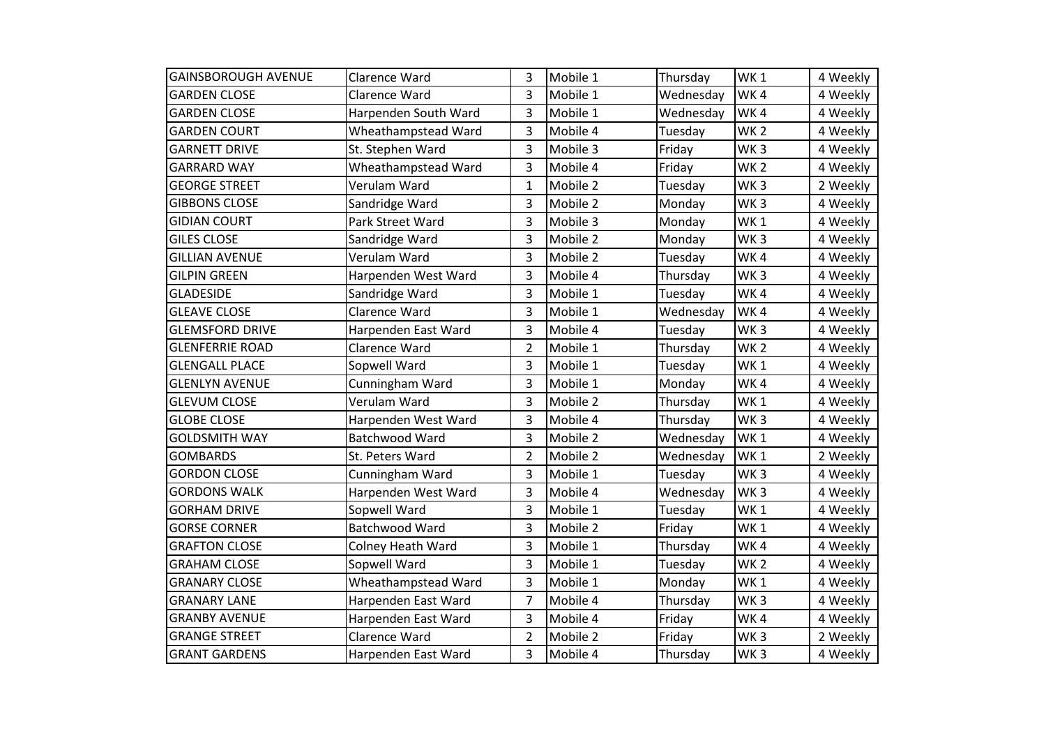| | | | | | | |
|---|---|---|---|---|---|---|
| GAINSBOROUGH AVENUE | Clarence Ward | 3 | Mobile 1 | Thursday | WK 1 | 4 Weekly |
| GARDEN CLOSE | Clarence Ward | 3 | Mobile 1 | Wednesday | WK 4 | 4 Weekly |
| GARDEN CLOSE | Harpenden South Ward | 3 | Mobile 1 | Wednesday | WK 4 | 4 Weekly |
| GARDEN COURT | Wheathampstead Ward | 3 | Mobile 4 | Tuesday | WK 2 | 4 Weekly |
| GARNETT DRIVE | St. Stephen Ward | 3 | Mobile 3 | Friday | WK 3 | 4 Weekly |
| GARRARD WAY | Wheathampstead Ward | 3 | Mobile 4 | Friday | WK 2 | 4 Weekly |
| GEORGE STREET | Verulam Ward | 1 | Mobile 2 | Tuesday | WK 3 | 2 Weekly |
| GIBBONS CLOSE | Sandridge Ward | 3 | Mobile 2 | Monday | WK 3 | 4 Weekly |
| GIDIAN COURT | Park Street Ward | 3 | Mobile 3 | Monday | WK 1 | 4 Weekly |
| GILES CLOSE | Sandridge Ward | 3 | Mobile 2 | Monday | WK 3 | 4 Weekly |
| GILLIAN AVENUE | Verulam Ward | 3 | Mobile 2 | Tuesday | WK 4 | 4 Weekly |
| GILPIN GREEN | Harpenden West Ward | 3 | Mobile 4 | Thursday | WK 3 | 4 Weekly |
| GLADESIDE | Sandridge Ward | 3 | Mobile 1 | Tuesday | WK 4 | 4 Weekly |
| GLEAVE CLOSE | Clarence Ward | 3 | Mobile 1 | Wednesday | WK 4 | 4 Weekly |
| GLEMSFORD DRIVE | Harpenden East Ward | 3 | Mobile 4 | Tuesday | WK 3 | 4 Weekly |
| GLENFERRIE ROAD | Clarence Ward | 2 | Mobile 1 | Thursday | WK 2 | 4 Weekly |
| GLENGALL PLACE | Sopwell Ward | 3 | Mobile 1 | Tuesday | WK 1 | 4 Weekly |
| GLENLYN AVENUE | Cunningham Ward | 3 | Mobile 1 | Monday | WK 4 | 4 Weekly |
| GLEVUM CLOSE | Verulam Ward | 3 | Mobile 2 | Thursday | WK 1 | 4 Weekly |
| GLOBE CLOSE | Harpenden West Ward | 3 | Mobile 4 | Thursday | WK 3 | 4 Weekly |
| GOLDSMITH WAY | Batchwood Ward | 3 | Mobile 2 | Wednesday | WK 1 | 4 Weekly |
| GOMBARDS | St. Peters Ward | 2 | Mobile 2 | Wednesday | WK 1 | 2 Weekly |
| GORDON CLOSE | Cunningham Ward | 3 | Mobile 1 | Tuesday | WK 3 | 4 Weekly |
| GORDONS WALK | Harpenden West Ward | 3 | Mobile 4 | Wednesday | WK 3 | 4 Weekly |
| GORHAM DRIVE | Sopwell Ward | 3 | Mobile 1 | Tuesday | WK 1 | 4 Weekly |
| GORSE CORNER | Batchwood Ward | 3 | Mobile 2 | Friday | WK 1 | 4 Weekly |
| GRAFTON CLOSE | Colney Heath Ward | 3 | Mobile 1 | Thursday | WK 4 | 4 Weekly |
| GRAHAM CLOSE | Sopwell Ward | 3 | Mobile 1 | Tuesday | WK 2 | 4 Weekly |
| GRANARY CLOSE | Wheathampstead Ward | 3 | Mobile 1 | Monday | WK 1 | 4 Weekly |
| GRANARY LANE | Harpenden East Ward | 7 | Mobile 4 | Thursday | WK 3 | 4 Weekly |
| GRANBY AVENUE | Harpenden East Ward | 3 | Mobile 4 | Friday | WK 4 | 4 Weekly |
| GRANGE STREET | Clarence Ward | 2 | Mobile 2 | Friday | WK 3 | 2 Weekly |
| GRANT GARDENS | Harpenden East Ward | 3 | Mobile 4 | Thursday | WK 3 | 4 Weekly |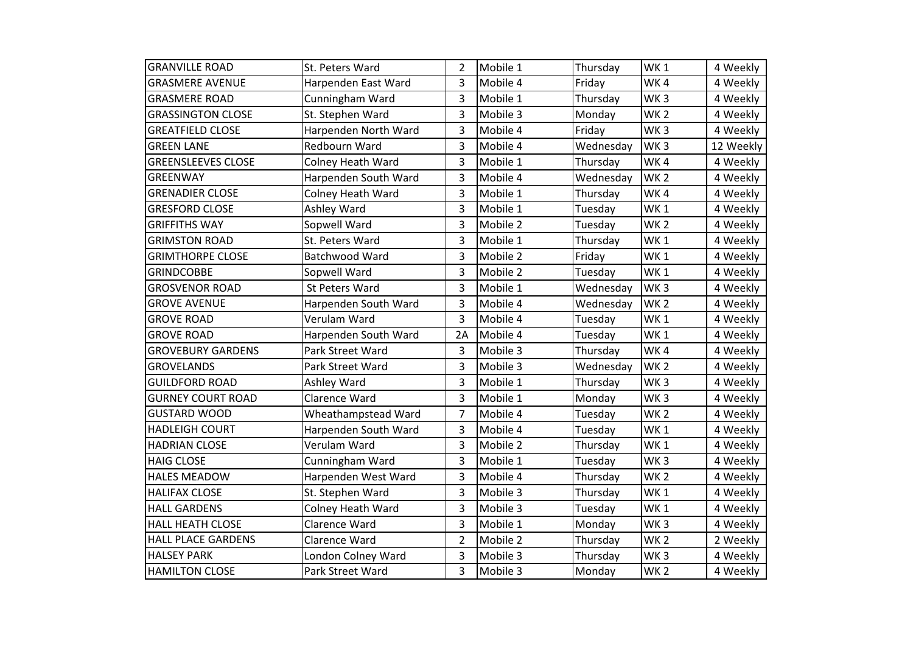| GRANVILLE ROAD | St. Peters Ward | 2 | Mobile 1 | Thursday | WK 1 | 4 Weekly |
|---|---|---|---|---|---|---|
| GRASMERE AVENUE | Harpenden East Ward | 3 | Mobile 4 | Friday | WK 4 | 4 Weekly |
| GRASMERE ROAD | Cunningham Ward | 3 | Mobile 1 | Thursday | WK 3 | 4 Weekly |
| GRASSINGTON CLOSE | St. Stephen Ward | 3 | Mobile 3 | Monday | WK 2 | 4 Weekly |
| GREATFIELD CLOSE | Harpenden North Ward | 3 | Mobile 4 | Friday | WK 3 | 4 Weekly |
| GREEN LANE | Redbourn Ward | 3 | Mobile 4 | Wednesday | WK 3 | 12 Weekly |
| GREENSLEEVES CLOSE | Colney Heath Ward | 3 | Mobile 1 | Thursday | WK 4 | 4 Weekly |
| GREENWAY | Harpenden South Ward | 3 | Mobile 4 | Wednesday | WK 2 | 4 Weekly |
| GRENADIER CLOSE | Colney Heath Ward | 3 | Mobile 1 | Thursday | WK 4 | 4 Weekly |
| GRESFORD CLOSE | Ashley Ward | 3 | Mobile 1 | Tuesday | WK 1 | 4 Weekly |
| GRIFFITHS WAY | Sopwell Ward | 3 | Mobile 2 | Tuesday | WK 2 | 4 Weekly |
| GRIMSTON ROAD | St. Peters Ward | 3 | Mobile 1 | Thursday | WK 1 | 4 Weekly |
| GRIMTHORPE CLOSE | Batchwood Ward | 3 | Mobile 2 | Friday | WK 1 | 4 Weekly |
| GRINDCOBBE | Sopwell Ward | 3 | Mobile 2 | Tuesday | WK 1 | 4 Weekly |
| GROSVENOR ROAD | St Peters Ward | 3 | Mobile 1 | Wednesday | WK 3 | 4 Weekly |
| GROVE AVENUE | Harpenden South Ward | 3 | Mobile 4 | Wednesday | WK 2 | 4 Weekly |
| GROVE ROAD | Verulam Ward | 3 | Mobile 4 | Tuesday | WK 1 | 4 Weekly |
| GROVE ROAD | Harpenden South Ward | 2A | Mobile 4 | Tuesday | WK 1 | 4 Weekly |
| GROVEBURY GARDENS | Park Street Ward | 3 | Mobile 3 | Thursday | WK 4 | 4 Weekly |
| GROVELANDS | Park Street Ward | 3 | Mobile 3 | Wednesday | WK 2 | 4 Weekly |
| GUILDFORD ROAD | Ashley Ward | 3 | Mobile 1 | Thursday | WK 3 | 4 Weekly |
| GURNEY COURT ROAD | Clarence Ward | 3 | Mobile 1 | Monday | WK 3 | 4 Weekly |
| GUSTARD WOOD | Wheathampstead Ward | 7 | Mobile 4 | Tuesday | WK 2 | 4 Weekly |
| HADLEIGH COURT | Harpenden South Ward | 3 | Mobile 4 | Tuesday | WK 1 | 4 Weekly |
| HADRIAN CLOSE | Verulam Ward | 3 | Mobile 2 | Thursday | WK 1 | 4 Weekly |
| HAIG CLOSE | Cunningham Ward | 3 | Mobile 1 | Tuesday | WK 3 | 4 Weekly |
| HALES MEADOW | Harpenden West Ward | 3 | Mobile 4 | Thursday | WK 2 | 4 Weekly |
| HALIFAX CLOSE | St. Stephen Ward | 3 | Mobile 3 | Thursday | WK 1 | 4 Weekly |
| HALL GARDENS | Colney Heath Ward | 3 | Mobile 3 | Tuesday | WK 1 | 4 Weekly |
| HALL HEATH CLOSE | Clarence Ward | 3 | Mobile 1 | Monday | WK 3 | 4 Weekly |
| HALL PLACE GARDENS | Clarence Ward | 2 | Mobile 2 | Thursday | WK 2 | 2 Weekly |
| HALSEY PARK | London Colney Ward | 3 | Mobile 3 | Thursday | WK 3 | 4 Weekly |
| HAMILTON CLOSE | Park Street Ward | 3 | Mobile 3 | Monday | WK 2 | 4 Weekly |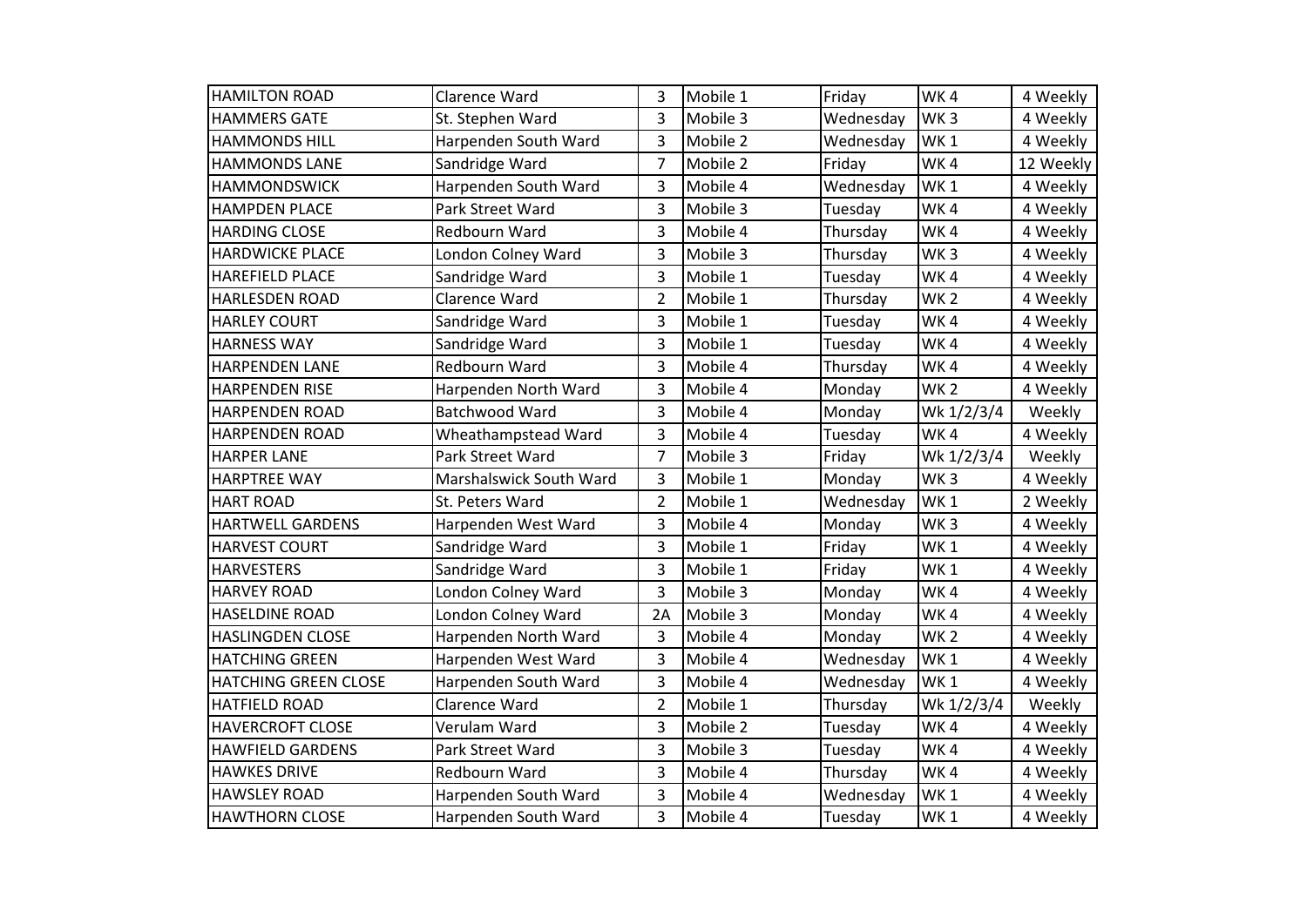| HAMILTON ROAD | Clarence Ward | 3 | Mobile 1 | Friday | WK 4 | 4 Weekly |
|---|---|---|---|---|---|---|
| HAMMERS GATE | St. Stephen Ward | 3 | Mobile 3 | Wednesday | WK 3 | 4 Weekly |
| HAMMONDS HILL | Harpenden South Ward | 3 | Mobile 2 | Wednesday | WK 1 | 4 Weekly |
| HAMMONDS LANE | Sandridge Ward | 7 | Mobile 2 | Friday | WK 4 | 12 Weekly |
| HAMMONDSWICK | Harpenden South Ward | 3 | Mobile 4 | Wednesday | WK 1 | 4 Weekly |
| HAMPDEN PLACE | Park Street Ward | 3 | Mobile 3 | Tuesday | WK 4 | 4 Weekly |
| HARDING CLOSE | Redbourn Ward | 3 | Mobile 4 | Thursday | WK 4 | 4 Weekly |
| HARDWICKE PLACE | London Colney Ward | 3 | Mobile 3 | Thursday | WK 3 | 4 Weekly |
| HAREFIELD PLACE | Sandridge Ward | 3 | Mobile 1 | Tuesday | WK 4 | 4 Weekly |
| HARLESDEN ROAD | Clarence Ward | 2 | Mobile 1 | Thursday | WK 2 | 4 Weekly |
| HARLEY COURT | Sandridge Ward | 3 | Mobile 1 | Tuesday | WK 4 | 4 Weekly |
| HARNESS WAY | Sandridge Ward | 3 | Mobile 1 | Tuesday | WK 4 | 4 Weekly |
| HARPENDEN LANE | Redbourn Ward | 3 | Mobile 4 | Thursday | WK 4 | 4 Weekly |
| HARPENDEN RISE | Harpenden North Ward | 3 | Mobile 4 | Monday | WK 2 | 4 Weekly |
| HARPENDEN ROAD | Batchwood Ward | 3 | Mobile 4 | Monday | Wk 1/2/3/4 | Weekly |
| HARPENDEN ROAD | Wheathampstead Ward | 3 | Mobile 4 | Tuesday | WK 4 | 4 Weekly |
| HARPER LANE | Park Street Ward | 7 | Mobile 3 | Friday | Wk 1/2/3/4 | Weekly |
| HARPTREE WAY | Marshalswick South Ward | 3 | Mobile 1 | Monday | WK 3 | 4 Weekly |
| HART ROAD | St. Peters Ward | 2 | Mobile 1 | Wednesday | WK 1 | 2 Weekly |
| HARTWELL GARDENS | Harpenden West Ward | 3 | Mobile 4 | Monday | WK 3 | 4 Weekly |
| HARVEST COURT | Sandridge Ward | 3 | Mobile 1 | Friday | WK 1 | 4 Weekly |
| HARVESTERS | Sandridge Ward | 3 | Mobile 1 | Friday | WK 1 | 4 Weekly |
| HARVEY ROAD | London Colney Ward | 3 | Mobile 3 | Monday | WK 4 | 4 Weekly |
| HASELDINE ROAD | London Colney Ward | 2A | Mobile 3 | Monday | WK 4 | 4 Weekly |
| HASLINGDEN CLOSE | Harpenden North Ward | 3 | Mobile 4 | Monday | WK 2 | 4 Weekly |
| HATCHING GREEN | Harpenden West Ward | 3 | Mobile 4 | Wednesday | WK 1 | 4 Weekly |
| HATCHING GREEN CLOSE | Harpenden South Ward | 3 | Mobile 4 | Wednesday | WK 1 | 4 Weekly |
| HATFIELD ROAD | Clarence Ward | 2 | Mobile 1 | Thursday | Wk 1/2/3/4 | Weekly |
| HAVERCROFT CLOSE | Verulam Ward | 3 | Mobile 2 | Tuesday | WK 4 | 4 Weekly |
| HAWFIELD GARDENS | Park Street Ward | 3 | Mobile 3 | Tuesday | WK 4 | 4 Weekly |
| HAWKES DRIVE | Redbourn Ward | 3 | Mobile 4 | Thursday | WK 4 | 4 Weekly |
| HAWSLEY ROAD | Harpenden South Ward | 3 | Mobile 4 | Wednesday | WK 1 | 4 Weekly |
| HAWTHORN CLOSE | Harpenden South Ward | 3 | Mobile 4 | Tuesday | WK 1 | 4 Weekly |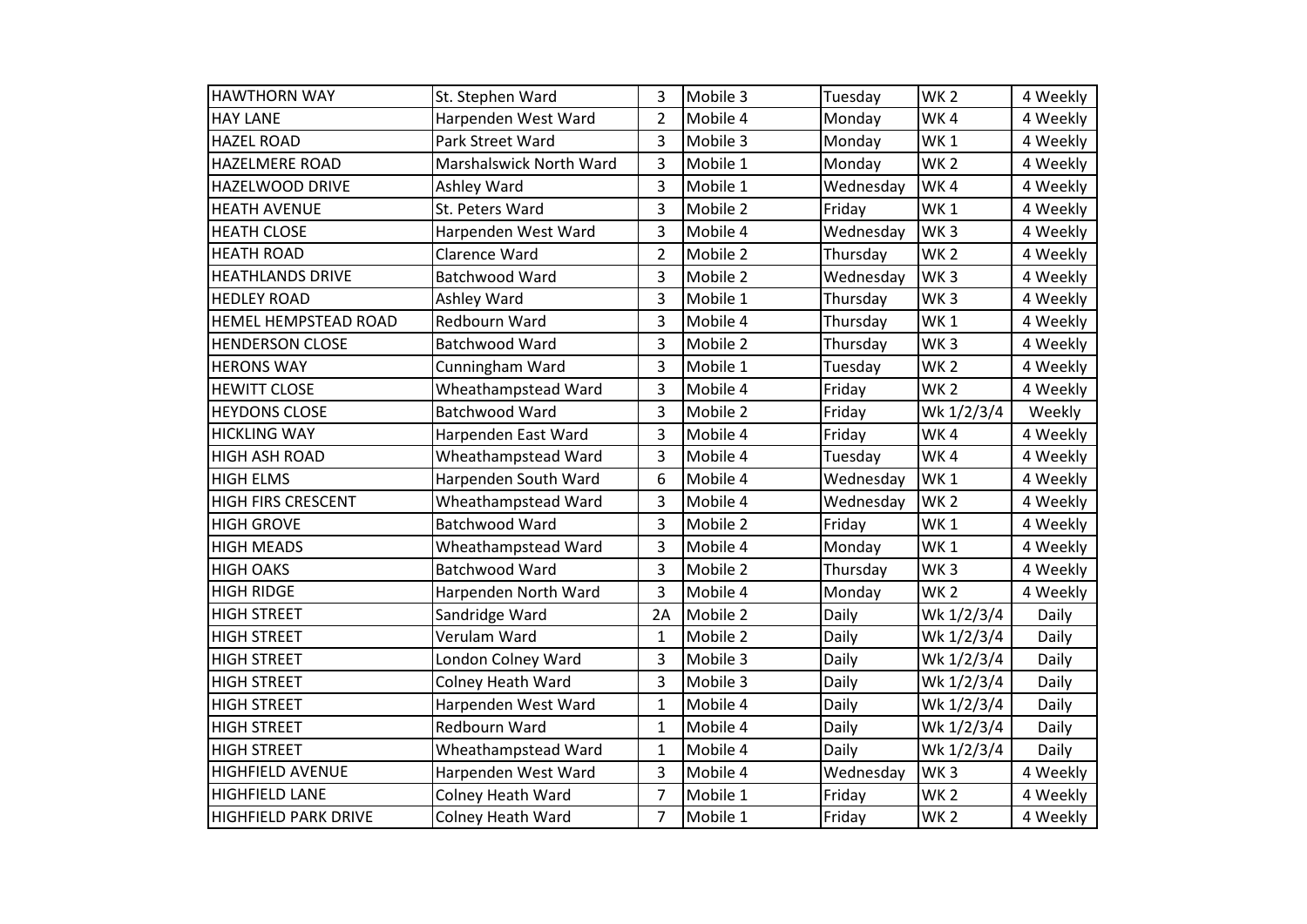| HAWTHORN WAY | St. Stephen Ward | 3 | Mobile 3 | Tuesday | WK 2 | 4 Weekly |
|---|---|---|---|---|---|---|
| HAY LANE | Harpenden West Ward | 2 | Mobile 4 | Monday | WK 4 | 4 Weekly |
| HAZEL ROAD | Park Street Ward | 3 | Mobile 3 | Monday | WK 1 | 4 Weekly |
| HAZELMERE ROAD | Marshalswick North Ward | 3 | Mobile 1 | Monday | WK 2 | 4 Weekly |
| HAZELWOOD DRIVE | Ashley Ward | 3 | Mobile 1 | Wednesday | WK 4 | 4 Weekly |
| HEATH AVENUE | St. Peters Ward | 3 | Mobile 2 | Friday | WK 1 | 4 Weekly |
| HEATH CLOSE | Harpenden West Ward | 3 | Mobile 4 | Wednesday | WK 3 | 4 Weekly |
| HEATH ROAD | Clarence Ward | 2 | Mobile 2 | Thursday | WK 2 | 4 Weekly |
| HEATHLANDS DRIVE | Batchwood Ward | 3 | Mobile 2 | Wednesday | WK 3 | 4 Weekly |
| HEDLEY ROAD | Ashley Ward | 3 | Mobile 1 | Thursday | WK 3 | 4 Weekly |
| HEMEL HEMPSTEAD ROAD | Redbourn Ward | 3 | Mobile 4 | Thursday | WK 1 | 4 Weekly |
| HENDERSON CLOSE | Batchwood Ward | 3 | Mobile 2 | Thursday | WK 3 | 4 Weekly |
| HERONS WAY | Cunningham Ward | 3 | Mobile 1 | Tuesday | WK 2 | 4 Weekly |
| HEWITT CLOSE | Wheathampstead Ward | 3 | Mobile 4 | Friday | WK 2 | 4 Weekly |
| HEYDONS CLOSE | Batchwood Ward | 3 | Mobile 2 | Friday | Wk 1/2/3/4 | Weekly |
| HICKLING WAY | Harpenden East Ward | 3 | Mobile 4 | Friday | WK 4 | 4 Weekly |
| HIGH ASH ROAD | Wheathampstead Ward | 3 | Mobile 4 | Tuesday | WK 4 | 4 Weekly |
| HIGH ELMS | Harpenden South Ward | 6 | Mobile 4 | Wednesday | WK 1 | 4 Weekly |
| HIGH FIRS CRESCENT | Wheathampstead Ward | 3 | Mobile 4 | Wednesday | WK 2 | 4 Weekly |
| HIGH GROVE | Batchwood Ward | 3 | Mobile 2 | Friday | WK 1 | 4 Weekly |
| HIGH MEADS | Wheathampstead Ward | 3 | Mobile 4 | Monday | WK 1 | 4 Weekly |
| HIGH OAKS | Batchwood Ward | 3 | Mobile 2 | Thursday | WK 3 | 4 Weekly |
| HIGH RIDGE | Harpenden North Ward | 3 | Mobile 4 | Monday | WK 2 | 4 Weekly |
| HIGH STREET | Sandridge Ward | 2A | Mobile 2 | Daily | Wk 1/2/3/4 | Daily |
| HIGH STREET | Verulam Ward | 1 | Mobile 2 | Daily | Wk 1/2/3/4 | Daily |
| HIGH STREET | London Colney Ward | 3 | Mobile 3 | Daily | Wk 1/2/3/4 | Daily |
| HIGH STREET | Colney Heath Ward | 3 | Mobile 3 | Daily | Wk 1/2/3/4 | Daily |
| HIGH STREET | Harpenden West Ward | 1 | Mobile 4 | Daily | Wk 1/2/3/4 | Daily |
| HIGH STREET | Redbourn Ward | 1 | Mobile 4 | Daily | Wk 1/2/3/4 | Daily |
| HIGH STREET | Wheathampstead Ward | 1 | Mobile 4 | Daily | Wk 1/2/3/4 | Daily |
| HIGHFIELD AVENUE | Harpenden West Ward | 3 | Mobile 4 | Wednesday | WK 3 | 4 Weekly |
| HIGHFIELD LANE | Colney Heath Ward | 7 | Mobile 1 | Friday | WK 2 | 4 Weekly |
| HIGHFIELD PARK DRIVE | Colney Heath Ward | 7 | Mobile 1 | Friday | WK 2 | 4 Weekly |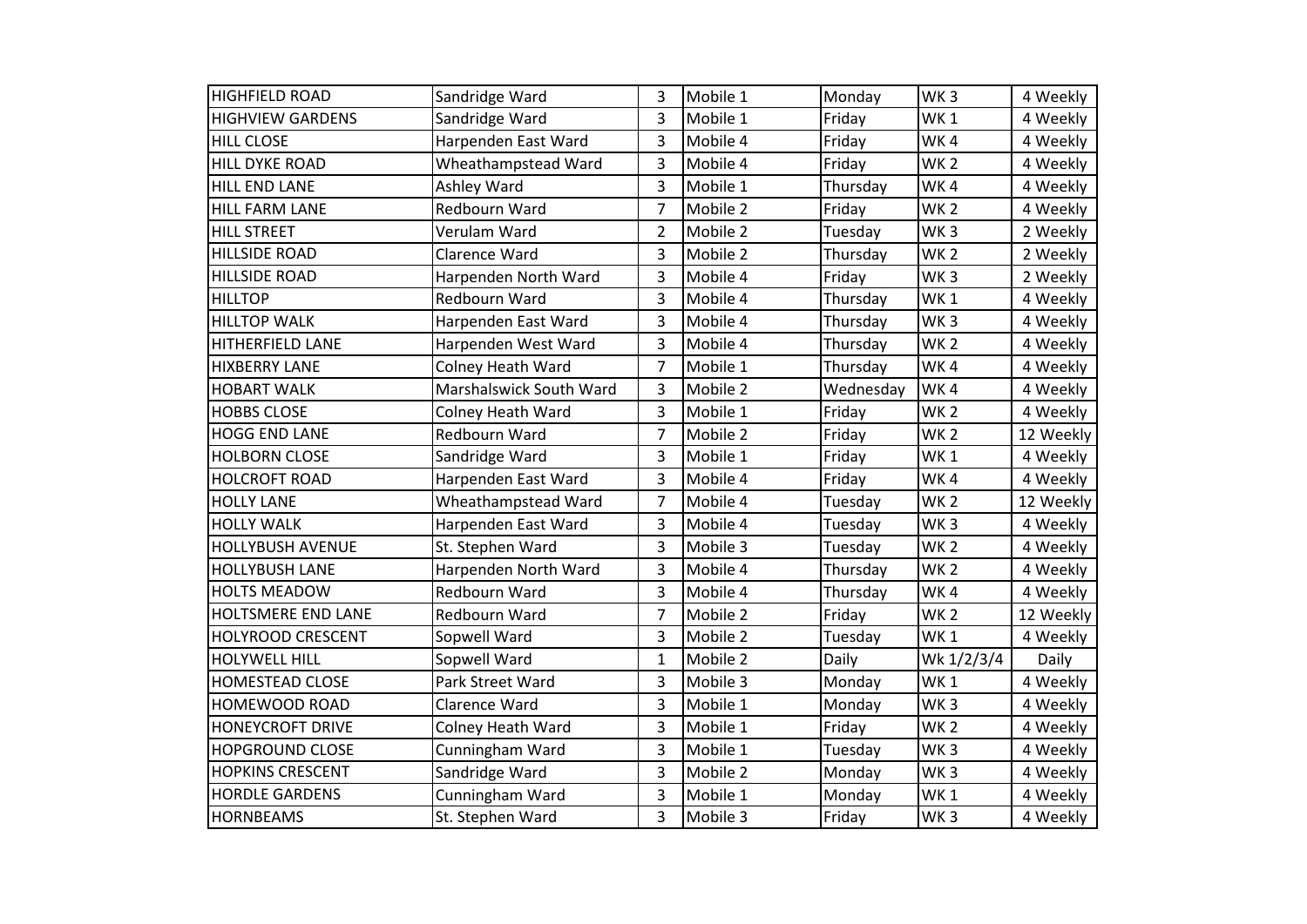| HIGHFIELD ROAD | Sandridge Ward | 3 | Mobile 1 | Monday | WK 3 | 4 Weekly |
|---|---|---|---|---|---|---|
| HIGHVIEW GARDENS | Sandridge Ward | 3 | Mobile 1 | Friday | WK 1 | 4 Weekly |
| HILL CLOSE | Harpenden East Ward | 3 | Mobile 4 | Friday | WK 4 | 4 Weekly |
| HILL DYKE ROAD | Wheathampstead Ward | 3 | Mobile 4 | Friday | WK 2 | 4 Weekly |
| HILL END LANE | Ashley Ward | 3 | Mobile 1 | Thursday | WK 4 | 4 Weekly |
| HILL FARM LANE | Redbourn Ward | 7 | Mobile 2 | Friday | WK 2 | 4 Weekly |
| HILL STREET | Verulam Ward | 2 | Mobile 2 | Tuesday | WK 3 | 2 Weekly |
| HILLSIDE ROAD | Clarence Ward | 3 | Mobile 2 | Thursday | WK 2 | 2 Weekly |
| HILLSIDE ROAD | Harpenden North Ward | 3 | Mobile 4 | Friday | WK 3 | 2 Weekly |
| HILLTOP | Redbourn Ward | 3 | Mobile 4 | Thursday | WK 1 | 4 Weekly |
| HILLTOP WALK | Harpenden East Ward | 3 | Mobile 4 | Thursday | WK 3 | 4 Weekly |
| HITHERFIELD LANE | Harpenden West Ward | 3 | Mobile 4 | Thursday | WK 2 | 4 Weekly |
| HIXBERRY LANE | Colney Heath Ward | 7 | Mobile 1 | Thursday | WK 4 | 4 Weekly |
| HOBART WALK | Marshalswick South Ward | 3 | Mobile 2 | Wednesday | WK 4 | 4 Weekly |
| HOBBS CLOSE | Colney Heath Ward | 3 | Mobile 1 | Friday | WK 2 | 4 Weekly |
| HOGG END LANE | Redbourn Ward | 7 | Mobile 2 | Friday | WK 2 | 12 Weekly |
| HOLBORN CLOSE | Sandridge Ward | 3 | Mobile 1 | Friday | WK 1 | 4 Weekly |
| HOLCROFT ROAD | Harpenden East Ward | 3 | Mobile 4 | Friday | WK 4 | 4 Weekly |
| HOLLY LANE | Wheathampstead Ward | 7 | Mobile 4 | Tuesday | WK 2 | 12 Weekly |
| HOLLY WALK | Harpenden East Ward | 3 | Mobile 4 | Tuesday | WK 3 | 4 Weekly |
| HOLLYBUSH AVENUE | St. Stephen Ward | 3 | Mobile 3 | Tuesday | WK 2 | 4 Weekly |
| HOLLYBUSH LANE | Harpenden North Ward | 3 | Mobile 4 | Thursday | WK 2 | 4 Weekly |
| HOLTS MEADOW | Redbourn Ward | 3 | Mobile 4 | Thursday | WK 4 | 4 Weekly |
| HOLTSMERE END LANE | Redbourn Ward | 7 | Mobile 2 | Friday | WK 2 | 12 Weekly |
| HOLYROOD CRESCENT | Sopwell Ward | 3 | Mobile 2 | Tuesday | WK 1 | 4 Weekly |
| HOLYWELL HILL | Sopwell Ward | 1 | Mobile 2 | Daily | Wk 1/2/3/4 | Daily |
| HOMESTEAD CLOSE | Park Street Ward | 3 | Mobile 3 | Monday | WK 1 | 4 Weekly |
| HOMEWOOD ROAD | Clarence Ward | 3 | Mobile 1 | Monday | WK 3 | 4 Weekly |
| HONEYCROFT DRIVE | Colney Heath Ward | 3 | Mobile 1 | Friday | WK 2 | 4 Weekly |
| HOPGROUND CLOSE | Cunningham Ward | 3 | Mobile 1 | Tuesday | WK 3 | 4 Weekly |
| HOPKINS CRESCENT | Sandridge Ward | 3 | Mobile 2 | Monday | WK 3 | 4 Weekly |
| HORDLE GARDENS | Cunningham Ward | 3 | Mobile 1 | Monday | WK 1 | 4 Weekly |
| HORNBEAMS | St. Stephen Ward | 3 | Mobile 3 | Friday | WK 3 | 4 Weekly |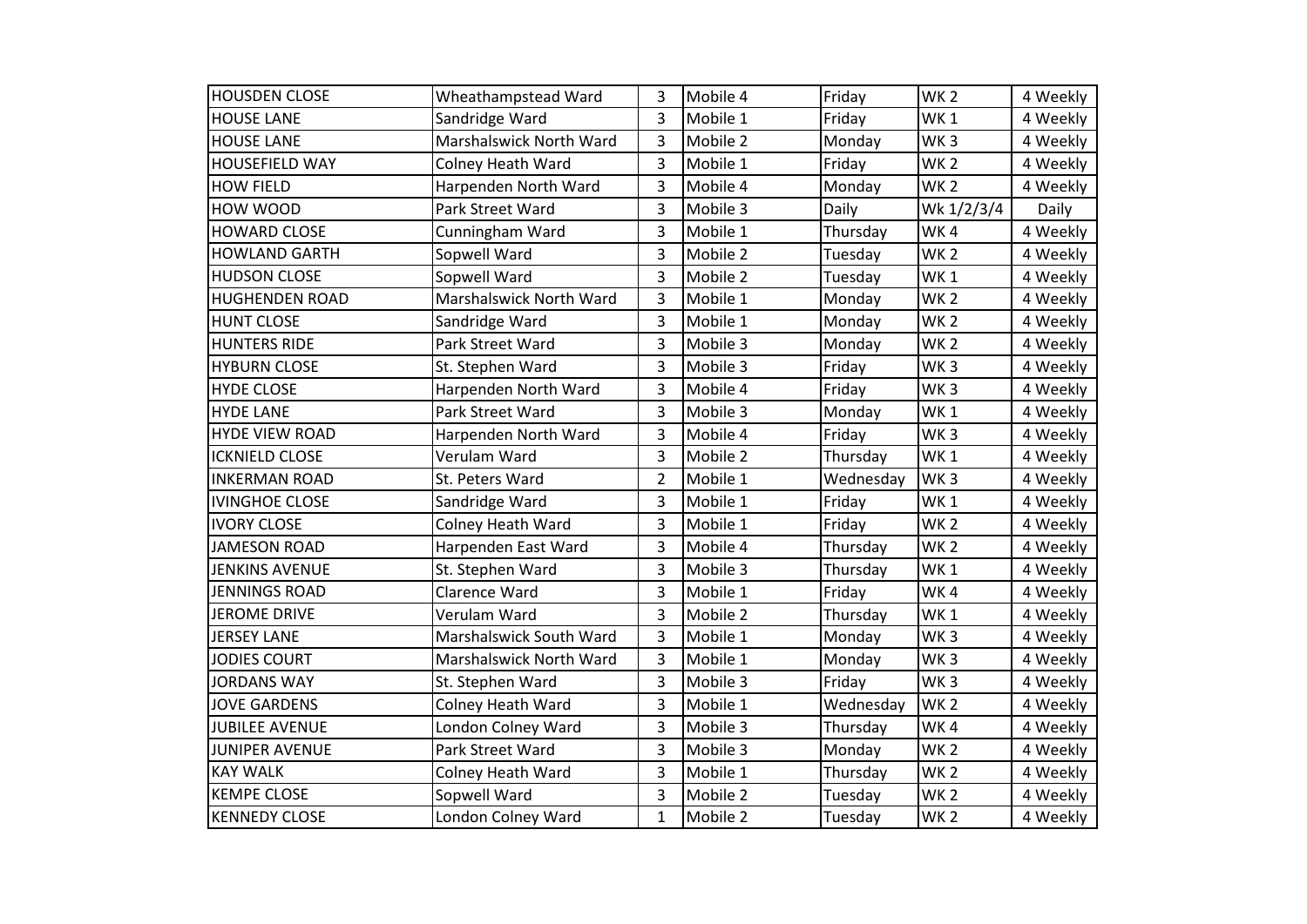| HOUSDEN CLOSE | Wheathampstead Ward | 3 | Mobile 4 | Friday | WK 2 | 4 Weekly |
|---|---|---|---|---|---|---|
| HOUSE LANE | Sandridge Ward | 3 | Mobile 1 | Friday | WK 1 | 4 Weekly |
| HOUSE LANE | Marshalswick North Ward | 3 | Mobile 2 | Monday | WK 3 | 4 Weekly |
| HOUSEFIELD WAY | Colney Heath Ward | 3 | Mobile 1 | Friday | WK 2 | 4 Weekly |
| HOW FIELD | Harpenden North Ward | 3 | Mobile 4 | Monday | WK 2 | 4 Weekly |
| HOW WOOD | Park Street Ward | 3 | Mobile 3 | Daily | Wk 1/2/3/4 | Daily |
| HOWARD CLOSE | Cunningham Ward | 3 | Mobile 1 | Thursday | WK 4 | 4 Weekly |
| HOWLAND GARTH | Sopwell Ward | 3 | Mobile 2 | Tuesday | WK 2 | 4 Weekly |
| HUDSON CLOSE | Sopwell Ward | 3 | Mobile 2 | Tuesday | WK 1 | 4 Weekly |
| HUGHENDEN ROAD | Marshalswick North Ward | 3 | Mobile 1 | Monday | WK 2 | 4 Weekly |
| HUNT CLOSE | Sandridge Ward | 3 | Mobile 1 | Monday | WK 2 | 4 Weekly |
| HUNTERS RIDE | Park Street Ward | 3 | Mobile 3 | Monday | WK 2 | 4 Weekly |
| HYBURN CLOSE | St. Stephen Ward | 3 | Mobile 3 | Friday | WK 3 | 4 Weekly |
| HYDE CLOSE | Harpenden North Ward | 3 | Mobile 4 | Friday | WK 3 | 4 Weekly |
| HYDE LANE | Park Street Ward | 3 | Mobile 3 | Monday | WK 1 | 4 Weekly |
| HYDE VIEW ROAD | Harpenden North Ward | 3 | Mobile 4 | Friday | WK 3 | 4 Weekly |
| ICKNIELD CLOSE | Verulam Ward | 3 | Mobile 2 | Thursday | WK 1 | 4 Weekly |
| INKERMAN ROAD | St. Peters Ward | 2 | Mobile 1 | Wednesday | WK 3 | 4 Weekly |
| IVINGHOE CLOSE | Sandridge Ward | 3 | Mobile 1 | Friday | WK 1 | 4 Weekly |
| IVORY CLOSE | Colney Heath Ward | 3 | Mobile 1 | Friday | WK 2 | 4 Weekly |
| JAMESON ROAD | Harpenden East Ward | 3 | Mobile 4 | Thursday | WK 2 | 4 Weekly |
| JENKINS AVENUE | St. Stephen Ward | 3 | Mobile 3 | Thursday | WK 1 | 4 Weekly |
| JENNINGS ROAD | Clarence Ward | 3 | Mobile 1 | Friday | WK 4 | 4 Weekly |
| JEROME DRIVE | Verulam Ward | 3 | Mobile 2 | Thursday | WK 1 | 4 Weekly |
| JERSEY LANE | Marshalswick South Ward | 3 | Mobile 1 | Monday | WK 3 | 4 Weekly |
| JODIES COURT | Marshalswick North Ward | 3 | Mobile 1 | Monday | WK 3 | 4 Weekly |
| JORDANS WAY | St. Stephen Ward | 3 | Mobile 3 | Friday | WK 3 | 4 Weekly |
| JOVE GARDENS | Colney Heath Ward | 3 | Mobile 1 | Wednesday | WK 2 | 4 Weekly |
| JUBILEE AVENUE | London Colney Ward | 3 | Mobile 3 | Thursday | WK 4 | 4 Weekly |
| JUNIPER AVENUE | Park Street Ward | 3 | Mobile 3 | Monday | WK 2 | 4 Weekly |
| KAY WALK | Colney Heath Ward | 3 | Mobile 1 | Thursday | WK 2 | 4 Weekly |
| KEMPE CLOSE | Sopwell Ward | 3 | Mobile 2 | Tuesday | WK 2 | 4 Weekly |
| KENNEDY CLOSE | London Colney Ward | 1 | Mobile 2 | Tuesday | WK 2 | 4 Weekly |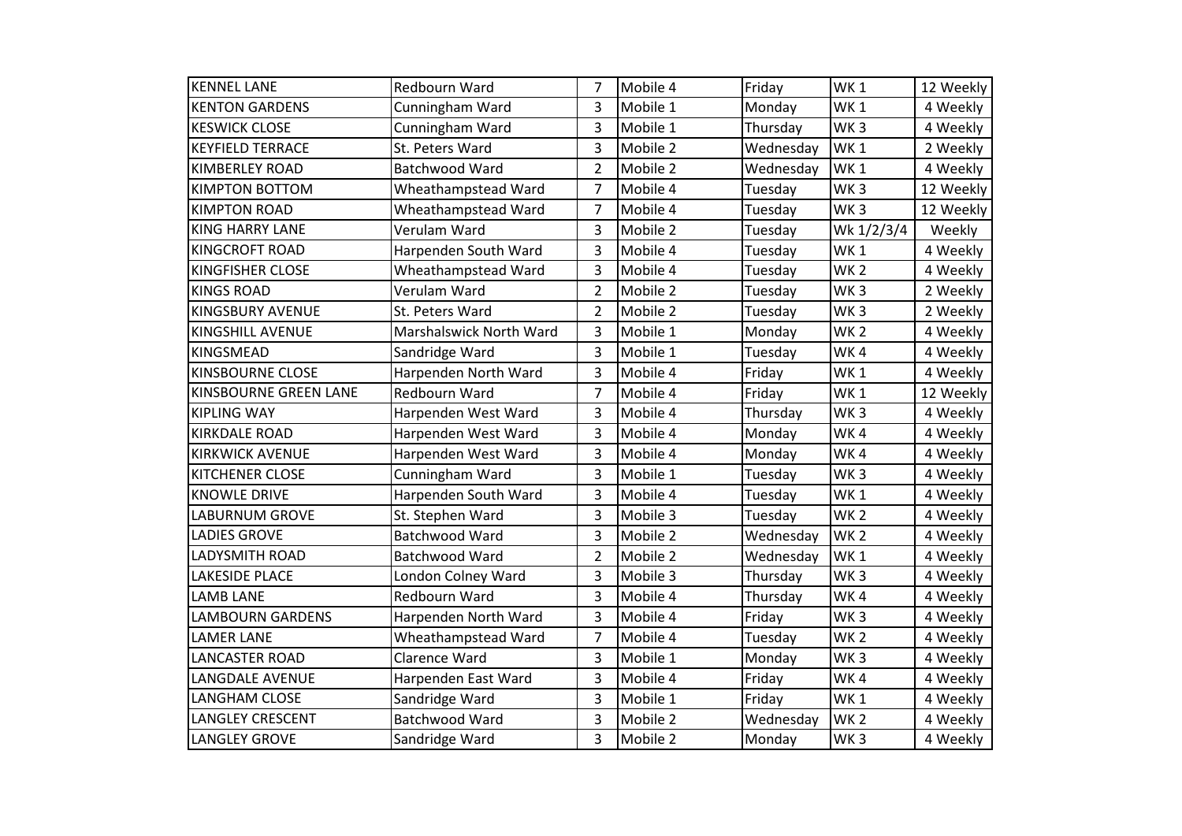| KENNEL LANE | Redbourn Ward | 7 | Mobile 4 | Friday | WK 1 | 12 Weekly |
|---|---|---|---|---|---|---|
| KENTON GARDENS | Cunningham Ward | 3 | Mobile 1 | Monday | WK 1 | 4 Weekly |
| KESWICK CLOSE | Cunningham Ward | 3 | Mobile 1 | Thursday | WK 3 | 4 Weekly |
| KEYFIELD TERRACE | St. Peters Ward | 3 | Mobile 2 | Wednesday | WK 1 | 2 Weekly |
| KIMBERLEY ROAD | Batchwood Ward | 2 | Mobile 2 | Wednesday | WK 1 | 4 Weekly |
| KIMPTON BOTTOM | Wheathampstead Ward | 7 | Mobile 4 | Tuesday | WK 3 | 12 Weekly |
| KIMPTON ROAD | Wheathampstead Ward | 7 | Mobile 4 | Tuesday | WK 3 | 12 Weekly |
| KING HARRY LANE | Verulam Ward | 3 | Mobile 2 | Tuesday | Wk 1/2/3/4 | Weekly |
| KINGCROFT ROAD | Harpenden South Ward | 3 | Mobile 4 | Tuesday | WK 1 | 4 Weekly |
| KINGFISHER CLOSE | Wheathampstead Ward | 3 | Mobile 4 | Tuesday | WK 2 | 4 Weekly |
| KINGS ROAD | Verulam Ward | 2 | Mobile 2 | Tuesday | WK 3 | 2 Weekly |
| KINGSBURY AVENUE | St. Peters Ward | 2 | Mobile 2 | Tuesday | WK 3 | 2 Weekly |
| KINGSHILL AVENUE | Marshalswick North Ward | 3 | Mobile 1 | Monday | WK 2 | 4 Weekly |
| KINGSMEAD | Sandridge Ward | 3 | Mobile 1 | Tuesday | WK 4 | 4 Weekly |
| KINSBOURNE CLOSE | Harpenden North Ward | 3 | Mobile 4 | Friday | WK 1 | 4 Weekly |
| KINSBOURNE GREEN LANE | Redbourn Ward | 7 | Mobile 4 | Friday | WK 1 | 12 Weekly |
| KIPLING WAY | Harpenden West Ward | 3 | Mobile 4 | Thursday | WK 3 | 4 Weekly |
| KIRKDALE ROAD | Harpenden West Ward | 3 | Mobile 4 | Monday | WK 4 | 4 Weekly |
| KIRKWICK AVENUE | Harpenden West Ward | 3 | Mobile 4 | Monday | WK 4 | 4 Weekly |
| KITCHENER CLOSE | Cunningham Ward | 3 | Mobile 1 | Tuesday | WK 3 | 4 Weekly |
| KNOWLE DRIVE | Harpenden South Ward | 3 | Mobile 4 | Tuesday | WK 1 | 4 Weekly |
| LABURNUM GROVE | St. Stephen Ward | 3 | Mobile 3 | Tuesday | WK 2 | 4 Weekly |
| LADIES GROVE | Batchwood Ward | 3 | Mobile 2 | Wednesday | WK 2 | 4 Weekly |
| LADYSMITH ROAD | Batchwood Ward | 2 | Mobile 2 | Wednesday | WK 1 | 4 Weekly |
| LAKESIDE PLACE | London Colney Ward | 3 | Mobile 3 | Thursday | WK 3 | 4 Weekly |
| LAMB LANE | Redbourn Ward | 3 | Mobile 4 | Thursday | WK 4 | 4 Weekly |
| LAMBOURN GARDENS | Harpenden North Ward | 3 | Mobile 4 | Friday | WK 3 | 4 Weekly |
| LAMER LANE | Wheathampstead Ward | 7 | Mobile 4 | Tuesday | WK 2 | 4 Weekly |
| LANCASTER ROAD | Clarence Ward | 3 | Mobile 1 | Monday | WK 3 | 4 Weekly |
| LANGDALE AVENUE | Harpenden East Ward | 3 | Mobile 4 | Friday | WK 4 | 4 Weekly |
| LANGHAM CLOSE | Sandridge Ward | 3 | Mobile 1 | Friday | WK 1 | 4 Weekly |
| LANGLEY CRESCENT | Batchwood Ward | 3 | Mobile 2 | Wednesday | WK 2 | 4 Weekly |
| LANGLEY GROVE | Sandridge Ward | 3 | Mobile 2 | Monday | WK 3 | 4 Weekly |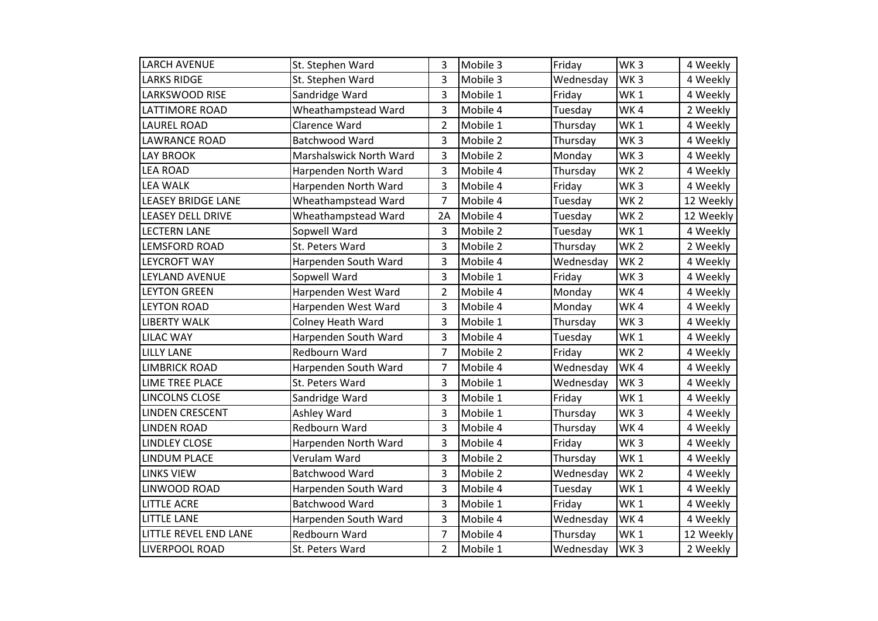| | | | | | | |
|---|---|---|---|---|---|---|
| LARCH AVENUE | St. Stephen Ward | 3 | Mobile 3 | Friday | WK 3 | 4 Weekly |
| LARKS RIDGE | St. Stephen Ward | 3 | Mobile 3 | Wednesday | WK 3 | 4 Weekly |
| LARKSWOOD RISE | Sandridge Ward | 3 | Mobile 1 | Friday | WK 1 | 4 Weekly |
| LATTIMORE ROAD | Wheathampstead Ward | 3 | Mobile 4 | Tuesday | WK 4 | 2 Weekly |
| LAUREL ROAD | Clarence Ward | 2 | Mobile 1 | Thursday | WK 1 | 4 Weekly |
| LAWRANCE ROAD | Batchwood Ward | 3 | Mobile 2 | Thursday | WK 3 | 4 Weekly |
| LAY BROOK | Marshalswick North Ward | 3 | Mobile 2 | Monday | WK 3 | 4 Weekly |
| LEA ROAD | Harpenden North Ward | 3 | Mobile 4 | Thursday | WK 2 | 4 Weekly |
| LEA WALK | Harpenden North Ward | 3 | Mobile 4 | Friday | WK 3 | 4 Weekly |
| LEASEY BRIDGE LANE | Wheathampstead Ward | 7 | Mobile 4 | Tuesday | WK 2 | 12 Weekly |
| LEASEY DELL DRIVE | Wheathampstead Ward | 2A | Mobile 4 | Tuesday | WK 2 | 12 Weekly |
| LECTERN LANE | Sopwell Ward | 3 | Mobile 2 | Tuesday | WK 1 | 4 Weekly |
| LEMSFORD ROAD | St. Peters Ward | 3 | Mobile 2 | Thursday | WK 2 | 2 Weekly |
| LEYCROFT WAY | Harpenden South Ward | 3 | Mobile 4 | Wednesday | WK 2 | 4 Weekly |
| LEYLAND AVENUE | Sopwell Ward | 3 | Mobile 1 | Friday | WK 3 | 4 Weekly |
| LEYTON GREEN | Harpenden West Ward | 2 | Mobile 4 | Monday | WK 4 | 4 Weekly |
| LEYTON ROAD | Harpenden West Ward | 3 | Mobile 4 | Monday | WK 4 | 4 Weekly |
| LIBERTY WALK | Colney Heath Ward | 3 | Mobile 1 | Thursday | WK 3 | 4 Weekly |
| LILAC WAY | Harpenden South Ward | 3 | Mobile 4 | Tuesday | WK 1 | 4 Weekly |
| LILLY LANE | Redbourn Ward | 7 | Mobile 2 | Friday | WK 2 | 4 Weekly |
| LIMBRICK ROAD | Harpenden South Ward | 7 | Mobile 4 | Wednesday | WK 4 | 4 Weekly |
| LIME TREE PLACE | St. Peters Ward | 3 | Mobile 1 | Wednesday | WK 3 | 4 Weekly |
| LINCOLNS CLOSE | Sandridge Ward | 3 | Mobile 1 | Friday | WK 1 | 4 Weekly |
| LINDEN CRESCENT | Ashley Ward | 3 | Mobile 1 | Thursday | WK 3 | 4 Weekly |
| LINDEN ROAD | Redbourn Ward | 3 | Mobile 4 | Thursday | WK 4 | 4 Weekly |
| LINDLEY CLOSE | Harpenden North Ward | 3 | Mobile 4 | Friday | WK 3 | 4 Weekly |
| LINDUM PLACE | Verulam Ward | 3 | Mobile 2 | Thursday | WK 1 | 4 Weekly |
| LINKS VIEW | Batchwood Ward | 3 | Mobile 2 | Wednesday | WK 2 | 4 Weekly |
| LINWOOD ROAD | Harpenden South Ward | 3 | Mobile 4 | Tuesday | WK 1 | 4 Weekly |
| LITTLE ACRE | Batchwood Ward | 3 | Mobile 1 | Friday | WK 1 | 4 Weekly |
| LITTLE LANE | Harpenden South Ward | 3 | Mobile 4 | Wednesday | WK 4 | 4 Weekly |
| LITTLE REVEL END LANE | Redbourn Ward | 7 | Mobile 4 | Thursday | WK 1 | 12 Weekly |
| LIVERPOOL ROAD | St. Peters Ward | 2 | Mobile 1 | Wednesday | WK 3 | 2 Weekly |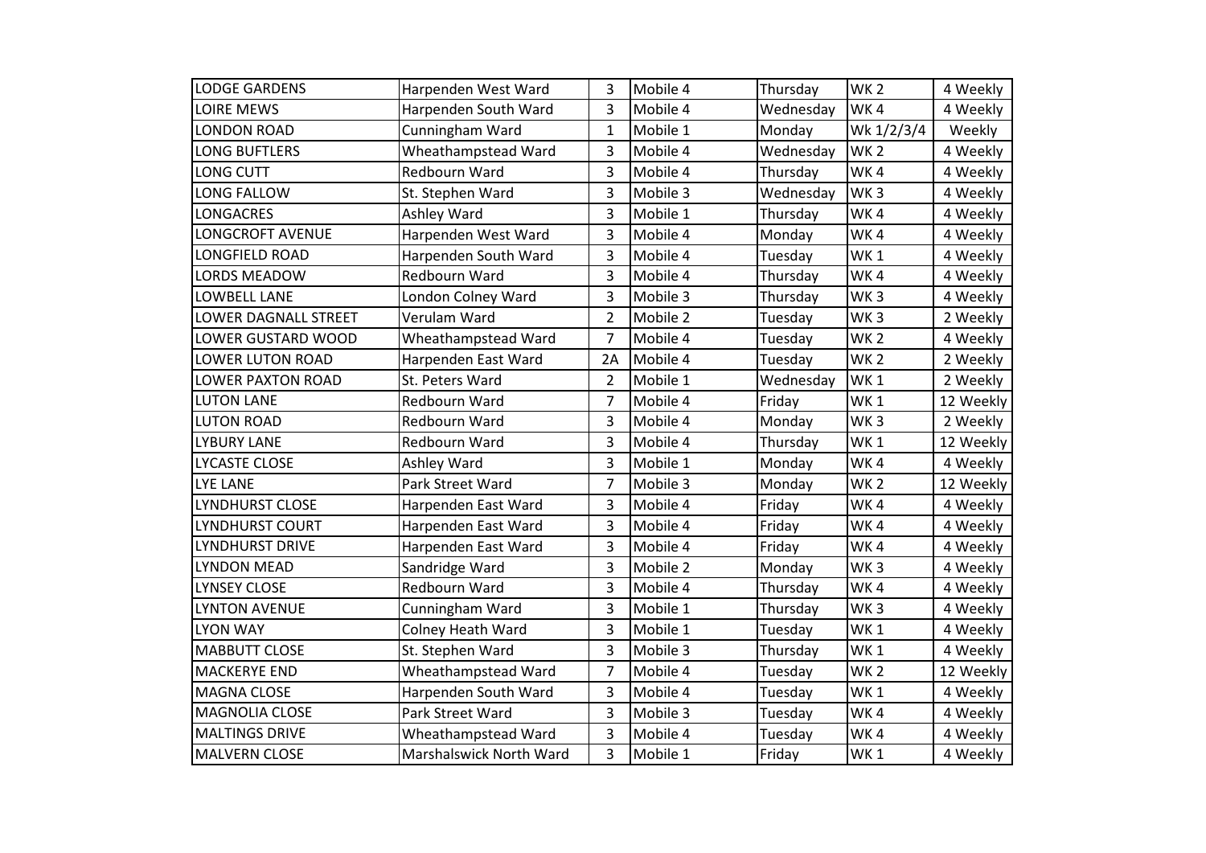| LODGE GARDENS | Harpenden West Ward | 3 | Mobile 4 | Thursday | WK 2 | 4 Weekly |
|---|---|---|---|---|---|---|
| LOIRE MEWS | Harpenden South Ward | 3 | Mobile 4 | Wednesday | WK 4 | 4 Weekly |
| LONDON ROAD | Cunningham Ward | 1 | Mobile 1 | Monday | Wk 1/2/3/4 | Weekly |
| LONG BUFTLERS | Wheathampstead Ward | 3 | Mobile 4 | Wednesday | WK 2 | 4 Weekly |
| LONG CUTT | Redbourn Ward | 3 | Mobile 4 | Thursday | WK 4 | 4 Weekly |
| LONG FALLOW | St. Stephen Ward | 3 | Mobile 3 | Wednesday | WK 3 | 4 Weekly |
| LONGACRES | Ashley Ward | 3 | Mobile 1 | Thursday | WK 4 | 4 Weekly |
| LONGCROFT AVENUE | Harpenden West Ward | 3 | Mobile 4 | Monday | WK 4 | 4 Weekly |
| LONGFIELD ROAD | Harpenden South Ward | 3 | Mobile 4 | Tuesday | WK 1 | 4 Weekly |
| LORDS MEADOW | Redbourn Ward | 3 | Mobile 4 | Thursday | WK 4 | 4 Weekly |
| LOWBELL LANE | London Colney Ward | 3 | Mobile 3 | Thursday | WK 3 | 4 Weekly |
| LOWER DAGNALL STREET | Verulam Ward | 2 | Mobile 2 | Tuesday | WK 3 | 2 Weekly |
| LOWER GUSTARD WOOD | Wheathampstead Ward | 7 | Mobile 4 | Tuesday | WK 2 | 4 Weekly |
| LOWER LUTON ROAD | Harpenden East Ward | 2A | Mobile 4 | Tuesday | WK 2 | 2 Weekly |
| LOWER PAXTON ROAD | St. Peters Ward | 2 | Mobile 1 | Wednesday | WK 1 | 2 Weekly |
| LUTON LANE | Redbourn Ward | 7 | Mobile 4 | Friday | WK 1 | 12 Weekly |
| LUTON ROAD | Redbourn Ward | 3 | Mobile 4 | Monday | WK 3 | 2 Weekly |
| LYBURY LANE | Redbourn Ward | 3 | Mobile 4 | Thursday | WK 1 | 12 Weekly |
| LYCASTE CLOSE | Ashley Ward | 3 | Mobile 1 | Monday | WK 4 | 4 Weekly |
| LYE LANE | Park Street Ward | 7 | Mobile 3 | Monday | WK 2 | 12 Weekly |
| LYNDHURST CLOSE | Harpenden East Ward | 3 | Mobile 4 | Friday | WK 4 | 4 Weekly |
| LYNDHURST COURT | Harpenden East Ward | 3 | Mobile 4 | Friday | WK 4 | 4 Weekly |
| LYNDHURST DRIVE | Harpenden East Ward | 3 | Mobile 4 | Friday | WK 4 | 4 Weekly |
| LYNDON MEAD | Sandridge Ward | 3 | Mobile 2 | Monday | WK 3 | 4 Weekly |
| LYNSEY CLOSE | Redbourn Ward | 3 | Mobile 4 | Thursday | WK 4 | 4 Weekly |
| LYNTON AVENUE | Cunningham Ward | 3 | Mobile 1 | Thursday | WK 3 | 4 Weekly |
| LYON WAY | Colney Heath Ward | 3 | Mobile 1 | Tuesday | WK 1 | 4 Weekly |
| MABBUTT CLOSE | St. Stephen Ward | 3 | Mobile 3 | Thursday | WK 1 | 4 Weekly |
| MACKERYE END | Wheathampstead Ward | 7 | Mobile 4 | Tuesday | WK 2 | 12 Weekly |
| MAGNA CLOSE | Harpenden South Ward | 3 | Mobile 4 | Tuesday | WK 1 | 4 Weekly |
| MAGNOLIA CLOSE | Park Street Ward | 3 | Mobile 3 | Tuesday | WK 4 | 4 Weekly |
| MALTINGS DRIVE | Wheathampstead Ward | 3 | Mobile 4 | Tuesday | WK 4 | 4 Weekly |
| MALVERN CLOSE | Marshalswick North Ward | 3 | Mobile 1 | Friday | WK 1 | 4 Weekly |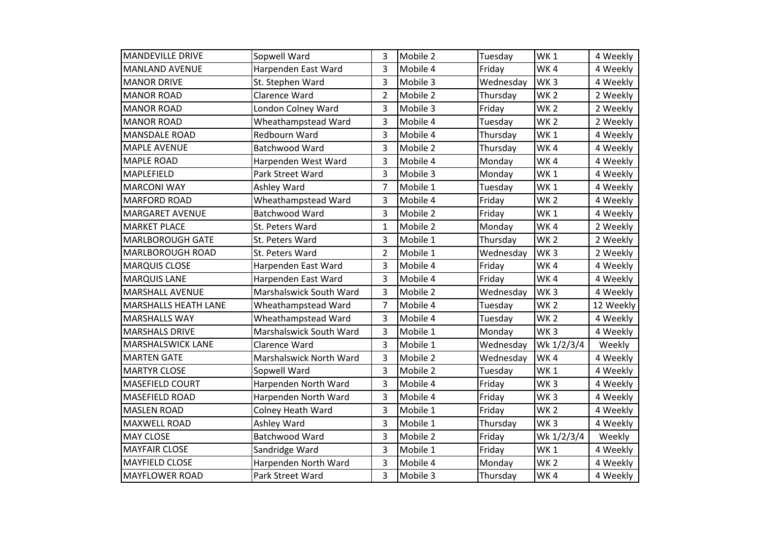| MANDEVILLE DRIVE | Sopwell Ward | 3 | Mobile 2 | Tuesday | WK 1 | 4 Weekly |
|---|---|---|---|---|---|---|
| MANLAND AVENUE | Harpenden East Ward | 3 | Mobile 4 | Friday | WK 4 | 4 Weekly |
| MANOR DRIVE | St. Stephen Ward | 3 | Mobile 3 | Wednesday | WK 3 | 4 Weekly |
| MANOR ROAD | Clarence Ward | 2 | Mobile 2 | Thursday | WK 2 | 2 Weekly |
| MANOR ROAD | London Colney Ward | 3 | Mobile 3 | Friday | WK 2 | 2 Weekly |
| MANOR ROAD | Wheathampstead Ward | 3 | Mobile 4 | Tuesday | WK 2 | 2 Weekly |
| MANSDALE ROAD | Redbourn Ward | 3 | Mobile 4 | Thursday | WK 1 | 4 Weekly |
| MAPLE AVENUE | Batchwood Ward | 3 | Mobile 2 | Thursday | WK 4 | 4 Weekly |
| MAPLE ROAD | Harpenden West Ward | 3 | Mobile 4 | Monday | WK 4 | 4 Weekly |
| MAPLEFIELD | Park Street Ward | 3 | Mobile 3 | Monday | WK 1 | 4 Weekly |
| MARCONI WAY | Ashley Ward | 7 | Mobile 1 | Tuesday | WK 1 | 4 Weekly |
| MARFORD ROAD | Wheathampstead Ward | 3 | Mobile 4 | Friday | WK 2 | 4 Weekly |
| MARGARET AVENUE | Batchwood Ward | 3 | Mobile 2 | Friday | WK 1 | 4 Weekly |
| MARKET PLACE | St. Peters Ward | 1 | Mobile 2 | Monday | WK 4 | 2 Weekly |
| MARLBOROUGH GATE | St. Peters Ward | 3 | Mobile 1 | Thursday | WK 2 | 2 Weekly |
| MARLBOROUGH ROAD | St. Peters Ward | 2 | Mobile 1 | Wednesday | WK 3 | 2 Weekly |
| MARQUIS CLOSE | Harpenden East Ward | 3 | Mobile 4 | Friday | WK 4 | 4 Weekly |
| MARQUIS LANE | Harpenden East Ward | 3 | Mobile 4 | Friday | WK 4 | 4 Weekly |
| MARSHALL AVENUE | Marshalswick South Ward | 3 | Mobile 2 | Wednesday | WK 3 | 4 Weekly |
| MARSHALLS HEATH LANE | Wheathampstead Ward | 7 | Mobile 4 | Tuesday | WK 2 | 12 Weekly |
| MARSHALLS WAY | Wheathampstead Ward | 3 | Mobile 4 | Tuesday | WK 2 | 4 Weekly |
| MARSHALS DRIVE | Marshalswick South Ward | 3 | Mobile 1 | Monday | WK 3 | 4 Weekly |
| MARSHALSWICK LANE | Clarence Ward | 3 | Mobile 1 | Wednesday | Wk 1/2/3/4 | Weekly |
| MARTEN GATE | Marshalswick North Ward | 3 | Mobile 2 | Wednesday | WK 4 | 4 Weekly |
| MARTYR CLOSE | Sopwell Ward | 3 | Mobile 2 | Tuesday | WK 1 | 4 Weekly |
| MASEFIELD COURT | Harpenden North Ward | 3 | Mobile 4 | Friday | WK 3 | 4 Weekly |
| MASEFIELD ROAD | Harpenden North Ward | 3 | Mobile 4 | Friday | WK 3 | 4 Weekly |
| MASLEN ROAD | Colney Heath Ward | 3 | Mobile 1 | Friday | WK 2 | 4 Weekly |
| MAXWELL ROAD | Ashley Ward | 3 | Mobile 1 | Thursday | WK 3 | 4 Weekly |
| MAY CLOSE | Batchwood Ward | 3 | Mobile 2 | Friday | Wk 1/2/3/4 | Weekly |
| MAYFAIR CLOSE | Sandridge Ward | 3 | Mobile 1 | Friday | WK 1 | 4 Weekly |
| MAYFIELD CLOSE | Harpenden North Ward | 3 | Mobile 4 | Monday | WK 2 | 4 Weekly |
| MAYFLOWER ROAD | Park Street Ward | 3 | Mobile 3 | Thursday | WK 4 | 4 Weekly |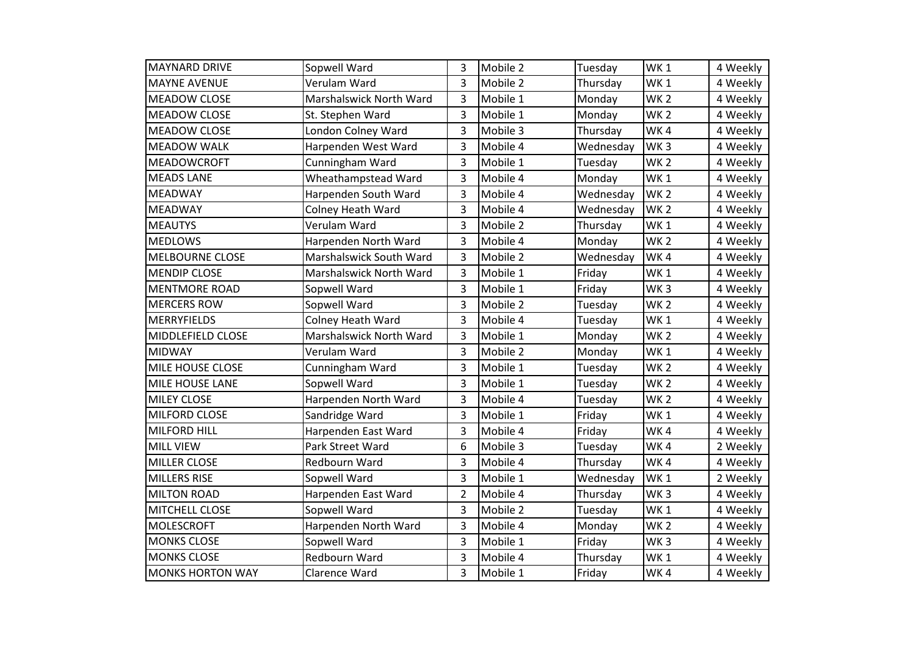| MAYNARD DRIVE | Sopwell Ward | 3 | Mobile 2 | Tuesday | WK 1 | 4 Weekly |
|---|---|---|---|---|---|---|
| MAYNE AVENUE | Verulam Ward | 3 | Mobile 2 | Thursday | WK 1 | 4 Weekly |
| MEADOW CLOSE | Marshalswick North Ward | 3 | Mobile 1 | Monday | WK 2 | 4 Weekly |
| MEADOW CLOSE | St. Stephen Ward | 3 | Mobile 1 | Monday | WK 2 | 4 Weekly |
| MEADOW CLOSE | London Colney Ward | 3 | Mobile 3 | Thursday | WK 4 | 4 Weekly |
| MEADOW WALK | Harpenden West Ward | 3 | Mobile 4 | Wednesday | WK 3 | 4 Weekly |
| MEADOWCROFT | Cunningham Ward | 3 | Mobile 1 | Tuesday | WK 2 | 4 Weekly |
| MEADS LANE | Wheathampstead Ward | 3 | Mobile 4 | Monday | WK 1 | 4 Weekly |
| MEADWAY | Harpenden South Ward | 3 | Mobile 4 | Wednesday | WK 2 | 4 Weekly |
| MEADWAY | Colney Heath Ward | 3 | Mobile 4 | Wednesday | WK 2 | 4 Weekly |
| MEAUTYS | Verulam Ward | 3 | Mobile 2 | Thursday | WK 1 | 4 Weekly |
| MEDLOWS | Harpenden North Ward | 3 | Mobile 4 | Monday | WK 2 | 4 Weekly |
| MELBOURNE CLOSE | Marshalswick South Ward | 3 | Mobile 2 | Wednesday | WK 4 | 4 Weekly |
| MENDIP CLOSE | Marshalswick North Ward | 3 | Mobile 1 | Friday | WK 1 | 4 Weekly |
| MENTMORE ROAD | Sopwell Ward | 3 | Mobile 1 | Friday | WK 3 | 4 Weekly |
| MERCERS ROW | Sopwell Ward | 3 | Mobile 2 | Tuesday | WK 2 | 4 Weekly |
| MERRYFIELDS | Colney Heath Ward | 3 | Mobile 4 | Tuesday | WK 1 | 4 Weekly |
| MIDDLEFIELD CLOSE | Marshalswick North Ward | 3 | Mobile 1 | Monday | WK 2 | 4 Weekly |
| MIDWAY | Verulam Ward | 3 | Mobile 2 | Monday | WK 1 | 4 Weekly |
| MILE HOUSE CLOSE | Cunningham Ward | 3 | Mobile 1 | Tuesday | WK 2 | 4 Weekly |
| MILE HOUSE LANE | Sopwell Ward | 3 | Mobile 1 | Tuesday | WK 2 | 4 Weekly |
| MILEY CLOSE | Harpenden North Ward | 3 | Mobile 4 | Tuesday | WK 2 | 4 Weekly |
| MILFORD CLOSE | Sandridge Ward | 3 | Mobile 1 | Friday | WK 1 | 4 Weekly |
| MILFORD HILL | Harpenden East Ward | 3 | Mobile 4 | Friday | WK 4 | 4 Weekly |
| MILL VIEW | Park Street Ward | 6 | Mobile 3 | Tuesday | WK 4 | 2 Weekly |
| MILLER CLOSE | Redbourn Ward | 3 | Mobile 4 | Thursday | WK 4 | 4 Weekly |
| MILLERS RISE | Sopwell Ward | 3 | Mobile 1 | Wednesday | WK 1 | 2 Weekly |
| MILTON ROAD | Harpenden East Ward | 2 | Mobile 4 | Thursday | WK 3 | 4 Weekly |
| MITCHELL CLOSE | Sopwell Ward | 3 | Mobile 2 | Tuesday | WK 1 | 4 Weekly |
| MOLESCROFT | Harpenden North Ward | 3 | Mobile 4 | Monday | WK 2 | 4 Weekly |
| MONKS CLOSE | Sopwell Ward | 3 | Mobile 1 | Friday | WK 3 | 4 Weekly |
| MONKS CLOSE | Redbourn Ward | 3 | Mobile 4 | Thursday | WK 1 | 4 Weekly |
| MONKS HORTON WAY | Clarence Ward | 3 | Mobile 1 | Friday | WK 4 | 4 Weekly |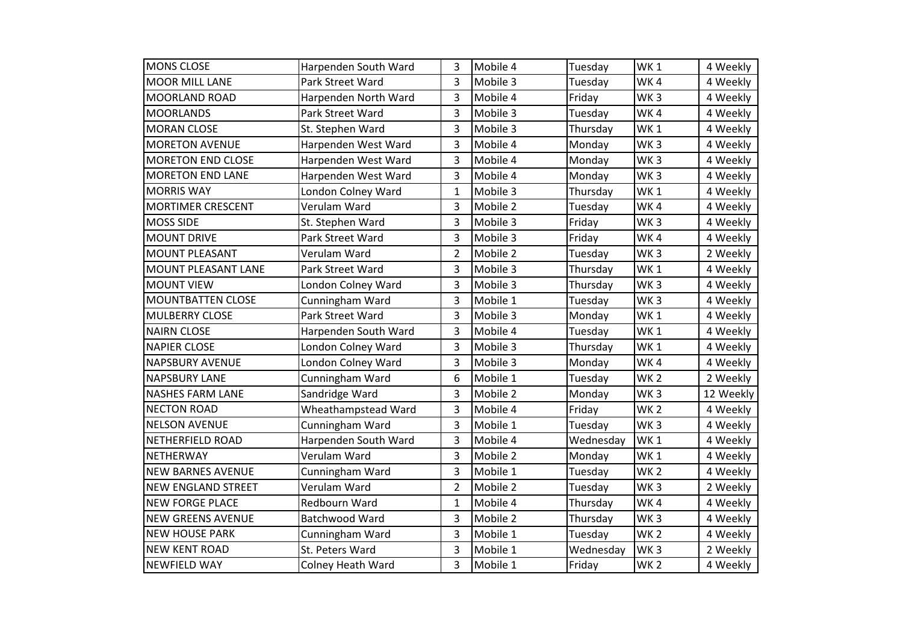| MONS CLOSE | Harpenden South Ward | 3 | Mobile 4 | Tuesday | WK 1 | 4 Weekly |
|---|---|---|---|---|---|---|
| MOOR MILL LANE | Park Street Ward | 3 | Mobile 3 | Tuesday | WK 4 | 4 Weekly |
| MOORLAND ROAD | Harpenden North Ward | 3 | Mobile 4 | Friday | WK 3 | 4 Weekly |
| MOORLANDS | Park Street Ward | 3 | Mobile 3 | Tuesday | WK 4 | 4 Weekly |
| MORAN CLOSE | St. Stephen Ward | 3 | Mobile 3 | Thursday | WK 1 | 4 Weekly |
| MORETON AVENUE | Harpenden West Ward | 3 | Mobile 4 | Monday | WK 3 | 4 Weekly |
| MORETON END CLOSE | Harpenden West Ward | 3 | Mobile 4 | Monday | WK 3 | 4 Weekly |
| MORETON END LANE | Harpenden West Ward | 3 | Mobile 4 | Monday | WK 3 | 4 Weekly |
| MORRIS WAY | London Colney Ward | 1 | Mobile 3 | Thursday | WK 1 | 4 Weekly |
| MORTIMER CRESCENT | Verulam Ward | 3 | Mobile 2 | Tuesday | WK 4 | 4 Weekly |
| MOSS SIDE | St. Stephen Ward | 3 | Mobile 3 | Friday | WK 3 | 4 Weekly |
| MOUNT DRIVE | Park Street Ward | 3 | Mobile 3 | Friday | WK 4 | 4 Weekly |
| MOUNT PLEASANT | Verulam Ward | 2 | Mobile 2 | Tuesday | WK 3 | 2 Weekly |
| MOUNT PLEASANT LANE | Park Street Ward | 3 | Mobile 3 | Thursday | WK 1 | 4 Weekly |
| MOUNT VIEW | London Colney Ward | 3 | Mobile 3 | Thursday | WK 3 | 4 Weekly |
| MOUNTBATTEN CLOSE | Cunningham Ward | 3 | Mobile 1 | Tuesday | WK 3 | 4 Weekly |
| MULBERRY CLOSE | Park Street Ward | 3 | Mobile 3 | Monday | WK 1 | 4 Weekly |
| NAIRN CLOSE | Harpenden South Ward | 3 | Mobile 4 | Tuesday | WK 1 | 4 Weekly |
| NAPIER CLOSE | London Colney Ward | 3 | Mobile 3 | Thursday | WK 1 | 4 Weekly |
| NAPSBURY AVENUE | London Colney Ward | 3 | Mobile 3 | Monday | WK 4 | 4 Weekly |
| NAPSBURY LANE | Cunningham Ward | 6 | Mobile 1 | Tuesday | WK 2 | 2 Weekly |
| NASHES FARM LANE | Sandridge Ward | 3 | Mobile 2 | Monday | WK 3 | 12 Weekly |
| NECTON ROAD | Wheathampstead Ward | 3 | Mobile 4 | Friday | WK 2 | 4 Weekly |
| NELSON AVENUE | Cunningham Ward | 3 | Mobile 1 | Tuesday | WK 3 | 4 Weekly |
| NETHERFIELD ROAD | Harpenden South Ward | 3 | Mobile 4 | Wednesday | WK 1 | 4 Weekly |
| NETHERWAY | Verulam Ward | 3 | Mobile 2 | Monday | WK 1 | 4 Weekly |
| NEW BARNES AVENUE | Cunningham Ward | 3 | Mobile 1 | Tuesday | WK 2 | 4 Weekly |
| NEW ENGLAND STREET | Verulam Ward | 2 | Mobile 2 | Tuesday | WK 3 | 2 Weekly |
| NEW FORGE PLACE | Redbourn Ward | 1 | Mobile 4 | Thursday | WK 4 | 4 Weekly |
| NEW GREENS AVENUE | Batchwood Ward | 3 | Mobile 2 | Thursday | WK 3 | 4 Weekly |
| NEW HOUSE PARK | Cunningham Ward | 3 | Mobile 1 | Tuesday | WK 2 | 4 Weekly |
| NEW KENT ROAD | St. Peters Ward | 3 | Mobile 1 | Wednesday | WK 3 | 2 Weekly |
| NEWFIELD WAY | Colney Heath Ward | 3 | Mobile 1 | Friday | WK 2 | 4 Weekly |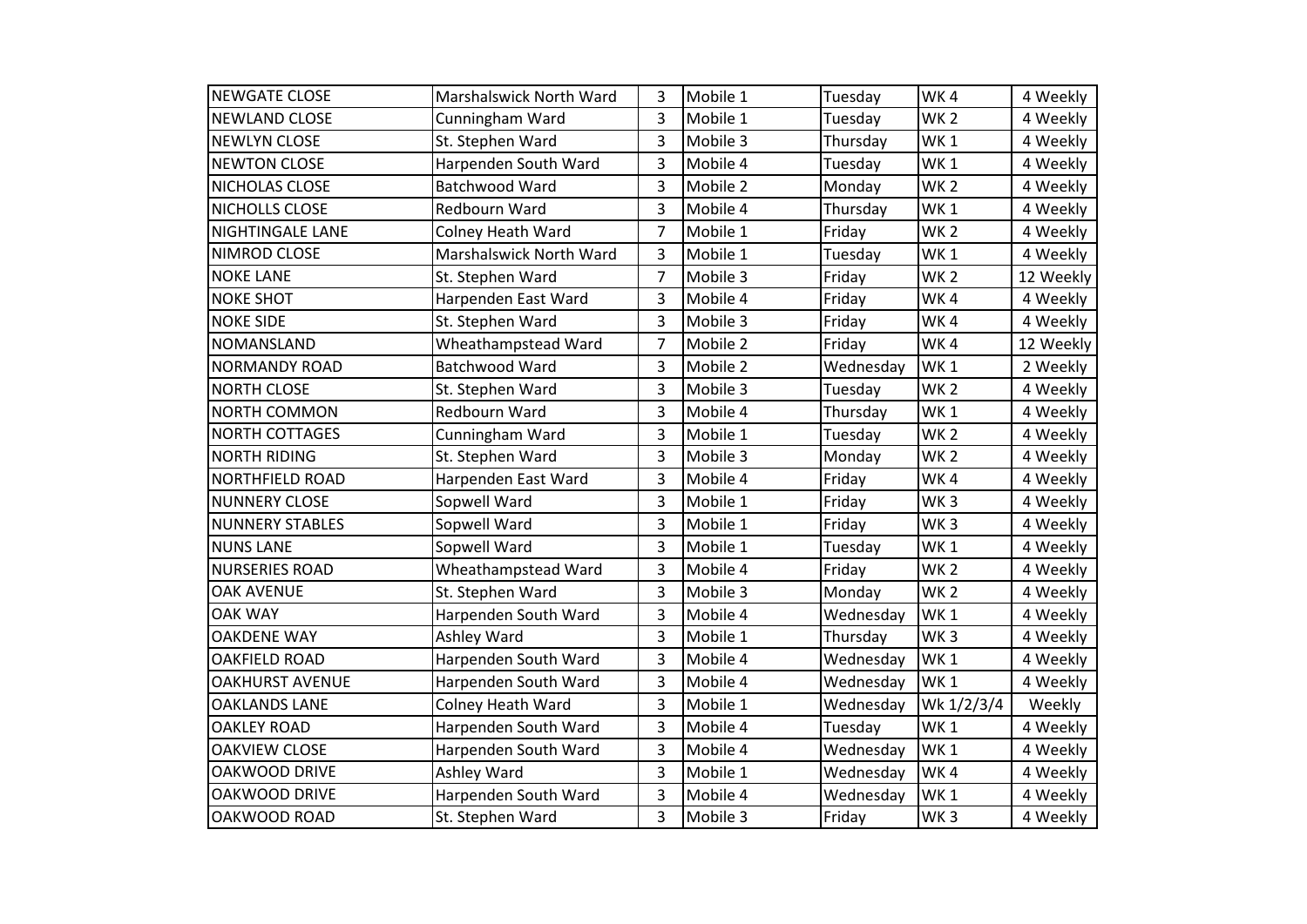| | | | | | | |
|---|---|---|---|---|---|---|
| NEWGATE CLOSE | Marshalswick North Ward | 3 | Mobile 1 | Tuesday | WK 4 | 4 Weekly |
| NEWLAND CLOSE | Cunningham Ward | 3 | Mobile 1 | Tuesday | WK 2 | 4 Weekly |
| NEWLYN CLOSE | St. Stephen Ward | 3 | Mobile 3 | Thursday | WK 1 | 4 Weekly |
| NEWTON CLOSE | Harpenden South Ward | 3 | Mobile 4 | Tuesday | WK 1 | 4 Weekly |
| NICHOLAS CLOSE | Batchwood Ward | 3 | Mobile 2 | Monday | WK 2 | 4 Weekly |
| NICHOLLS CLOSE | Redbourn Ward | 3 | Mobile 4 | Thursday | WK 1 | 4 Weekly |
| NIGHTINGALE LANE | Colney Heath Ward | 7 | Mobile 1 | Friday | WK 2 | 4 Weekly |
| NIMROD CLOSE | Marshalswick North Ward | 3 | Mobile 1 | Tuesday | WK 1 | 4 Weekly |
| NOKE LANE | St. Stephen Ward | 7 | Mobile 3 | Friday | WK 2 | 12 Weekly |
| NOKE SHOT | Harpenden East Ward | 3 | Mobile 4 | Friday | WK 4 | 4 Weekly |
| NOKE SIDE | St. Stephen Ward | 3 | Mobile 3 | Friday | WK 4 | 4 Weekly |
| NOMANSLAND | Wheathampstead Ward | 7 | Mobile 2 | Friday | WK 4 | 12 Weekly |
| NORMANDY ROAD | Batchwood Ward | 3 | Mobile 2 | Wednesday | WK 1 | 2 Weekly |
| NORTH CLOSE | St. Stephen Ward | 3 | Mobile 3 | Tuesday | WK 2 | 4 Weekly |
| NORTH COMMON | Redbourn Ward | 3 | Mobile 4 | Thursday | WK 1 | 4 Weekly |
| NORTH COTTAGES | Cunningham Ward | 3 | Mobile 1 | Tuesday | WK 2 | 4 Weekly |
| NORTH RIDING | St. Stephen Ward | 3 | Mobile 3 | Monday | WK 2 | 4 Weekly |
| NORTHFIELD ROAD | Harpenden East Ward | 3 | Mobile 4 | Friday | WK 4 | 4 Weekly |
| NUNNERY CLOSE | Sopwell Ward | 3 | Mobile 1 | Friday | WK 3 | 4 Weekly |
| NUNNERY STABLES | Sopwell Ward | 3 | Mobile 1 | Friday | WK 3 | 4 Weekly |
| NUNS LANE | Sopwell Ward | 3 | Mobile 1 | Tuesday | WK 1 | 4 Weekly |
| NURSERIES ROAD | Wheathampstead Ward | 3 | Mobile 4 | Friday | WK 2 | 4 Weekly |
| OAK AVENUE | St. Stephen Ward | 3 | Mobile 3 | Monday | WK 2 | 4 Weekly |
| OAK WAY | Harpenden South Ward | 3 | Mobile 4 | Wednesday | WK 1 | 4 Weekly |
| OAKDENE WAY | Ashley Ward | 3 | Mobile 1 | Thursday | WK 3 | 4 Weekly |
| OAKFIELD ROAD | Harpenden South Ward | 3 | Mobile 4 | Wednesday | WK 1 | 4 Weekly |
| OAKHURST AVENUE | Harpenden South Ward | 3 | Mobile 4 | Wednesday | WK 1 | 4 Weekly |
| OAKLANDS LANE | Colney Heath Ward | 3 | Mobile 1 | Wednesday | Wk 1/2/3/4 | Weekly |
| OAKLEY ROAD | Harpenden South Ward | 3 | Mobile 4 | Tuesday | WK 1 | 4 Weekly |
| OAKVIEW CLOSE | Harpenden South Ward | 3 | Mobile 4 | Wednesday | WK 1 | 4 Weekly |
| OAKWOOD DRIVE | Ashley Ward | 3 | Mobile 1 | Wednesday | WK 4 | 4 Weekly |
| OAKWOOD DRIVE | Harpenden South Ward | 3 | Mobile 4 | Wednesday | WK 1 | 4 Weekly |
| OAKWOOD ROAD | St. Stephen Ward | 3 | Mobile 3 | Friday | WK 3 | 4 Weekly |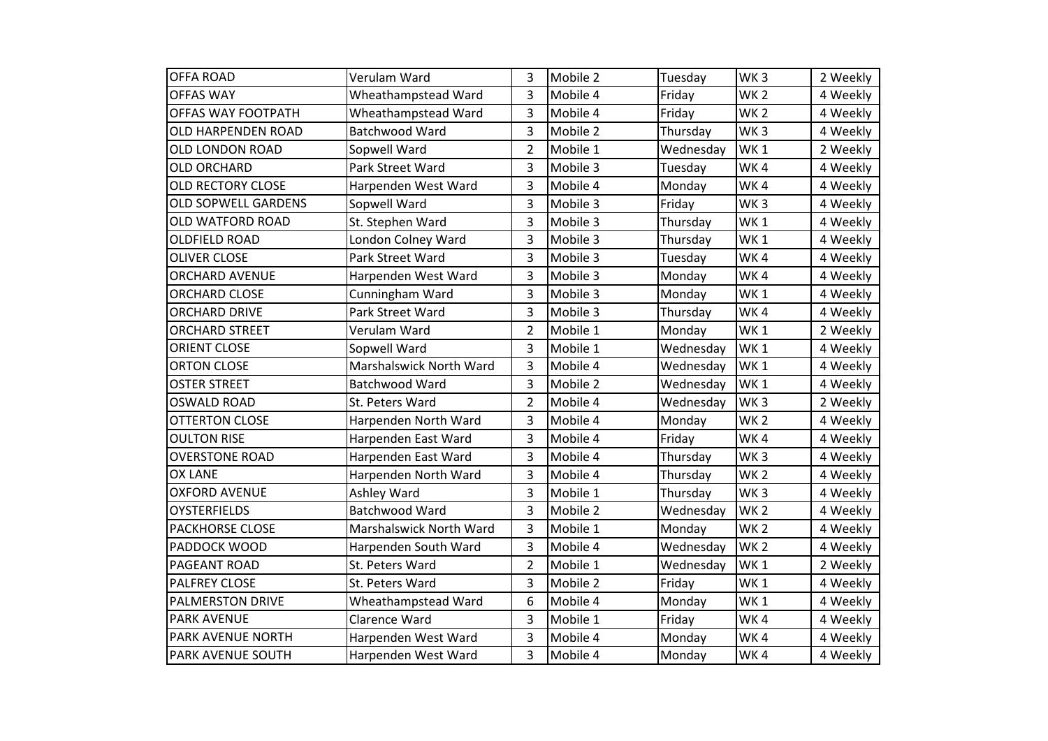| OFFA ROAD | Verulam Ward | 3 | Mobile 2 | Tuesday | WK 3 | 2 Weekly |
|---|---|---|---|---|---|---|
| OFFAS WAY | Wheathampstead Ward | 3 | Mobile 4 | Friday | WK 2 | 4 Weekly |
| OFFAS WAY FOOTPATH | Wheathampstead Ward | 3 | Mobile 4 | Friday | WK 2 | 4 Weekly |
| OLD HARPENDEN ROAD | Batchwood Ward | 3 | Mobile 2 | Thursday | WK 3 | 4 Weekly |
| OLD LONDON ROAD | Sopwell Ward | 2 | Mobile 1 | Wednesday | WK 1 | 2 Weekly |
| OLD ORCHARD | Park Street Ward | 3 | Mobile 3 | Tuesday | WK 4 | 4 Weekly |
| OLD RECTORY CLOSE | Harpenden West Ward | 3 | Mobile 4 | Monday | WK 4 | 4 Weekly |
| OLD SOPWELL GARDENS | Sopwell Ward | 3 | Mobile 3 | Friday | WK 3 | 4 Weekly |
| OLD WATFORD ROAD | St. Stephen Ward | 3 | Mobile 3 | Thursday | WK 1 | 4 Weekly |
| OLDFIELD ROAD | London Colney Ward | 3 | Mobile 3 | Thursday | WK 1 | 4 Weekly |
| OLIVER CLOSE | Park Street Ward | 3 | Mobile 3 | Tuesday | WK 4 | 4 Weekly |
| ORCHARD AVENUE | Harpenden West Ward | 3 | Mobile 3 | Monday | WK 4 | 4 Weekly |
| ORCHARD CLOSE | Cunningham Ward | 3 | Mobile 3 | Monday | WK 1 | 4 Weekly |
| ORCHARD DRIVE | Park Street Ward | 3 | Mobile 3 | Thursday | WK 4 | 4 Weekly |
| ORCHARD STREET | Verulam Ward | 2 | Mobile 1 | Monday | WK 1 | 2 Weekly |
| ORIENT CLOSE | Sopwell Ward | 3 | Mobile 1 | Wednesday | WK 1 | 4 Weekly |
| ORTON CLOSE | Marshalswick North Ward | 3 | Mobile 4 | Wednesday | WK 1 | 4 Weekly |
| OSTER STREET | Batchwood Ward | 3 | Mobile 2 | Wednesday | WK 1 | 4 Weekly |
| OSWALD ROAD | St. Peters Ward | 2 | Mobile 4 | Wednesday | WK 3 | 2 Weekly |
| OTTERTON CLOSE | Harpenden North Ward | 3 | Mobile 4 | Monday | WK 2 | 4 Weekly |
| OULTON RISE | Harpenden East Ward | 3 | Mobile 4 | Friday | WK 4 | 4 Weekly |
| OVERSTONE ROAD | Harpenden East Ward | 3 | Mobile 4 | Thursday | WK 3 | 4 Weekly |
| OX LANE | Harpenden North Ward | 3 | Mobile 4 | Thursday | WK 2 | 4 Weekly |
| OXFORD AVENUE | Ashley Ward | 3 | Mobile 1 | Thursday | WK 3 | 4 Weekly |
| OYSTERFIELDS | Batchwood Ward | 3 | Mobile 2 | Wednesday | WK 2 | 4 Weekly |
| PACKHORSE CLOSE | Marshalswick North Ward | 3 | Mobile 1 | Monday | WK 2 | 4 Weekly |
| PADDOCK WOOD | Harpenden South Ward | 3 | Mobile 4 | Wednesday | WK 2 | 4 Weekly |
| PAGEANT ROAD | St. Peters Ward | 2 | Mobile 1 | Wednesday | WK 1 | 2 Weekly |
| PALFREY CLOSE | St. Peters Ward | 3 | Mobile 2 | Friday | WK 1 | 4 Weekly |
| PALMERSTON DRIVE | Wheathampstead Ward | 6 | Mobile 4 | Monday | WK 1 | 4 Weekly |
| PARK AVENUE | Clarence Ward | 3 | Mobile 1 | Friday | WK 4 | 4 Weekly |
| PARK AVENUE NORTH | Harpenden West Ward | 3 | Mobile 4 | Monday | WK 4 | 4 Weekly |
| PARK AVENUE SOUTH | Harpenden West Ward | 3 | Mobile 4 | Monday | WK 4 | 4 Weekly |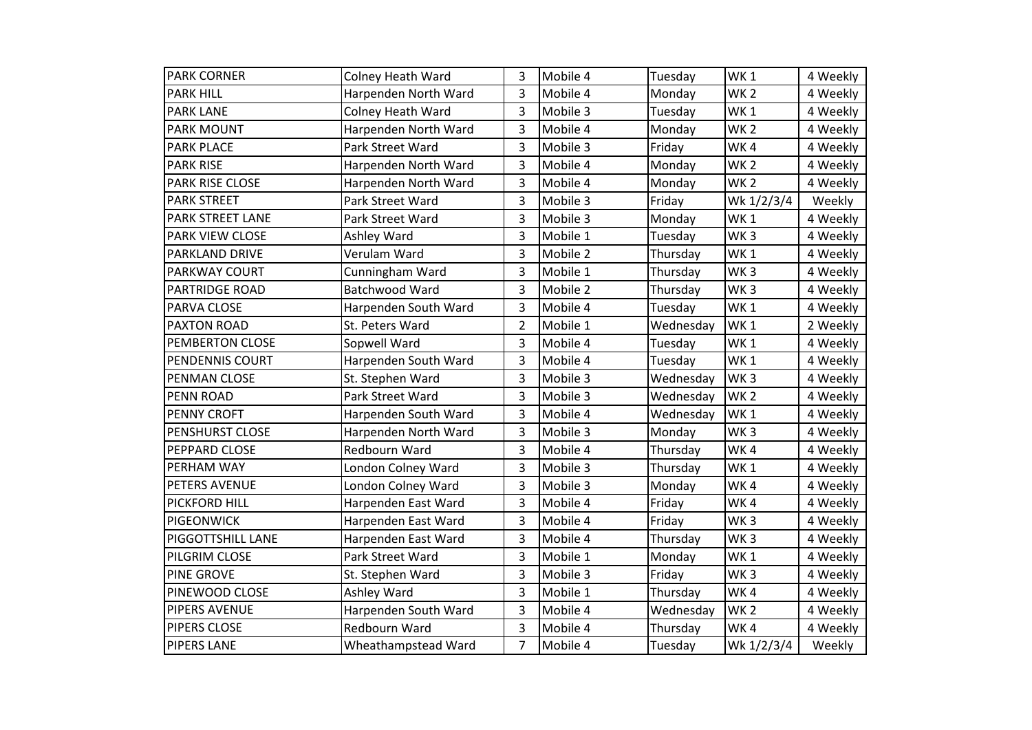| PARK CORNER | Colney Heath Ward | 3 | Mobile 4 | Tuesday | WK 1 | 4 Weekly |
|---|---|---|---|---|---|---|
| PARK HILL | Harpenden North Ward | 3 | Mobile 4 | Monday | WK 2 | 4 Weekly |
| PARK LANE | Colney Heath Ward | 3 | Mobile 3 | Tuesday | WK 1 | 4 Weekly |
| PARK MOUNT | Harpenden North Ward | 3 | Mobile 4 | Monday | WK 2 | 4 Weekly |
| PARK PLACE | Park Street Ward | 3 | Mobile 3 | Friday | WK 4 | 4 Weekly |
| PARK RISE | Harpenden North Ward | 3 | Mobile 4 | Monday | WK 2 | 4 Weekly |
| PARK RISE CLOSE | Harpenden North Ward | 3 | Mobile 4 | Monday | WK 2 | 4 Weekly |
| PARK STREET | Park Street Ward | 3 | Mobile 3 | Friday | Wk 1/2/3/4 | Weekly |
| PARK STREET LANE | Park Street Ward | 3 | Mobile 3 | Monday | WK 1 | 4 Weekly |
| PARK VIEW CLOSE | Ashley Ward | 3 | Mobile 1 | Tuesday | WK 3 | 4 Weekly |
| PARKLAND DRIVE | Verulam Ward | 3 | Mobile 2 | Thursday | WK 1 | 4 Weekly |
| PARKWAY COURT | Cunningham Ward | 3 | Mobile 1 | Thursday | WK 3 | 4 Weekly |
| PARTRIDGE ROAD | Batchwood Ward | 3 | Mobile 2 | Thursday | WK 3 | 4 Weekly |
| PARVA CLOSE | Harpenden South Ward | 3 | Mobile 4 | Tuesday | WK 1 | 4 Weekly |
| PAXTON ROAD | St. Peters Ward | 2 | Mobile 1 | Wednesday | WK 1 | 2 Weekly |
| PEMBERTON CLOSE | Sopwell Ward | 3 | Mobile 4 | Tuesday | WK 1 | 4 Weekly |
| PENDENNIS COURT | Harpenden South Ward | 3 | Mobile 4 | Tuesday | WK 1 | 4 Weekly |
| PENMAN CLOSE | St. Stephen Ward | 3 | Mobile 3 | Wednesday | WK 3 | 4 Weekly |
| PENN ROAD | Park Street Ward | 3 | Mobile 3 | Wednesday | WK 2 | 4 Weekly |
| PENNY CROFT | Harpenden South Ward | 3 | Mobile 4 | Wednesday | WK 1 | 4 Weekly |
| PENSHURST CLOSE | Harpenden North Ward | 3 | Mobile 3 | Monday | WK 3 | 4 Weekly |
| PEPPARD CLOSE | Redbourn Ward | 3 | Mobile 4 | Thursday | WK 4 | 4 Weekly |
| PERHAM WAY | London Colney Ward | 3 | Mobile 3 | Thursday | WK 1 | 4 Weekly |
| PETERS AVENUE | London Colney Ward | 3 | Mobile 3 | Monday | WK 4 | 4 Weekly |
| PICKFORD HILL | Harpenden East Ward | 3 | Mobile 4 | Friday | WK 4 | 4 Weekly |
| PIGEONWICK | Harpenden East Ward | 3 | Mobile 4 | Friday | WK 3 | 4 Weekly |
| PIGGOTTSHILL LANE | Harpenden East Ward | 3 | Mobile 4 | Thursday | WK 3 | 4 Weekly |
| PILGRIM CLOSE | Park Street Ward | 3 | Mobile 1 | Monday | WK 1 | 4 Weekly |
| PINE GROVE | St. Stephen Ward | 3 | Mobile 3 | Friday | WK 3 | 4 Weekly |
| PINEWOOD CLOSE | Ashley Ward | 3 | Mobile 1 | Thursday | WK 4 | 4 Weekly |
| PIPERS AVENUE | Harpenden South Ward | 3 | Mobile 4 | Wednesday | WK 2 | 4 Weekly |
| PIPERS CLOSE | Redbourn Ward | 3 | Mobile 4 | Thursday | WK 4 | 4 Weekly |
| PIPERS LANE | Wheathampstead Ward | 7 | Mobile 4 | Tuesday | Wk 1/2/3/4 | Weekly |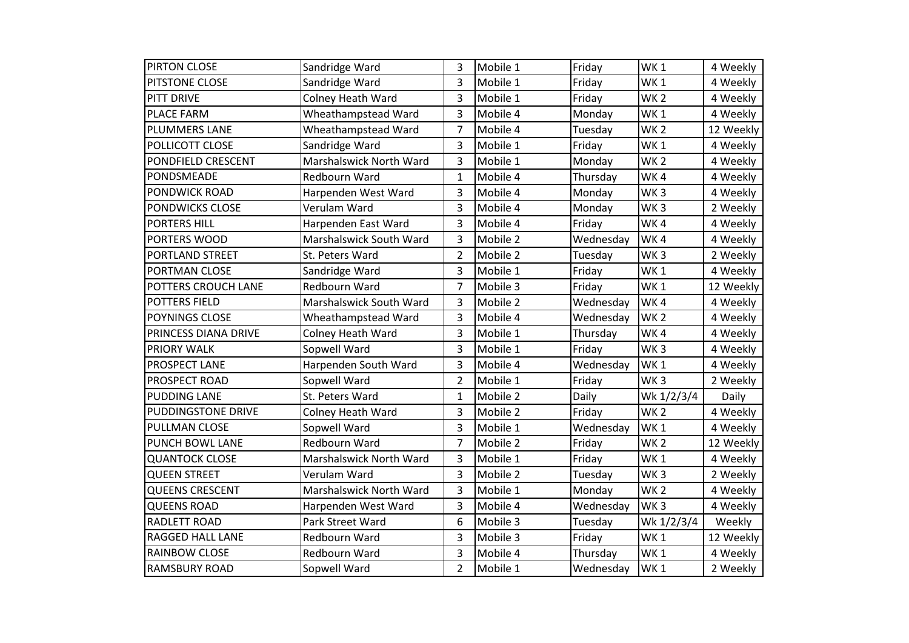| PIRTON CLOSE | Sandridge Ward | 3 | Mobile 1 | Friday | WK 1 | 4 Weekly |
|---|---|---|---|---|---|---|
| PITSTONE CLOSE | Sandridge Ward | 3 | Mobile 1 | Friday | WK 1 | 4 Weekly |
| PITT DRIVE | Colney Heath Ward | 3 | Mobile 1 | Friday | WK 2 | 4 Weekly |
| PLACE FARM | Wheathampstead Ward | 3 | Mobile 4 | Monday | WK 1 | 4 Weekly |
| PLUMMERS LANE | Wheathampstead Ward | 7 | Mobile 4 | Tuesday | WK 2 | 12 Weekly |
| POLLICOTT CLOSE | Sandridge Ward | 3 | Mobile 1 | Friday | WK 1 | 4 Weekly |
| PONDFIELD CRESCENT | Marshalswick North Ward | 3 | Mobile 1 | Monday | WK 2 | 4 Weekly |
| PONDSMEADE | Redbourn Ward | 1 | Mobile 4 | Thursday | WK 4 | 4 Weekly |
| PONDWICK ROAD | Harpenden West Ward | 3 | Mobile 4 | Monday | WK 3 | 4 Weekly |
| PONDWICKS CLOSE | Verulam Ward | 3 | Mobile 4 | Monday | WK 3 | 2 Weekly |
| PORTERS HILL | Harpenden East Ward | 3 | Mobile 4 | Friday | WK 4 | 4 Weekly |
| PORTERS WOOD | Marshalswick South Ward | 3 | Mobile 2 | Wednesday | WK 4 | 4 Weekly |
| PORTLAND STREET | St. Peters Ward | 2 | Mobile 2 | Tuesday | WK 3 | 2 Weekly |
| PORTMAN CLOSE | Sandridge Ward | 3 | Mobile 1 | Friday | WK 1 | 4 Weekly |
| POTTERS CROUCH LANE | Redbourn Ward | 7 | Mobile 3 | Friday | WK 1 | 12 Weekly |
| POTTERS FIELD | Marshalswick South Ward | 3 | Mobile 2 | Wednesday | WK 4 | 4 Weekly |
| POYNINGS CLOSE | Wheathampstead Ward | 3 | Mobile 4 | Wednesday | WK 2 | 4 Weekly |
| PRINCESS DIANA DRIVE | Colney Heath Ward | 3 | Mobile 1 | Thursday | WK 4 | 4 Weekly |
| PRIORY WALK | Sopwell Ward | 3 | Mobile 1 | Friday | WK 3 | 4 Weekly |
| PROSPECT LANE | Harpenden South Ward | 3 | Mobile 4 | Wednesday | WK 1 | 4 Weekly |
| PROSPECT ROAD | Sopwell Ward | 2 | Mobile 1 | Friday | WK 3 | 2 Weekly |
| PUDDING LANE | St. Peters Ward | 1 | Mobile 2 | Daily | Wk 1/2/3/4 | Daily |
| PUDDINGSTONE DRIVE | Colney Heath Ward | 3 | Mobile 2 | Friday | WK 2 | 4 Weekly |
| PULLMAN CLOSE | Sopwell Ward | 3 | Mobile 1 | Wednesday | WK 1 | 4 Weekly |
| PUNCH BOWL LANE | Redbourn Ward | 7 | Mobile 2 | Friday | WK 2 | 12 Weekly |
| QUANTOCK CLOSE | Marshalswick North Ward | 3 | Mobile 1 | Friday | WK 1 | 4 Weekly |
| QUEEN STREET | Verulam Ward | 3 | Mobile 2 | Tuesday | WK 3 | 2 Weekly |
| QUEENS CRESCENT | Marshalswick North Ward | 3 | Mobile 1 | Monday | WK 2 | 4 Weekly |
| QUEENS ROAD | Harpenden West Ward | 3 | Mobile 4 | Wednesday | WK 3 | 4 Weekly |
| RADLETT ROAD | Park Street Ward | 6 | Mobile 3 | Tuesday | Wk 1/2/3/4 | Weekly |
| RAGGED HALL LANE | Redbourn Ward | 3 | Mobile 3 | Friday | WK 1 | 12 Weekly |
| RAINBOW CLOSE | Redbourn Ward | 3 | Mobile 4 | Thursday | WK 1 | 4 Weekly |
| RAMSBURY ROAD | Sopwell Ward | 2 | Mobile 1 | Wednesday | WK 1 | 2 Weekly |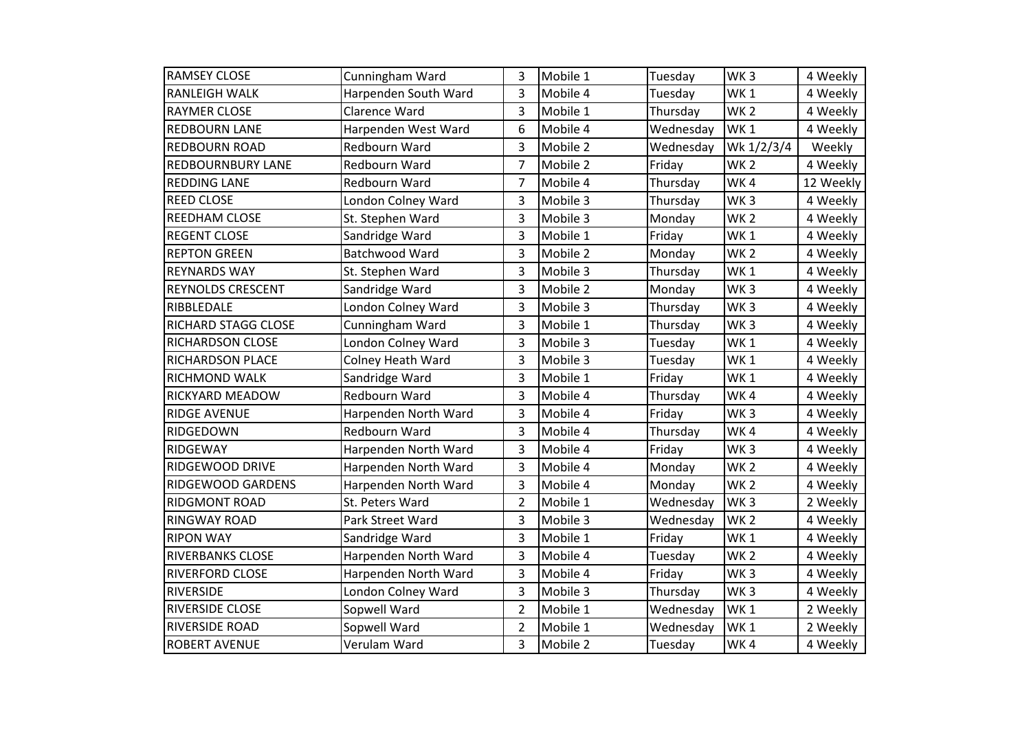| RAMSEY CLOSE | Cunningham Ward | 3 | Mobile 1 | Tuesday | WK 3 | 4 Weekly |
|---|---|---|---|---|---|---|
| RANLEIGH WALK | Harpenden South Ward | 3 | Mobile 4 | Tuesday | WK 1 | 4 Weekly |
| RAYMER CLOSE | Clarence Ward | 3 | Mobile 1 | Thursday | WK 2 | 4 Weekly |
| REDBOURN LANE | Harpenden West Ward | 6 | Mobile 4 | Wednesday | WK 1 | 4 Weekly |
| REDBOURN ROAD | Redbourn Ward | 3 | Mobile 2 | Wednesday | Wk 1/2/3/4 | Weekly |
| REDBOURNBURY LANE | Redbourn Ward | 7 | Mobile 2 | Friday | WK 2 | 4 Weekly |
| REDDING LANE | Redbourn Ward | 7 | Mobile 4 | Thursday | WK 4 | 12 Weekly |
| REED CLOSE | London Colney Ward | 3 | Mobile 3 | Thursday | WK 3 | 4 Weekly |
| REEDHAM CLOSE | St. Stephen Ward | 3 | Mobile 3 | Monday | WK 2 | 4 Weekly |
| REGENT CLOSE | Sandridge Ward | 3 | Mobile 1 | Friday | WK 1 | 4 Weekly |
| REPTON GREEN | Batchwood Ward | 3 | Mobile 2 | Monday | WK 2 | 4 Weekly |
| REYNARDS WAY | St. Stephen Ward | 3 | Mobile 3 | Thursday | WK 1 | 4 Weekly |
| REYNOLDS CRESCENT | Sandridge Ward | 3 | Mobile 2 | Monday | WK 3 | 4 Weekly |
| RIBBLEDALE | London Colney Ward | 3 | Mobile 3 | Thursday | WK 3 | 4 Weekly |
| RICHARD STAGG CLOSE | Cunningham Ward | 3 | Mobile 1 | Thursday | WK 3 | 4 Weekly |
| RICHARDSON CLOSE | London Colney Ward | 3 | Mobile 3 | Tuesday | WK 1 | 4 Weekly |
| RICHARDSON PLACE | Colney Heath Ward | 3 | Mobile 3 | Tuesday | WK 1 | 4 Weekly |
| RICHMOND WALK | Sandridge Ward | 3 | Mobile 1 | Friday | WK 1 | 4 Weekly |
| RICKYARD MEADOW | Redbourn Ward | 3 | Mobile 4 | Thursday | WK 4 | 4 Weekly |
| RIDGE AVENUE | Harpenden North Ward | 3 | Mobile 4 | Friday | WK 3 | 4 Weekly |
| RIDGEDOWN | Redbourn Ward | 3 | Mobile 4 | Thursday | WK 4 | 4 Weekly |
| RIDGEWAY | Harpenden North Ward | 3 | Mobile 4 | Friday | WK 3 | 4 Weekly |
| RIDGEWOOD DRIVE | Harpenden North Ward | 3 | Mobile 4 | Monday | WK 2 | 4 Weekly |
| RIDGEWOOD GARDENS | Harpenden North Ward | 3 | Mobile 4 | Monday | WK 2 | 4 Weekly |
| RIDGMONT ROAD | St. Peters Ward | 2 | Mobile 1 | Wednesday | WK 3 | 2 Weekly |
| RINGWAY ROAD | Park Street Ward | 3 | Mobile 3 | Wednesday | WK 2 | 4 Weekly |
| RIPON WAY | Sandridge Ward | 3 | Mobile 1 | Friday | WK 1 | 4 Weekly |
| RIVERBANKS CLOSE | Harpenden North Ward | 3 | Mobile 4 | Tuesday | WK 2 | 4 Weekly |
| RIVERFORD CLOSE | Harpenden North Ward | 3 | Mobile 4 | Friday | WK 3 | 4 Weekly |
| RIVERSIDE | London Colney Ward | 3 | Mobile 3 | Thursday | WK 3 | 4 Weekly |
| RIVERSIDE CLOSE | Sopwell Ward | 2 | Mobile 1 | Wednesday | WK 1 | 2 Weekly |
| RIVERSIDE ROAD | Sopwell Ward | 2 | Mobile 1 | Wednesday | WK 1 | 2 Weekly |
| ROBERT AVENUE | Verulam Ward | 3 | Mobile 2 | Tuesday | WK 4 | 4 Weekly |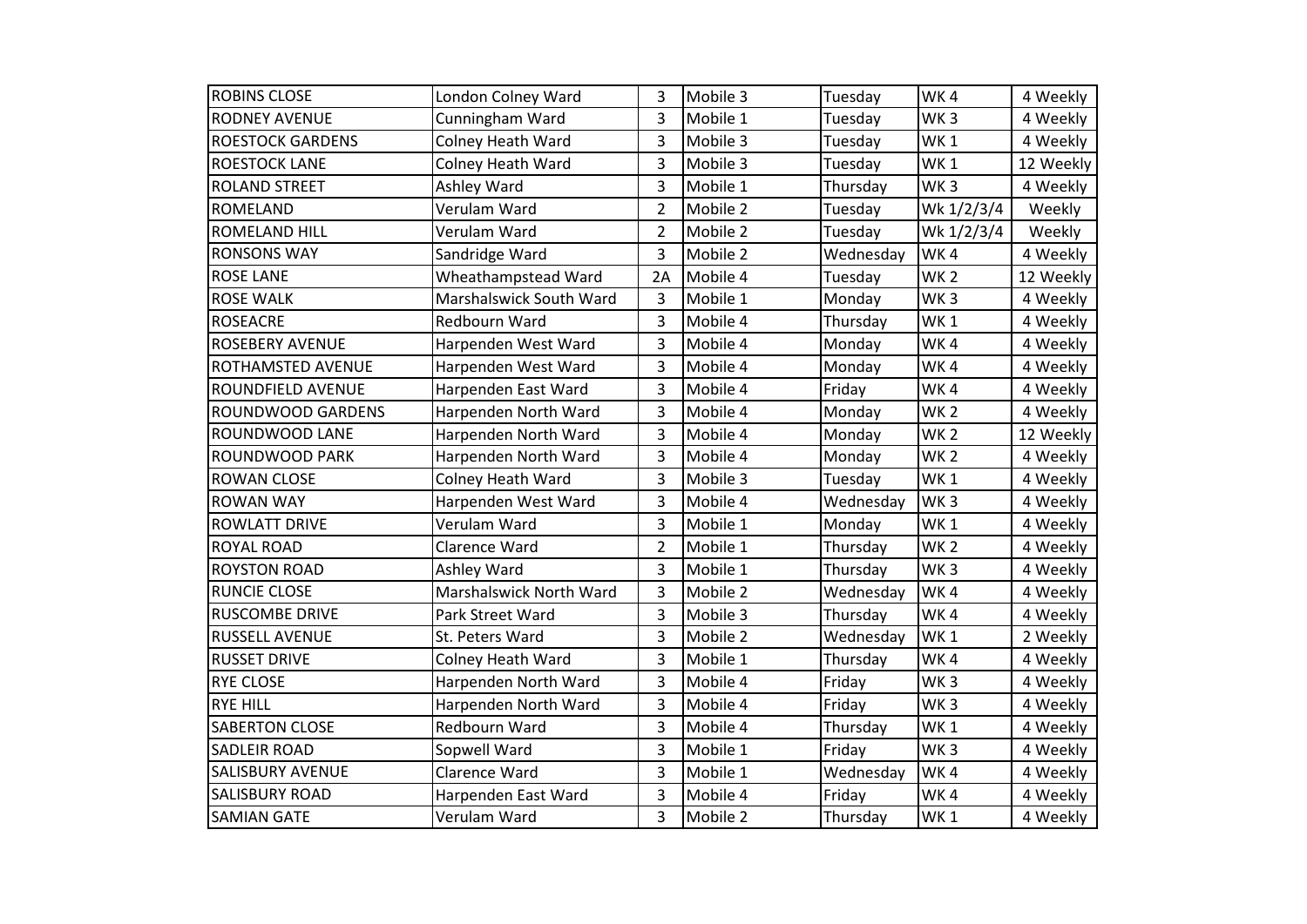| ROBINS CLOSE | London Colney Ward | 3 | Mobile 3 | Tuesday | WK 4 | 4 Weekly |
|---|---|---|---|---|---|---|
| RODNEY AVENUE | Cunningham Ward | 3 | Mobile 1 | Tuesday | WK 3 | 4 Weekly |
| ROESTOCK GARDENS | Colney Heath Ward | 3 | Mobile 3 | Tuesday | WK 1 | 4 Weekly |
| ROESTOCK LANE | Colney Heath Ward | 3 | Mobile 3 | Tuesday | WK 1 | 12 Weekly |
| ROLAND STREET | Ashley Ward | 3 | Mobile 1 | Thursday | WK 3 | 4 Weekly |
| ROMELAND | Verulam Ward | 2 | Mobile 2 | Tuesday | Wk 1/2/3/4 | Weekly |
| ROMELAND HILL | Verulam Ward | 2 | Mobile 2 | Tuesday | Wk 1/2/3/4 | Weekly |
| RONSONS WAY | Sandridge Ward | 3 | Mobile 2 | Wednesday | WK 4 | 4 Weekly |
| ROSE LANE | Wheathampstead Ward | 2A | Mobile 4 | Tuesday | WK 2 | 12 Weekly |
| ROSE WALK | Marshalswick South Ward | 3 | Mobile 1 | Monday | WK 3 | 4 Weekly |
| ROSEACRE | Redbourn Ward | 3 | Mobile 4 | Thursday | WK 1 | 4 Weekly |
| ROSEBERY AVENUE | Harpenden West Ward | 3 | Mobile 4 | Monday | WK 4 | 4 Weekly |
| ROTHAMSTED AVENUE | Harpenden West Ward | 3 | Mobile 4 | Monday | WK 4 | 4 Weekly |
| ROUNDFIELD AVENUE | Harpenden East Ward | 3 | Mobile 4 | Friday | WK 4 | 4 Weekly |
| ROUNDWOOD GARDENS | Harpenden North Ward | 3 | Mobile 4 | Monday | WK 2 | 4 Weekly |
| ROUNDWOOD LANE | Harpenden North Ward | 3 | Mobile 4 | Monday | WK 2 | 12 Weekly |
| ROUNDWOOD PARK | Harpenden North Ward | 3 | Mobile 4 | Monday | WK 2 | 4 Weekly |
| ROWAN CLOSE | Colney Heath Ward | 3 | Mobile 3 | Tuesday | WK 1 | 4 Weekly |
| ROWAN WAY | Harpenden West Ward | 3 | Mobile 4 | Wednesday | WK 3 | 4 Weekly |
| ROWLATT DRIVE | Verulam Ward | 3 | Mobile 1 | Monday | WK 1 | 4 Weekly |
| ROYAL ROAD | Clarence Ward | 2 | Mobile 1 | Thursday | WK 2 | 4 Weekly |
| ROYSTON ROAD | Ashley Ward | 3 | Mobile 1 | Thursday | WK 3 | 4 Weekly |
| RUNCIE CLOSE | Marshalswick North Ward | 3 | Mobile 2 | Wednesday | WK 4 | 4 Weekly |
| RUSCOMBE DRIVE | Park Street Ward | 3 | Mobile 3 | Thursday | WK 4 | 4 Weekly |
| RUSSELL AVENUE | St. Peters Ward | 3 | Mobile 2 | Wednesday | WK 1 | 2 Weekly |
| RUSSET DRIVE | Colney Heath Ward | 3 | Mobile 1 | Thursday | WK 4 | 4 Weekly |
| RYE CLOSE | Harpenden North Ward | 3 | Mobile 4 | Friday | WK 3 | 4 Weekly |
| RYE HILL | Harpenden North Ward | 3 | Mobile 4 | Friday | WK 3 | 4 Weekly |
| SABERTON CLOSE | Redbourn Ward | 3 | Mobile 4 | Thursday | WK 1 | 4 Weekly |
| SADLEIR ROAD | Sopwell Ward | 3 | Mobile 1 | Friday | WK 3 | 4 Weekly |
| SALISBURY AVENUE | Clarence Ward | 3 | Mobile 1 | Wednesday | WK 4 | 4 Weekly |
| SALISBURY ROAD | Harpenden East Ward | 3 | Mobile 4 | Friday | WK 4 | 4 Weekly |
| SAMIAN GATE | Verulam Ward | 3 | Mobile 2 | Thursday | WK 1 | 4 Weekly |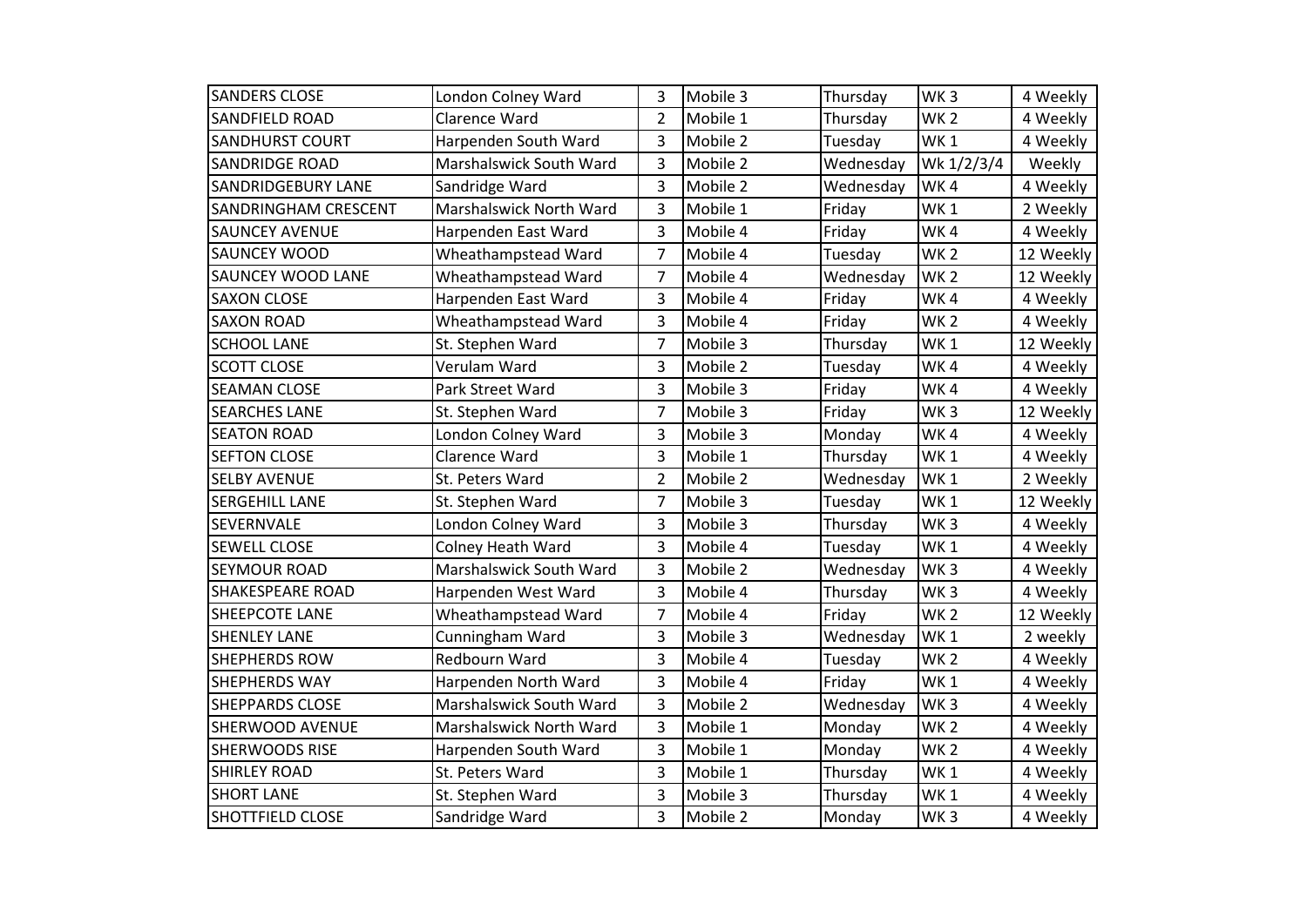| SANDERS CLOSE | London Colney Ward | 3 | Mobile 3 | Thursday | WK 3 | 4 Weekly |
|---|---|---|---|---|---|---|
| SANDFIELD ROAD | Clarence Ward | 2 | Mobile 1 | Thursday | WK 2 | 4 Weekly |
| SANDHURST COURT | Harpenden South Ward | 3 | Mobile 2 | Tuesday | WK 1 | 4 Weekly |
| SANDRIDGE ROAD | Marshalswick South Ward | 3 | Mobile 2 | Wednesday | Wk 1/2/3/4 | Weekly |
| SANDRIDGEBURY LANE | Sandridge Ward | 3 | Mobile 2 | Wednesday | WK 4 | 4 Weekly |
| SANDRINGHAM CRESCENT | Marshalswick North Ward | 3 | Mobile 1 | Friday | WK 1 | 2 Weekly |
| SAUNCEY AVENUE | Harpenden East Ward | 3 | Mobile 4 | Friday | WK 4 | 4 Weekly |
| SAUNCEY WOOD | Wheathampstead Ward | 7 | Mobile 4 | Tuesday | WK 2 | 12 Weekly |
| SAUNCEY WOOD LANE | Wheathampstead Ward | 7 | Mobile 4 | Wednesday | WK 2 | 12 Weekly |
| SAXON CLOSE | Harpenden East Ward | 3 | Mobile 4 | Friday | WK 4 | 4 Weekly |
| SAXON ROAD | Wheathampstead Ward | 3 | Mobile 4 | Friday | WK 2 | 4 Weekly |
| SCHOOL LANE | St. Stephen Ward | 7 | Mobile 3 | Thursday | WK 1 | 12 Weekly |
| SCOTT CLOSE | Verulam Ward | 3 | Mobile 2 | Tuesday | WK 4 | 4 Weekly |
| SEAMAN CLOSE | Park Street Ward | 3 | Mobile 3 | Friday | WK 4 | 4 Weekly |
| SEARCHES LANE | St. Stephen Ward | 7 | Mobile 3 | Friday | WK 3 | 12 Weekly |
| SEATON ROAD | London Colney Ward | 3 | Mobile 3 | Monday | WK 4 | 4 Weekly |
| SEFTON CLOSE | Clarence Ward | 3 | Mobile 1 | Thursday | WK 1 | 4 Weekly |
| SELBY AVENUE | St. Peters Ward | 2 | Mobile 2 | Wednesday | WK 1 | 2 Weekly |
| SERGEHILL LANE | St. Stephen Ward | 7 | Mobile 3 | Tuesday | WK 1 | 12 Weekly |
| SEVERNVALE | London Colney Ward | 3 | Mobile 3 | Thursday | WK 3 | 4 Weekly |
| SEWELL CLOSE | Colney Heath Ward | 3 | Mobile 4 | Tuesday | WK 1 | 4 Weekly |
| SEYMOUR ROAD | Marshalswick South Ward | 3 | Mobile 2 | Wednesday | WK 3 | 4 Weekly |
| SHAKESPEARE ROAD | Harpenden West Ward | 3 | Mobile 4 | Thursday | WK 3 | 4 Weekly |
| SHEEPCOTE LANE | Wheathampstead Ward | 7 | Mobile 4 | Friday | WK 2 | 12 Weekly |
| SHENLEY LANE | Cunningham Ward | 3 | Mobile 3 | Wednesday | WK 1 | 2 weekly |
| SHEPHERDS ROW | Redbourn Ward | 3 | Mobile 4 | Tuesday | WK 2 | 4 Weekly |
| SHEPHERDS WAY | Harpenden North Ward | 3 | Mobile 4 | Friday | WK 1 | 4 Weekly |
| SHEPPARDS CLOSE | Marshalswick South Ward | 3 | Mobile 2 | Wednesday | WK 3 | 4 Weekly |
| SHERWOOD AVENUE | Marshalswick North Ward | 3 | Mobile 1 | Monday | WK 2 | 4 Weekly |
| SHERWOODS RISE | Harpenden South Ward | 3 | Mobile 1 | Monday | WK 2 | 4 Weekly |
| SHIRLEY ROAD | St. Peters Ward | 3 | Mobile 1 | Thursday | WK 1 | 4 Weekly |
| SHORT LANE | St. Stephen Ward | 3 | Mobile 3 | Thursday | WK 1 | 4 Weekly |
| SHOTTFIELD CLOSE | Sandridge Ward | 3 | Mobile 2 | Monday | WK 3 | 4 Weekly |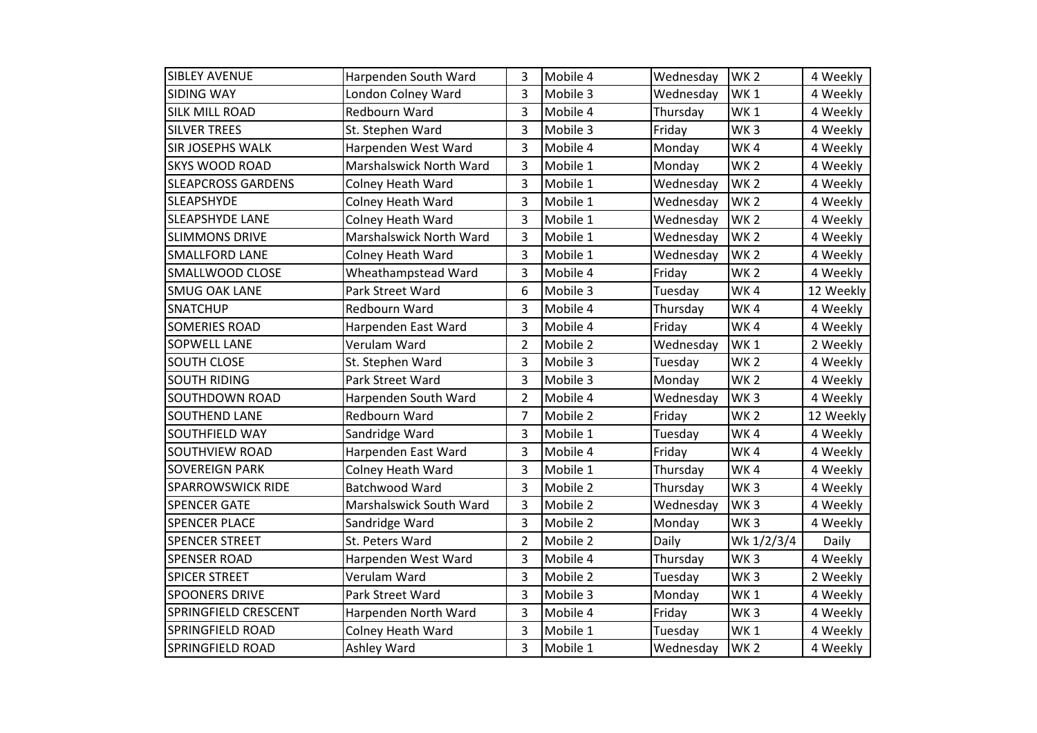| SIBLEY AVENUE | Harpenden South Ward | 3 | Mobile 4 | Wednesday | WK 2 | 4 Weekly |
|---|---|---|---|---|---|---|
| SIDING WAY | London Colney Ward | 3 | Mobile 3 | Wednesday | WK 1 | 4 Weekly |
| SILK MILL ROAD | Redbourn Ward | 3 | Mobile 4 | Thursday | WK 1 | 4 Weekly |
| SILVER TREES | St. Stephen Ward | 3 | Mobile 3 | Friday | WK 3 | 4 Weekly |
| SIR JOSEPHS WALK | Harpenden West Ward | 3 | Mobile 4 | Monday | WK 4 | 4 Weekly |
| SKYS WOOD ROAD | Marshalswick North Ward | 3 | Mobile 1 | Monday | WK 2 | 4 Weekly |
| SLEAPCROSS GARDENS | Colney Heath Ward | 3 | Mobile 1 | Wednesday | WK 2 | 4 Weekly |
| SLEAPSHYDE | Colney Heath Ward | 3 | Mobile 1 | Wednesday | WK 2 | 4 Weekly |
| SLEAPSHYDE LANE | Colney Heath Ward | 3 | Mobile 1 | Wednesday | WK 2 | 4 Weekly |
| SLIMMONS DRIVE | Marshalswick North Ward | 3 | Mobile 1 | Wednesday | WK 2 | 4 Weekly |
| SMALLFORD LANE | Colney Heath Ward | 3 | Mobile 1 | Wednesday | WK 2 | 4 Weekly |
| SMALLWOOD CLOSE | Wheathampstead Ward | 3 | Mobile 4 | Friday | WK 2 | 4 Weekly |
| SMUG OAK LANE | Park Street Ward | 6 | Mobile 3 | Tuesday | WK 4 | 12 Weekly |
| SNATCHUP | Redbourn Ward | 3 | Mobile 4 | Thursday | WK 4 | 4 Weekly |
| SOMERIES ROAD | Harpenden East Ward | 3 | Mobile 4 | Friday | WK 4 | 4 Weekly |
| SOPWELL LANE | Verulam Ward | 2 | Mobile 2 | Wednesday | WK 1 | 2 Weekly |
| SOUTH CLOSE | St. Stephen Ward | 3 | Mobile 3 | Tuesday | WK 2 | 4 Weekly |
| SOUTH RIDING | Park Street Ward | 3 | Mobile 3 | Monday | WK 2 | 4 Weekly |
| SOUTHDOWN ROAD | Harpenden South Ward | 2 | Mobile 4 | Wednesday | WK 3 | 4 Weekly |
| SOUTHEND LANE | Redbourn Ward | 7 | Mobile 2 | Friday | WK 2 | 12 Weekly |
| SOUTHFIELD WAY | Sandridge Ward | 3 | Mobile 1 | Tuesday | WK 4 | 4 Weekly |
| SOUTHVIEW ROAD | Harpenden East Ward | 3 | Mobile 4 | Friday | WK 4 | 4 Weekly |
| SOVEREIGN PARK | Colney Heath Ward | 3 | Mobile 1 | Thursday | WK 4 | 4 Weekly |
| SPARROWSWICK RIDE | Batchwood Ward | 3 | Mobile 2 | Thursday | WK 3 | 4 Weekly |
| SPENCER GATE | Marshalswick South Ward | 3 | Mobile 2 | Wednesday | WK 3 | 4 Weekly |
| SPENCER PLACE | Sandridge Ward | 3 | Mobile 2 | Monday | WK 3 | 4 Weekly |
| SPENCER STREET | St. Peters Ward | 2 | Mobile 2 | Daily | Wk 1/2/3/4 | Daily |
| SPENSER ROAD | Harpenden West Ward | 3 | Mobile 4 | Thursday | WK 3 | 4 Weekly |
| SPICER STREET | Verulam Ward | 3 | Mobile 2 | Tuesday | WK 3 | 2 Weekly |
| SPOONERS DRIVE | Park Street Ward | 3 | Mobile 3 | Monday | WK 1 | 4 Weekly |
| SPRINGFIELD CRESCENT | Harpenden North Ward | 3 | Mobile 4 | Friday | WK 3 | 4 Weekly |
| SPRINGFIELD ROAD | Colney Heath Ward | 3 | Mobile 1 | Tuesday | WK 1 | 4 Weekly |
| SPRINGFIELD ROAD | Ashley Ward | 3 | Mobile 1 | Wednesday | WK 2 | 4 Weekly |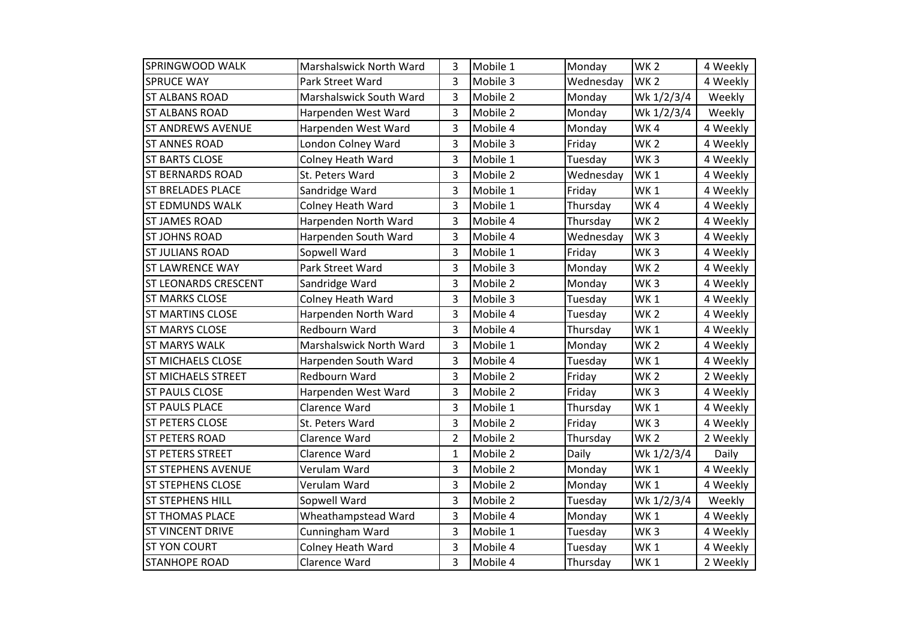| SPRINGWOOD WALK | Marshalswick North Ward | 3 | Mobile 1 | Monday | WK 2 | 4 Weekly |
|---|---|---|---|---|---|---|
| SPRUCE WAY | Park Street Ward | 3 | Mobile 3 | Wednesday | WK 2 | 4 Weekly |
| ST ALBANS ROAD | Marshalswick South Ward | 3 | Mobile 2 | Monday | Wk 1/2/3/4 | Weekly |
| ST ALBANS ROAD | Harpenden West Ward | 3 | Mobile 2 | Monday | Wk 1/2/3/4 | Weekly |
| ST ANDREWS AVENUE | Harpenden West Ward | 3 | Mobile 4 | Monday | WK 4 | 4 Weekly |
| ST ANNES ROAD | London Colney Ward | 3 | Mobile 3 | Friday | WK 2 | 4 Weekly |
| ST BARTS CLOSE | Colney Heath Ward | 3 | Mobile 1 | Tuesday | WK 3 | 4 Weekly |
| ST BERNARDS ROAD | St. Peters Ward | 3 | Mobile 2 | Wednesday | WK 1 | 4 Weekly |
| ST BRELADES PLACE | Sandridge Ward | 3 | Mobile 1 | Friday | WK 1 | 4 Weekly |
| ST EDMUNDS WALK | Colney Heath Ward | 3 | Mobile 1 | Thursday | WK 4 | 4 Weekly |
| ST JAMES ROAD | Harpenden North Ward | 3 | Mobile 4 | Thursday | WK 2 | 4 Weekly |
| ST JOHNS ROAD | Harpenden South Ward | 3 | Mobile 4 | Wednesday | WK 3 | 4 Weekly |
| ST JULIANS ROAD | Sopwell Ward | 3 | Mobile 1 | Friday | WK 3 | 4 Weekly |
| ST LAWRENCE WAY | Park Street Ward | 3 | Mobile 3 | Monday | WK 2 | 4 Weekly |
| ST LEONARDS CRESCENT | Sandridge Ward | 3 | Mobile 2 | Monday | WK 3 | 4 Weekly |
| ST MARKS CLOSE | Colney Heath Ward | 3 | Mobile 3 | Tuesday | WK 1 | 4 Weekly |
| ST MARTINS CLOSE | Harpenden North Ward | 3 | Mobile 4 | Tuesday | WK 2 | 4 Weekly |
| ST MARYS CLOSE | Redbourn Ward | 3 | Mobile 4 | Thursday | WK 1 | 4 Weekly |
| ST MARYS WALK | Marshalswick North Ward | 3 | Mobile 1 | Monday | WK 2 | 4 Weekly |
| ST MICHAELS CLOSE | Harpenden South Ward | 3 | Mobile 4 | Tuesday | WK 1 | 4 Weekly |
| ST MICHAELS STREET | Redbourn Ward | 3 | Mobile 2 | Friday | WK 2 | 2 Weekly |
| ST PAULS CLOSE | Harpenden West Ward | 3 | Mobile 2 | Friday | WK 3 | 4 Weekly |
| ST PAULS PLACE | Clarence Ward | 3 | Mobile 1 | Thursday | WK 1 | 4 Weekly |
| ST PETERS CLOSE | St. Peters Ward | 3 | Mobile 2 | Friday | WK 3 | 4 Weekly |
| ST PETERS ROAD | Clarence Ward | 2 | Mobile 2 | Thursday | WK 2 | 2 Weekly |
| ST PETERS STREET | Clarence Ward | 1 | Mobile 2 | Daily | Wk 1/2/3/4 | Daily |
| ST STEPHENS AVENUE | Verulam Ward | 3 | Mobile 2 | Monday | WK 1 | 4 Weekly |
| ST STEPHENS CLOSE | Verulam Ward | 3 | Mobile 2 | Monday | WK 1 | 4 Weekly |
| ST STEPHENS HILL | Sopwell Ward | 3 | Mobile 2 | Tuesday | Wk 1/2/3/4 | Weekly |
| ST THOMAS PLACE | Wheathampstead Ward | 3 | Mobile 4 | Monday | WK 1 | 4 Weekly |
| ST VINCENT DRIVE | Cunningham Ward | 3 | Mobile 1 | Tuesday | WK 3 | 4 Weekly |
| ST YON COURT | Colney Heath Ward | 3 | Mobile 4 | Tuesday | WK 1 | 4 Weekly |
| STANHOPE ROAD | Clarence Ward | 3 | Mobile 4 | Thursday | WK 1 | 2 Weekly |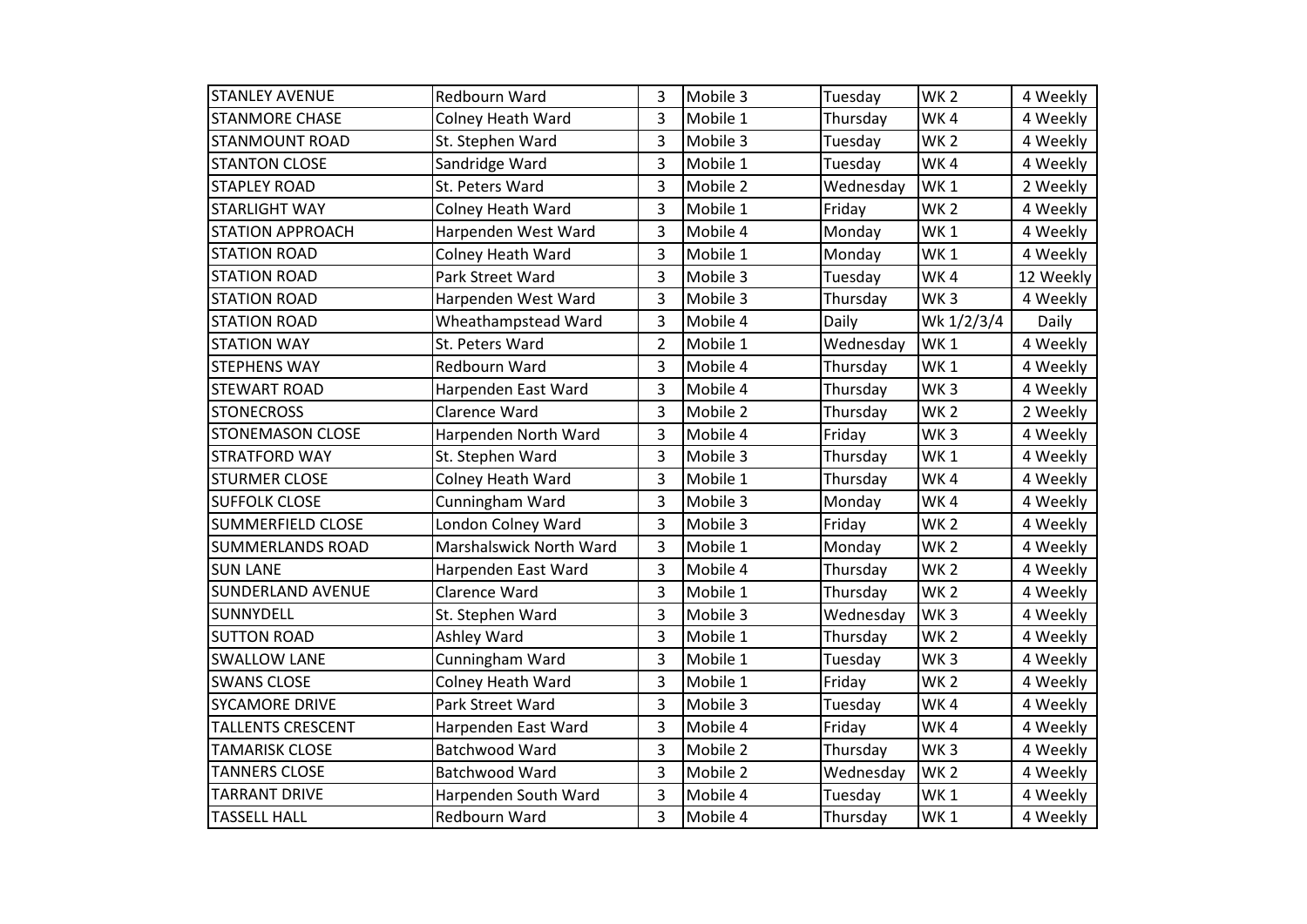| STANLEY AVENUE | Redbourn Ward | 3 | Mobile 3 | Tuesday | WK 2 | 4 Weekly |
|---|---|---|---|---|---|---|
| STANMORE CHASE | Colney Heath Ward | 3 | Mobile 1 | Thursday | WK 4 | 4 Weekly |
| STANMOUNT ROAD | St. Stephen Ward | 3 | Mobile 3 | Tuesday | WK 2 | 4 Weekly |
| STANTON CLOSE | Sandridge Ward | 3 | Mobile 1 | Tuesday | WK 4 | 4 Weekly |
| STAPLEY ROAD | St. Peters Ward | 3 | Mobile 2 | Wednesday | WK 1 | 2 Weekly |
| STARLIGHT WAY | Colney Heath Ward | 3 | Mobile 1 | Friday | WK 2 | 4 Weekly |
| STATION APPROACH | Harpenden West Ward | 3 | Mobile 4 | Monday | WK 1 | 4 Weekly |
| STATION ROAD | Colney Heath Ward | 3 | Mobile 1 | Monday | WK 1 | 4 Weekly |
| STATION ROAD | Park Street Ward | 3 | Mobile 3 | Tuesday | WK 4 | 12 Weekly |
| STATION ROAD | Harpenden West Ward | 3 | Mobile 3 | Thursday | WK 3 | 4 Weekly |
| STATION ROAD | Wheathampstead Ward | 3 | Mobile 4 | Daily | Wk 1/2/3/4 | Daily |
| STATION WAY | St. Peters Ward | 2 | Mobile 1 | Wednesday | WK 1 | 4 Weekly |
| STEPHENS WAY | Redbourn Ward | 3 | Mobile 4 | Thursday | WK 1 | 4 Weekly |
| STEWART ROAD | Harpenden East Ward | 3 | Mobile 4 | Thursday | WK 3 | 4 Weekly |
| STONECROSS | Clarence Ward | 3 | Mobile 2 | Thursday | WK 2 | 2 Weekly |
| STONEMASON CLOSE | Harpenden North Ward | 3 | Mobile 4 | Friday | WK 3 | 4 Weekly |
| STRATFORD WAY | St. Stephen Ward | 3 | Mobile 3 | Thursday | WK 1 | 4 Weekly |
| STURMER CLOSE | Colney Heath Ward | 3 | Mobile 1 | Thursday | WK 4 | 4 Weekly |
| SUFFOLK CLOSE | Cunningham Ward | 3 | Mobile 3 | Monday | WK 4 | 4 Weekly |
| SUMMERFIELD CLOSE | London Colney Ward | 3 | Mobile 3 | Friday | WK 2 | 4 Weekly |
| SUMMERLANDS ROAD | Marshalswick North Ward | 3 | Mobile 1 | Monday | WK 2 | 4 Weekly |
| SUN LANE | Harpenden East Ward | 3 | Mobile 4 | Thursday | WK 2 | 4 Weekly |
| SUNDERLAND AVENUE | Clarence Ward | 3 | Mobile 1 | Thursday | WK 2 | 4 Weekly |
| SUNNYDELL | St. Stephen Ward | 3 | Mobile 3 | Wednesday | WK 3 | 4 Weekly |
| SUTTON ROAD | Ashley Ward | 3 | Mobile 1 | Thursday | WK 2 | 4 Weekly |
| SWALLOW LANE | Cunningham Ward | 3 | Mobile 1 | Tuesday | WK 3 | 4 Weekly |
| SWANS CLOSE | Colney Heath Ward | 3 | Mobile 1 | Friday | WK 2 | 4 Weekly |
| SYCAMORE DRIVE | Park Street Ward | 3 | Mobile 3 | Tuesday | WK 4 | 4 Weekly |
| TALLENTS CRESCENT | Harpenden East Ward | 3 | Mobile 4 | Friday | WK 4 | 4 Weekly |
| TAMARISK CLOSE | Batchwood Ward | 3 | Mobile 2 | Thursday | WK 3 | 4 Weekly |
| TANNERS CLOSE | Batchwood Ward | 3 | Mobile 2 | Wednesday | WK 2 | 4 Weekly |
| TARRANT DRIVE | Harpenden South Ward | 3 | Mobile 4 | Tuesday | WK 1 | 4 Weekly |
| TASSELL HALL | Redbourn Ward | 3 | Mobile 4 | Thursday | WK 1 | 4 Weekly |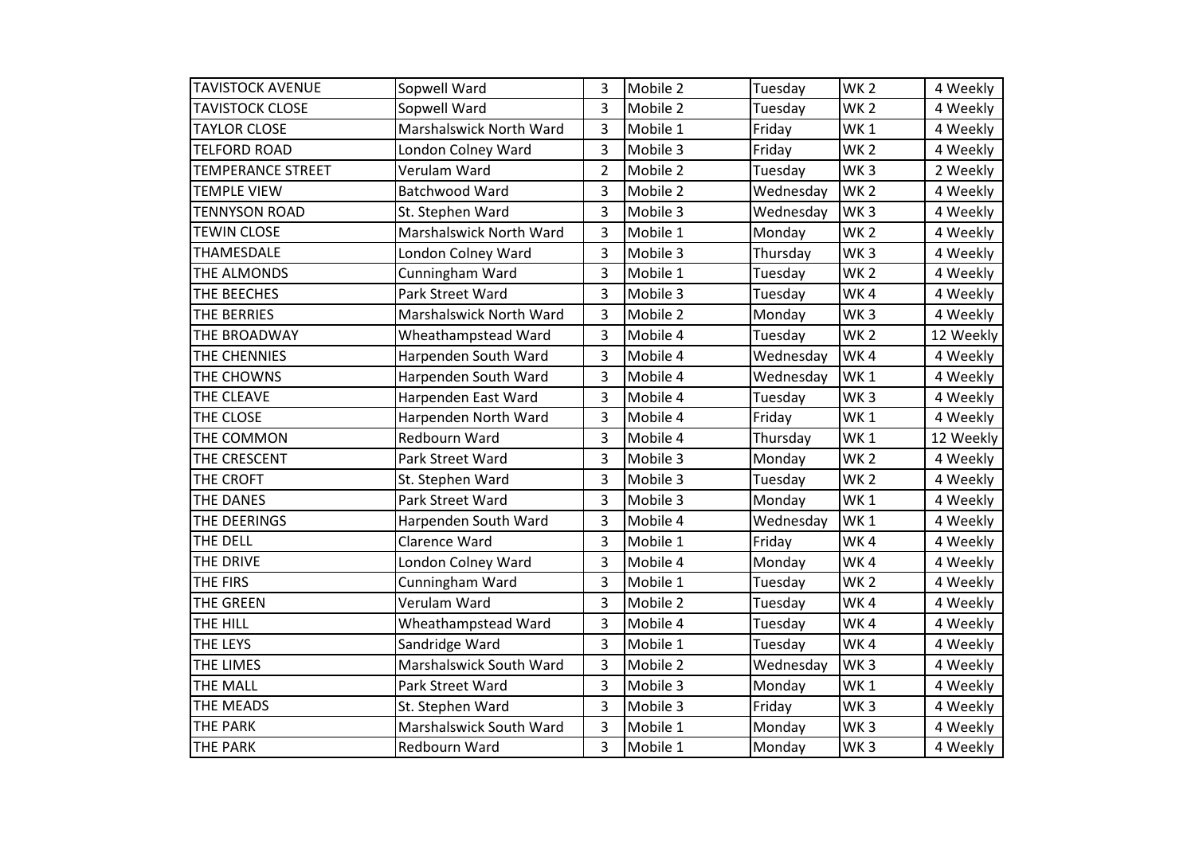| TAVISTOCK AVENUE | Sopwell Ward | 3 | Mobile 2 | Tuesday | WK 2 | 4 Weekly |
|---|---|---|---|---|---|---|
| TAVISTOCK CLOSE | Sopwell Ward | 3 | Mobile 2 | Tuesday | WK 2 | 4 Weekly |
| TAYLOR CLOSE | Marshalswick North Ward | 3 | Mobile 1 | Friday | WK 1 | 4 Weekly |
| TELFORD ROAD | London Colney Ward | 3 | Mobile 3 | Friday | WK 2 | 4 Weekly |
| TEMPERANCE STREET | Verulam Ward | 2 | Mobile 2 | Tuesday | WK 3 | 2 Weekly |
| TEMPLE VIEW | Batchwood Ward | 3 | Mobile 2 | Wednesday | WK 2 | 4 Weekly |
| TENNYSON ROAD | St. Stephen Ward | 3 | Mobile 3 | Wednesday | WK 3 | 4 Weekly |
| TEWIN CLOSE | Marshalswick North Ward | 3 | Mobile 1 | Monday | WK 2 | 4 Weekly |
| THAMESDALE | London Colney Ward | 3 | Mobile 3 | Thursday | WK 3 | 4 Weekly |
| THE ALMONDS | Cunningham Ward | 3 | Mobile 1 | Tuesday | WK 2 | 4 Weekly |
| THE BEECHES | Park Street Ward | 3 | Mobile 3 | Tuesday | WK 4 | 4 Weekly |
| THE BERRIES | Marshalswick North Ward | 3 | Mobile 2 | Monday | WK 3 | 4 Weekly |
| THE BROADWAY | Wheathampstead Ward | 3 | Mobile 4 | Tuesday | WK 2 | 12 Weekly |
| THE CHENNIES | Harpenden South Ward | 3 | Mobile 4 | Wednesday | WK 4 | 4 Weekly |
| THE CHOWNS | Harpenden South Ward | 3 | Mobile 4 | Wednesday | WK 1 | 4 Weekly |
| THE CLEAVE | Harpenden East Ward | 3 | Mobile 4 | Tuesday | WK 3 | 4 Weekly |
| THE CLOSE | Harpenden North Ward | 3 | Mobile 4 | Friday | WK 1 | 4 Weekly |
| THE COMMON | Redbourn Ward | 3 | Mobile 4 | Thursday | WK 1 | 12 Weekly |
| THE CRESCENT | Park Street Ward | 3 | Mobile 3 | Monday | WK 2 | 4 Weekly |
| THE CROFT | St. Stephen Ward | 3 | Mobile 3 | Tuesday | WK 2 | 4 Weekly |
| THE DANES | Park Street Ward | 3 | Mobile 3 | Monday | WK 1 | 4 Weekly |
| THE DEERINGS | Harpenden South Ward | 3 | Mobile 4 | Wednesday | WK 1 | 4 Weekly |
| THE DELL | Clarence Ward | 3 | Mobile 1 | Friday | WK 4 | 4 Weekly |
| THE DRIVE | London Colney Ward | 3 | Mobile 4 | Monday | WK 4 | 4 Weekly |
| THE FIRS | Cunningham Ward | 3 | Mobile 1 | Tuesday | WK 2 | 4 Weekly |
| THE GREEN | Verulam Ward | 3 | Mobile 2 | Tuesday | WK 4 | 4 Weekly |
| THE HILL | Wheathampstead Ward | 3 | Mobile 4 | Tuesday | WK 4 | 4 Weekly |
| THE LEYS | Sandridge Ward | 3 | Mobile 1 | Tuesday | WK 4 | 4 Weekly |
| THE LIMES | Marshalswick South Ward | 3 | Mobile 2 | Wednesday | WK 3 | 4 Weekly |
| THE MALL | Park Street Ward | 3 | Mobile 3 | Monday | WK 1 | 4 Weekly |
| THE MEADS | St. Stephen Ward | 3 | Mobile 3 | Friday | WK 3 | 4 Weekly |
| THE PARK | Marshalswick South Ward | 3 | Mobile 1 | Monday | WK 3 | 4 Weekly |
| THE PARK | Redbourn Ward | 3 | Mobile 1 | Monday | WK 3 | 4 Weekly |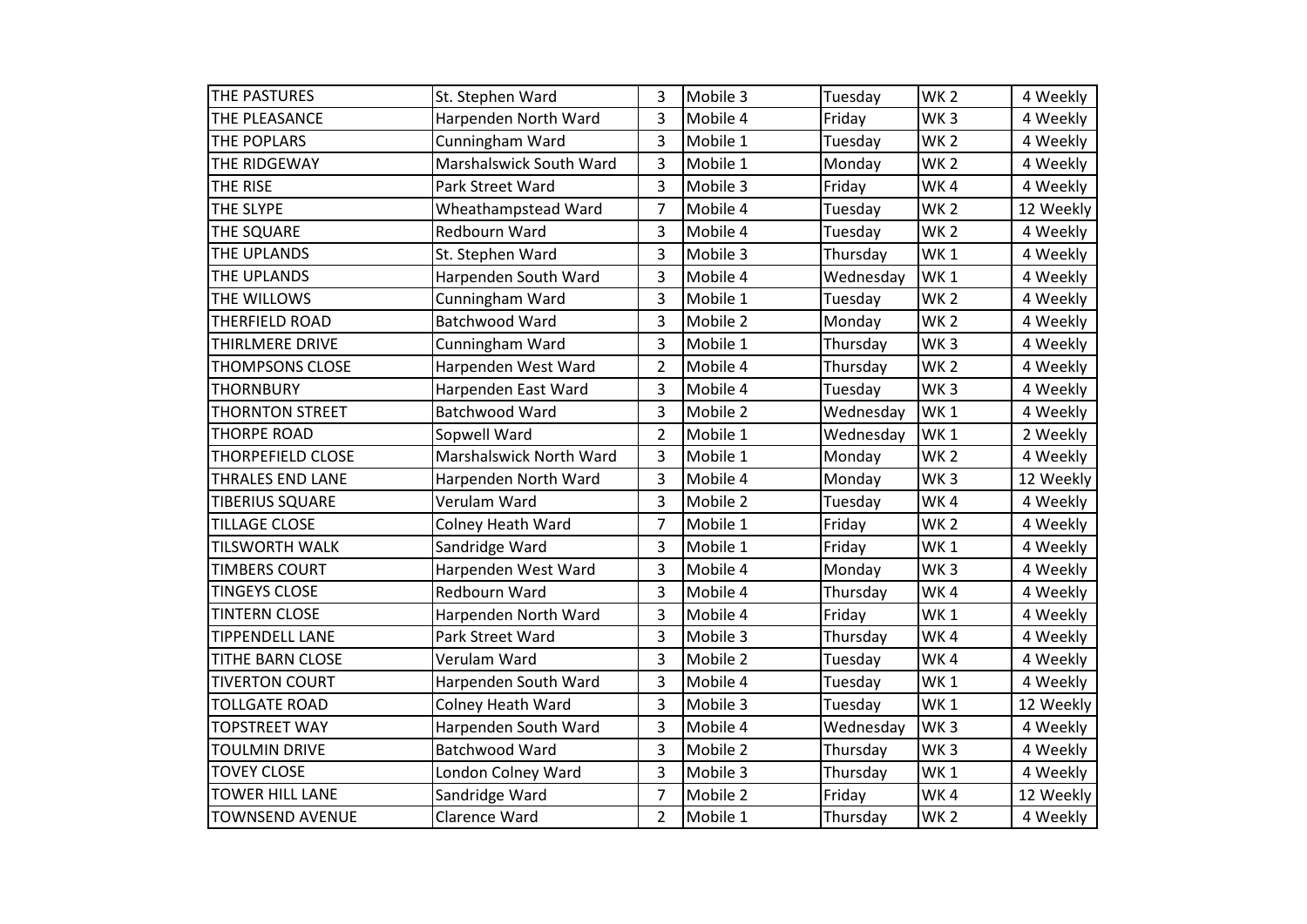| THE PASTURES | St. Stephen Ward | 3 | Mobile 3 | Tuesday | WK 2 | 4 Weekly |
|---|---|---|---|---|---|---|
| THE PLEASANCE | Harpenden North Ward | 3 | Mobile 4 | Friday | WK 3 | 4 Weekly |
| THE POPLARS | Cunningham Ward | 3 | Mobile 1 | Tuesday | WK 2 | 4 Weekly |
| THE RIDGEWAY | Marshalswick South Ward | 3 | Mobile 1 | Monday | WK 2 | 4 Weekly |
| THE RISE | Park Street Ward | 3 | Mobile 3 | Friday | WK 4 | 4 Weekly |
| THE SLYPE | Wheathampstead Ward | 7 | Mobile 4 | Tuesday | WK 2 | 12 Weekly |
| THE SQUARE | Redbourn Ward | 3 | Mobile 4 | Tuesday | WK 2 | 4 Weekly |
| THE UPLANDS | St. Stephen Ward | 3 | Mobile 3 | Thursday | WK 1 | 4 Weekly |
| THE UPLANDS | Harpenden South Ward | 3 | Mobile 4 | Wednesday | WK 1 | 4 Weekly |
| THE WILLOWS | Cunningham Ward | 3 | Mobile 1 | Tuesday | WK 2 | 4 Weekly |
| THERFIELD ROAD | Batchwood Ward | 3 | Mobile 2 | Monday | WK 2 | 4 Weekly |
| THIRLMERE DRIVE | Cunningham Ward | 3 | Mobile 1 | Thursday | WK 3 | 4 Weekly |
| THOMPSONS CLOSE | Harpenden West Ward | 2 | Mobile 4 | Thursday | WK 2 | 4 Weekly |
| THORNBURY | Harpenden East Ward | 3 | Mobile 4 | Tuesday | WK 3 | 4 Weekly |
| THORNTON STREET | Batchwood Ward | 3 | Mobile 2 | Wednesday | WK 1 | 4 Weekly |
| THORPE ROAD | Sopwell Ward | 2 | Mobile 1 | Wednesday | WK 1 | 2 Weekly |
| THORPEFIELD CLOSE | Marshalswick North Ward | 3 | Mobile 1 | Monday | WK 2 | 4 Weekly |
| THRALES END LANE | Harpenden North Ward | 3 | Mobile 4 | Monday | WK 3 | 12 Weekly |
| TIBERIUS SQUARE | Verulam Ward | 3 | Mobile 2 | Tuesday | WK 4 | 4 Weekly |
| TILLAGE CLOSE | Colney Heath Ward | 7 | Mobile 1 | Friday | WK 2 | 4 Weekly |
| TILSWORTH WALK | Sandridge Ward | 3 | Mobile 1 | Friday | WK 1 | 4 Weekly |
| TIMBERS COURT | Harpenden West Ward | 3 | Mobile 4 | Monday | WK 3 | 4 Weekly |
| TINGEYS CLOSE | Redbourn Ward | 3 | Mobile 4 | Thursday | WK 4 | 4 Weekly |
| TINTERN CLOSE | Harpenden North Ward | 3 | Mobile 4 | Friday | WK 1 | 4 Weekly |
| TIPPENDELL LANE | Park Street Ward | 3 | Mobile 3 | Thursday | WK 4 | 4 Weekly |
| TITHE BARN CLOSE | Verulam Ward | 3 | Mobile 2 | Tuesday | WK 4 | 4 Weekly |
| TIVERTON COURT | Harpenden South Ward | 3 | Mobile 4 | Tuesday | WK 1 | 4 Weekly |
| TOLLGATE ROAD | Colney Heath Ward | 3 | Mobile 3 | Tuesday | WK 1 | 12 Weekly |
| TOPSTREET WAY | Harpenden South Ward | 3 | Mobile 4 | Wednesday | WK 3 | 4 Weekly |
| TOULMIN DRIVE | Batchwood Ward | 3 | Mobile 2 | Thursday | WK 3 | 4 Weekly |
| TOVEY CLOSE | London Colney Ward | 3 | Mobile 3 | Thursday | WK 1 | 4 Weekly |
| TOWER HILL LANE | Sandridge Ward | 7 | Mobile 2 | Friday | WK 4 | 12 Weekly |
| TOWNSEND AVENUE | Clarence Ward | 2 | Mobile 1 | Thursday | WK 2 | 4 Weekly |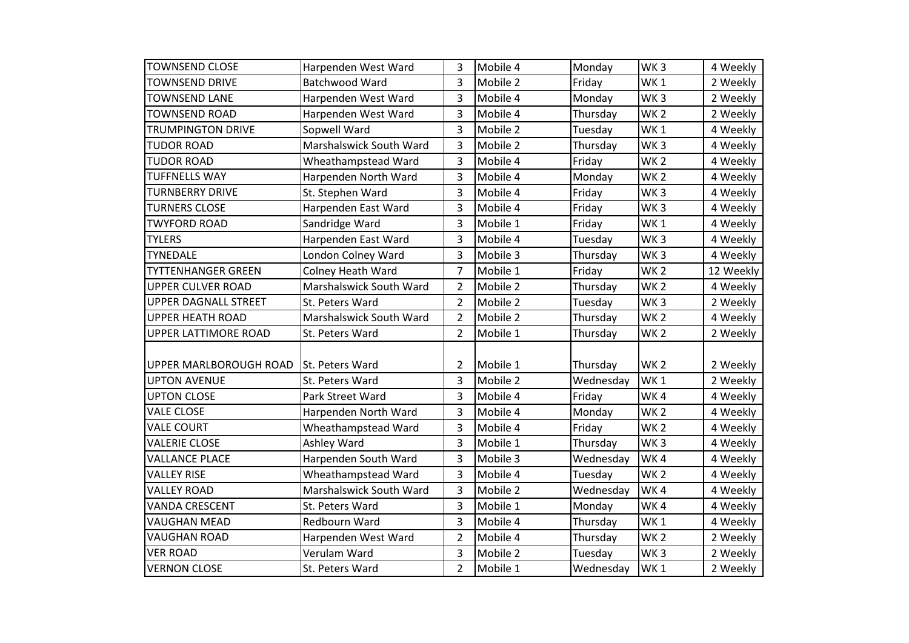| TOWNSEND CLOSE | Harpenden West Ward | 3 | Mobile 4 | Monday | WK 3 | 4 Weekly |
|---|---|---|---|---|---|---|
| TOWNSEND DRIVE | Batchwood Ward | 3 | Mobile 2 | Friday | WK 1 | 2 Weekly |
| TOWNSEND LANE | Harpenden West Ward | 3 | Mobile 4 | Monday | WK 3 | 2 Weekly |
| TOWNSEND ROAD | Harpenden West Ward | 3 | Mobile 4 | Thursday | WK 2 | 2 Weekly |
| TRUMPINGTON DRIVE | Sopwell Ward | 3 | Mobile 2 | Tuesday | WK 1 | 4 Weekly |
| TUDOR ROAD | Marshalswick South Ward | 3 | Mobile 2 | Thursday | WK 3 | 4 Weekly |
| TUDOR ROAD | Wheathampstead Ward | 3 | Mobile 4 | Friday | WK 2 | 4 Weekly |
| TUFFNELLS WAY | Harpenden North Ward | 3 | Mobile 4 | Monday | WK 2 | 4 Weekly |
| TURNBERRY DRIVE | St. Stephen Ward | 3 | Mobile 4 | Friday | WK 3 | 4 Weekly |
| TURNERS CLOSE | Harpenden East Ward | 3 | Mobile 4 | Friday | WK 3 | 4 Weekly |
| TWYFORD ROAD | Sandridge Ward | 3 | Mobile 1 | Friday | WK 1 | 4 Weekly |
| TYLERS | Harpenden East Ward | 3 | Mobile 4 | Tuesday | WK 3 | 4 Weekly |
| TYNEDALE | London Colney Ward | 3 | Mobile 3 | Thursday | WK 3 | 4 Weekly |
| TYTTENHANGER GREEN | Colney Heath Ward | 7 | Mobile 1 | Friday | WK 2 | 12 Weekly |
| UPPER CULVER ROAD | Marshalswick South Ward | 2 | Mobile 2 | Thursday | WK 2 | 4 Weekly |
| UPPER DAGNALL STREET | St. Peters Ward | 2 | Mobile 2 | Tuesday | WK 3 | 2 Weekly |
| UPPER HEATH ROAD | Marshalswick South Ward | 2 | Mobile 2 | Thursday | WK 2 | 4 Weekly |
| UPPER LATTIMORE ROAD | St. Peters Ward | 2 | Mobile 1 | Thursday | WK 2 | 2 Weekly |
| UPPER MARLBOROUGH ROAD | St. Peters Ward | 2 | Mobile 1 | Thursday | WK 2 | 2 Weekly |
| UPTON AVENUE | St. Peters Ward | 3 | Mobile 2 | Wednesday | WK 1 | 2 Weekly |
| UPTON CLOSE | Park Street Ward | 3 | Mobile 4 | Friday | WK 4 | 4 Weekly |
| VALE CLOSE | Harpenden North Ward | 3 | Mobile 4 | Monday | WK 2 | 4 Weekly |
| VALE COURT | Wheathampstead Ward | 3 | Mobile 4 | Friday | WK 2 | 4 Weekly |
| VALERIE CLOSE | Ashley Ward | 3 | Mobile 1 | Thursday | WK 3 | 4 Weekly |
| VALLANCE PLACE | Harpenden South Ward | 3 | Mobile 3 | Wednesday | WK 4 | 4 Weekly |
| VALLEY RISE | Wheathampstead Ward | 3 | Mobile 4 | Tuesday | WK 2 | 4 Weekly |
| VALLEY ROAD | Marshalswick South Ward | 3 | Mobile 2 | Wednesday | WK 4 | 4 Weekly |
| VANDA CRESCENT | St. Peters Ward | 3 | Mobile 1 | Monday | WK 4 | 4 Weekly |
| VAUGHAN MEAD | Redbourn Ward | 3 | Mobile 4 | Thursday | WK 1 | 4 Weekly |
| VAUGHAN ROAD | Harpenden West Ward | 2 | Mobile 4 | Thursday | WK 2 | 2 Weekly |
| VER ROAD | Verulam Ward | 3 | Mobile 2 | Tuesday | WK 3 | 2 Weekly |
| VERNON CLOSE | St. Peters Ward | 2 | Mobile 1 | Wednesday | WK 1 | 2 Weekly |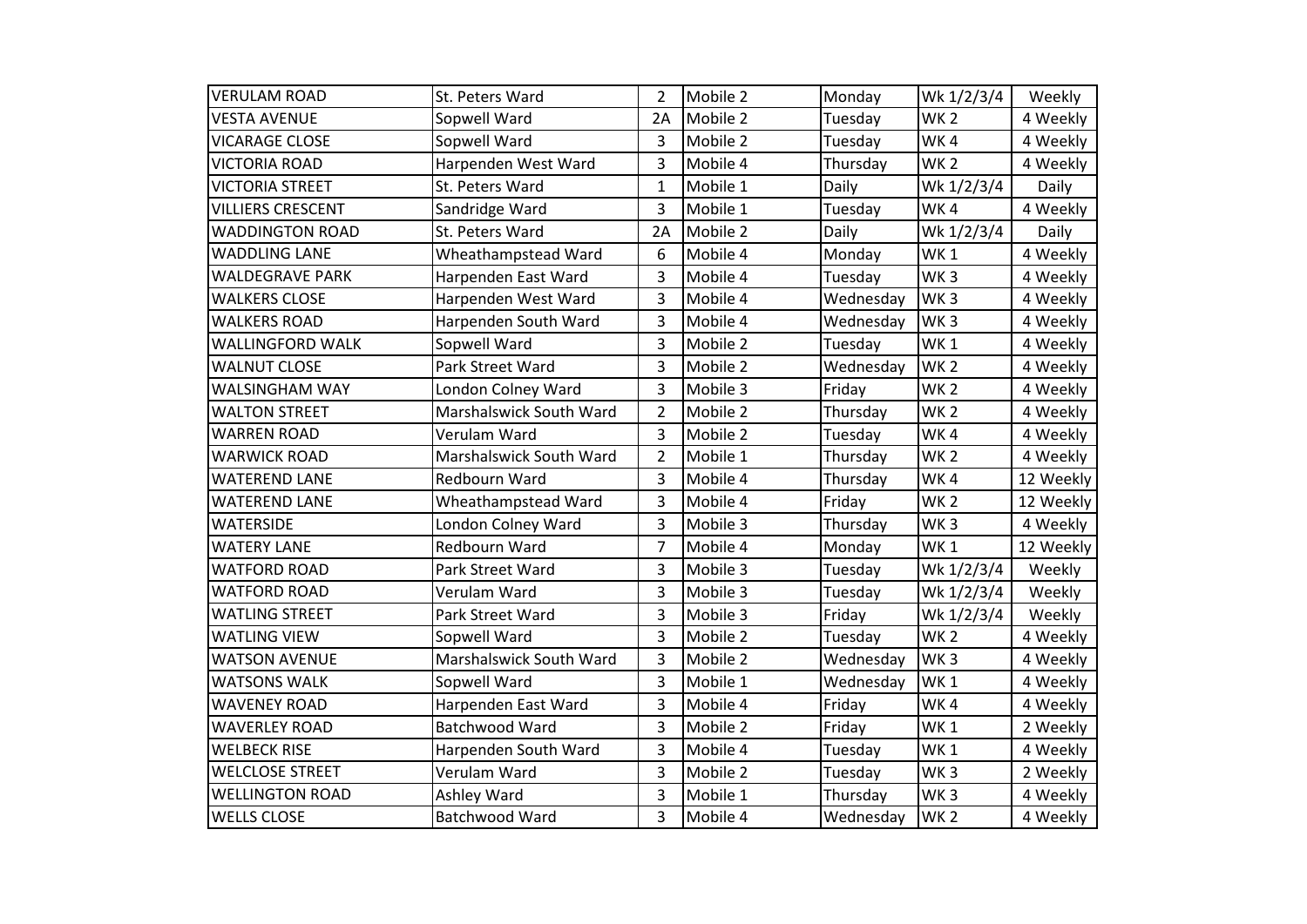| VERULAM ROAD | St. Peters Ward | 2 | Mobile 2 | Monday | Wk 1/2/3/4 | Weekly |
|---|---|---|---|---|---|---|
| VESTA AVENUE | Sopwell Ward | 2A | Mobile 2 | Tuesday | WK 2 | 4 Weekly |
| VICARAGE CLOSE | Sopwell Ward | 3 | Mobile 2 | Tuesday | WK 4 | 4 Weekly |
| VICTORIA ROAD | Harpenden West Ward | 3 | Mobile 4 | Thursday | WK 2 | 4 Weekly |
| VICTORIA STREET | St. Peters Ward | 1 | Mobile 1 | Daily | Wk 1/2/3/4 | Daily |
| VILLIERS CRESCENT | Sandridge Ward | 3 | Mobile 1 | Tuesday | WK 4 | 4 Weekly |
| WADDINGTON ROAD | St. Peters Ward | 2A | Mobile 2 | Daily | Wk 1/2/3/4 | Daily |
| WADDLING LANE | Wheathampstead Ward | 6 | Mobile 4 | Monday | WK 1 | 4 Weekly |
| WALDEGRAVE PARK | Harpenden East Ward | 3 | Mobile 4 | Tuesday | WK 3 | 4 Weekly |
| WALKERS CLOSE | Harpenden West Ward | 3 | Mobile 4 | Wednesday | WK 3 | 4 Weekly |
| WALKERS ROAD | Harpenden South Ward | 3 | Mobile 4 | Wednesday | WK 3 | 4 Weekly |
| WALLINGFORD WALK | Sopwell Ward | 3 | Mobile 2 | Tuesday | WK 1 | 4 Weekly |
| WALNUT CLOSE | Park Street Ward | 3 | Mobile 2 | Wednesday | WK 2 | 4 Weekly |
| WALSINGHAM WAY | London Colney Ward | 3 | Mobile 3 | Friday | WK 2 | 4 Weekly |
| WALTON STREET | Marshalswick South Ward | 2 | Mobile 2 | Thursday | WK 2 | 4 Weekly |
| WARREN ROAD | Verulam Ward | 3 | Mobile 2 | Tuesday | WK 4 | 4 Weekly |
| WARWICK ROAD | Marshalswick South Ward | 2 | Mobile 1 | Thursday | WK 2 | 4 Weekly |
| WATEREND LANE | Redbourn Ward | 3 | Mobile 4 | Thursday | WK 4 | 12 Weekly |
| WATEREND LANE | Wheathampstead Ward | 3 | Mobile 4 | Friday | WK 2 | 12 Weekly |
| WATERSIDE | London Colney Ward | 3 | Mobile 3 | Thursday | WK 3 | 4 Weekly |
| WATERY LANE | Redbourn Ward | 7 | Mobile 4 | Monday | WK 1 | 12 Weekly |
| WATFORD ROAD | Park Street Ward | 3 | Mobile 3 | Tuesday | Wk 1/2/3/4 | Weekly |
| WATFORD ROAD | Verulam Ward | 3 | Mobile 3 | Tuesday | Wk 1/2/3/4 | Weekly |
| WATLING STREET | Park Street Ward | 3 | Mobile 3 | Friday | Wk 1/2/3/4 | Weekly |
| WATLING VIEW | Sopwell Ward | 3 | Mobile 2 | Tuesday | WK 2 | 4 Weekly |
| WATSON AVENUE | Marshalswick South Ward | 3 | Mobile 2 | Wednesday | WK 3 | 4 Weekly |
| WATSONS WALK | Sopwell Ward | 3 | Mobile 1 | Wednesday | WK 1 | 4 Weekly |
| WAVENEY ROAD | Harpenden East Ward | 3 | Mobile 4 | Friday | WK 4 | 4 Weekly |
| WAVERLEY ROAD | Batchwood Ward | 3 | Mobile 2 | Friday | WK 1 | 2 Weekly |
| WELBECK RISE | Harpenden South Ward | 3 | Mobile 4 | Tuesday | WK 1 | 4 Weekly |
| WELCLOSE STREET | Verulam Ward | 3 | Mobile 2 | Tuesday | WK 3 | 2 Weekly |
| WELLINGTON ROAD | Ashley Ward | 3 | Mobile 1 | Thursday | WK 3 | 4 Weekly |
| WELLS CLOSE | Batchwood Ward | 3 | Mobile 4 | Wednesday | WK 2 | 4 Weekly |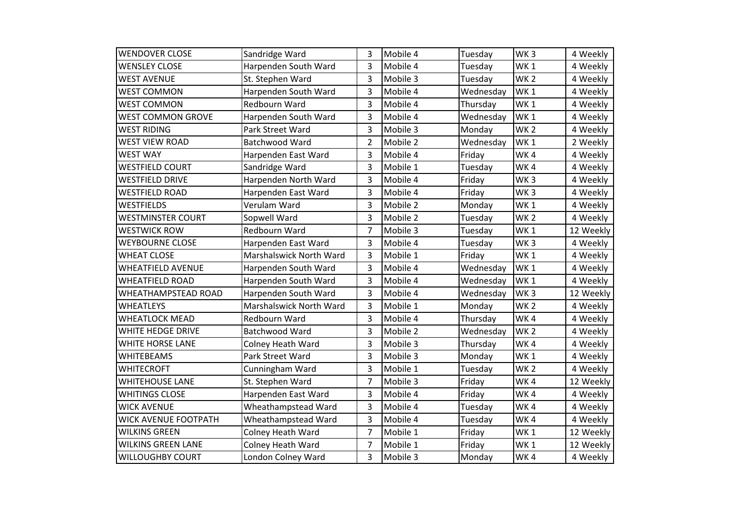| WENDOVER CLOSE | Sandridge Ward | 3 | Mobile 4 | Tuesday | WK 3 | 4 Weekly |
|---|---|---|---|---|---|---|
| WENSLEY CLOSE | Harpenden South Ward | 3 | Mobile 4 | Tuesday | WK 1 | 4 Weekly |
| WEST AVENUE | St. Stephen Ward | 3 | Mobile 3 | Tuesday | WK 2 | 4 Weekly |
| WEST COMMON | Harpenden South Ward | 3 | Mobile 4 | Wednesday | WK 1 | 4 Weekly |
| WEST COMMON | Redbourn Ward | 3 | Mobile 4 | Thursday | WK 1 | 4 Weekly |
| WEST COMMON GROVE | Harpenden South Ward | 3 | Mobile 4 | Wednesday | WK 1 | 4 Weekly |
| WEST RIDING | Park Street Ward | 3 | Mobile 3 | Monday | WK 2 | 4 Weekly |
| WEST VIEW ROAD | Batchwood Ward | 2 | Mobile 2 | Wednesday | WK 1 | 2 Weekly |
| WEST WAY | Harpenden East Ward | 3 | Mobile 4 | Friday | WK 4 | 4 Weekly |
| WESTFIELD COURT | Sandridge Ward | 3 | Mobile 1 | Tuesday | WK 4 | 4 Weekly |
| WESTFIELD DRIVE | Harpenden North Ward | 3 | Mobile 4 | Friday | WK 3 | 4 Weekly |
| WESTFIELD ROAD | Harpenden East Ward | 3 | Mobile 4 | Friday | WK 3 | 4 Weekly |
| WESTFIELDS | Verulam Ward | 3 | Mobile 2 | Monday | WK 1 | 4 Weekly |
| WESTMINSTER COURT | Sopwell Ward | 3 | Mobile 2 | Tuesday | WK 2 | 4 Weekly |
| WESTWICK ROW | Redbourn Ward | 7 | Mobile 3 | Tuesday | WK 1 | 12 Weekly |
| WEYBOURNE CLOSE | Harpenden East Ward | 3 | Mobile 4 | Tuesday | WK 3 | 4 Weekly |
| WHEAT CLOSE | Marshalswick North Ward | 3 | Mobile 1 | Friday | WK 1 | 4 Weekly |
| WHEATFIELD AVENUE | Harpenden South Ward | 3 | Mobile 4 | Wednesday | WK 1 | 4 Weekly |
| WHEATFIELD ROAD | Harpenden South Ward | 3 | Mobile 4 | Wednesday | WK 1 | 4 Weekly |
| WHEATHAMPSTEAD ROAD | Harpenden South Ward | 3 | Mobile 4 | Wednesday | WK 3 | 12 Weekly |
| WHEATLEYS | Marshalswick North Ward | 3 | Mobile 1 | Monday | WK 2 | 4 Weekly |
| WHEATLOCK MEAD | Redbourn Ward | 3 | Mobile 4 | Thursday | WK 4 | 4 Weekly |
| WHITE HEDGE DRIVE | Batchwood Ward | 3 | Mobile 2 | Wednesday | WK 2 | 4 Weekly |
| WHITE HORSE LANE | Colney Heath Ward | 3 | Mobile 3 | Thursday | WK 4 | 4 Weekly |
| WHITEBEAMS | Park Street Ward | 3 | Mobile 3 | Monday | WK 1 | 4 Weekly |
| WHITECROFT | Cunningham Ward | 3 | Mobile 1 | Tuesday | WK 2 | 4 Weekly |
| WHITEHOUSE LANE | St. Stephen Ward | 7 | Mobile 3 | Friday | WK 4 | 12 Weekly |
| WHITINGS CLOSE | Harpenden East Ward | 3 | Mobile 4 | Friday | WK 4 | 4 Weekly |
| WICK AVENUE | Wheathampstead Ward | 3 | Mobile 4 | Tuesday | WK 4 | 4 Weekly |
| WICK AVENUE FOOTPATH | Wheathampstead Ward | 3 | Mobile 4 | Tuesday | WK 4 | 4 Weekly |
| WILKINS GREEN | Colney Heath Ward | 7 | Mobile 1 | Friday | WK 1 | 12 Weekly |
| WILKINS GREEN LANE | Colney Heath Ward | 7 | Mobile 1 | Friday | WK 1 | 12 Weekly |
| WILLOUGHBY COURT | London Colney Ward | 3 | Mobile 3 | Monday | WK 4 | 4 Weekly |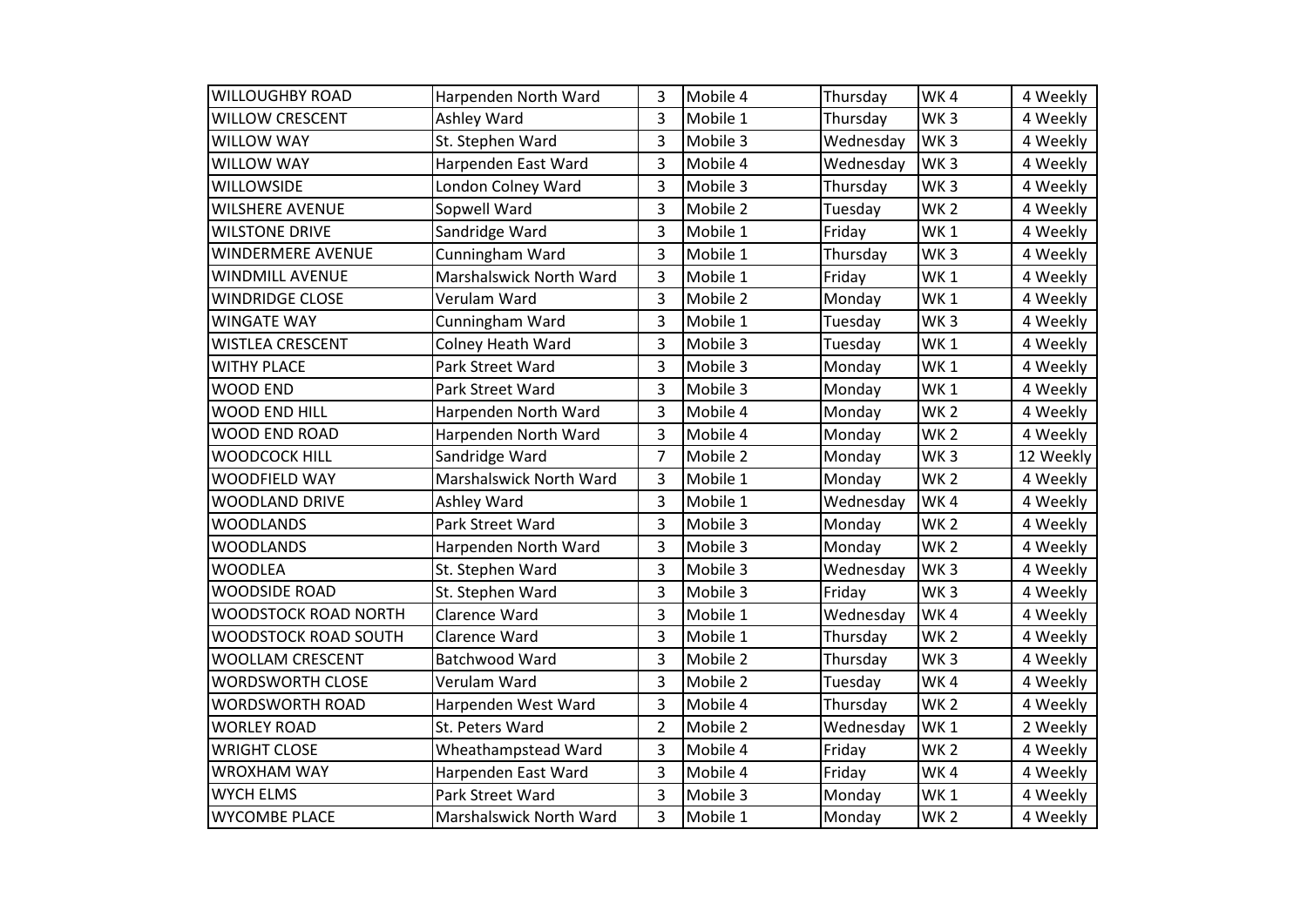| WILLOUGHBY ROAD | Harpenden North Ward | 3 | Mobile 4 | Thursday | WK 4 | 4 Weekly |
|---|---|---|---|---|---|---|
| WILLOW CRESCENT | Ashley Ward | 3 | Mobile 1 | Thursday | WK 3 | 4 Weekly |
| WILLOW WAY | St. Stephen Ward | 3 | Mobile 3 | Wednesday | WK 3 | 4 Weekly |
| WILLOW WAY | Harpenden East Ward | 3 | Mobile 4 | Wednesday | WK 3 | 4 Weekly |
| WILLOWSIDE | London Colney Ward | 3 | Mobile 3 | Thursday | WK 3 | 4 Weekly |
| WILSHERE AVENUE | Sopwell Ward | 3 | Mobile 2 | Tuesday | WK 2 | 4 Weekly |
| WILSTONE DRIVE | Sandridge Ward | 3 | Mobile 1 | Friday | WK 1 | 4 Weekly |
| WINDERMERE AVENUE | Cunningham Ward | 3 | Mobile 1 | Thursday | WK 3 | 4 Weekly |
| WINDMILL AVENUE | Marshalswick North Ward | 3 | Mobile 1 | Friday | WK 1 | 4 Weekly |
| WINDRIDGE CLOSE | Verulam Ward | 3 | Mobile 2 | Monday | WK 1 | 4 Weekly |
| WINGATE WAY | Cunningham Ward | 3 | Mobile 1 | Tuesday | WK 3 | 4 Weekly |
| WISTLEA CRESCENT | Colney Heath Ward | 3 | Mobile 3 | Tuesday | WK 1 | 4 Weekly |
| WITHY PLACE | Park Street Ward | 3 | Mobile 3 | Monday | WK 1 | 4 Weekly |
| WOOD END | Park Street Ward | 3 | Mobile 3 | Monday | WK 1 | 4 Weekly |
| WOOD END HILL | Harpenden North Ward | 3 | Mobile 4 | Monday | WK 2 | 4 Weekly |
| WOOD END ROAD | Harpenden North Ward | 3 | Mobile 4 | Monday | WK 2 | 4 Weekly |
| WOODCOCK HILL | Sandridge Ward | 7 | Mobile 2 | Monday | WK 3 | 12 Weekly |
| WOODFIELD WAY | Marshalswick North Ward | 3 | Mobile 1 | Monday | WK 2 | 4 Weekly |
| WOODLAND DRIVE | Ashley Ward | 3 | Mobile 1 | Wednesday | WK 4 | 4 Weekly |
| WOODLANDS | Park Street Ward | 3 | Mobile 3 | Monday | WK 2 | 4 Weekly |
| WOODLANDS | Harpenden North Ward | 3 | Mobile 3 | Monday | WK 2 | 4 Weekly |
| WOODLEA | St. Stephen Ward | 3 | Mobile 3 | Wednesday | WK 3 | 4 Weekly |
| WOODSIDE ROAD | St. Stephen Ward | 3 | Mobile 3 | Friday | WK 3 | 4 Weekly |
| WOODSTOCK ROAD NORTH | Clarence Ward | 3 | Mobile 1 | Wednesday | WK 4 | 4 Weekly |
| WOODSTOCK ROAD SOUTH | Clarence Ward | 3 | Mobile 1 | Thursday | WK 2 | 4 Weekly |
| WOOLLAM CRESCENT | Batchwood Ward | 3 | Mobile 2 | Thursday | WK 3 | 4 Weekly |
| WORDSWORTH CLOSE | Verulam Ward | 3 | Mobile 2 | Tuesday | WK 4 | 4 Weekly |
| WORDSWORTH ROAD | Harpenden West Ward | 3 | Mobile 4 | Thursday | WK 2 | 4 Weekly |
| WORLEY ROAD | St. Peters Ward | 2 | Mobile 2 | Wednesday | WK 1 | 2 Weekly |
| WRIGHT CLOSE | Wheathampstead Ward | 3 | Mobile 4 | Friday | WK 2 | 4 Weekly |
| WROXHAM WAY | Harpenden East Ward | 3 | Mobile 4 | Friday | WK 4 | 4 Weekly |
| WYCH ELMS | Park Street Ward | 3 | Mobile 3 | Monday | WK 1 | 4 Weekly |
| WYCOMBE PLACE | Marshalswick North Ward | 3 | Mobile 1 | Monday | WK 2 | 4 Weekly |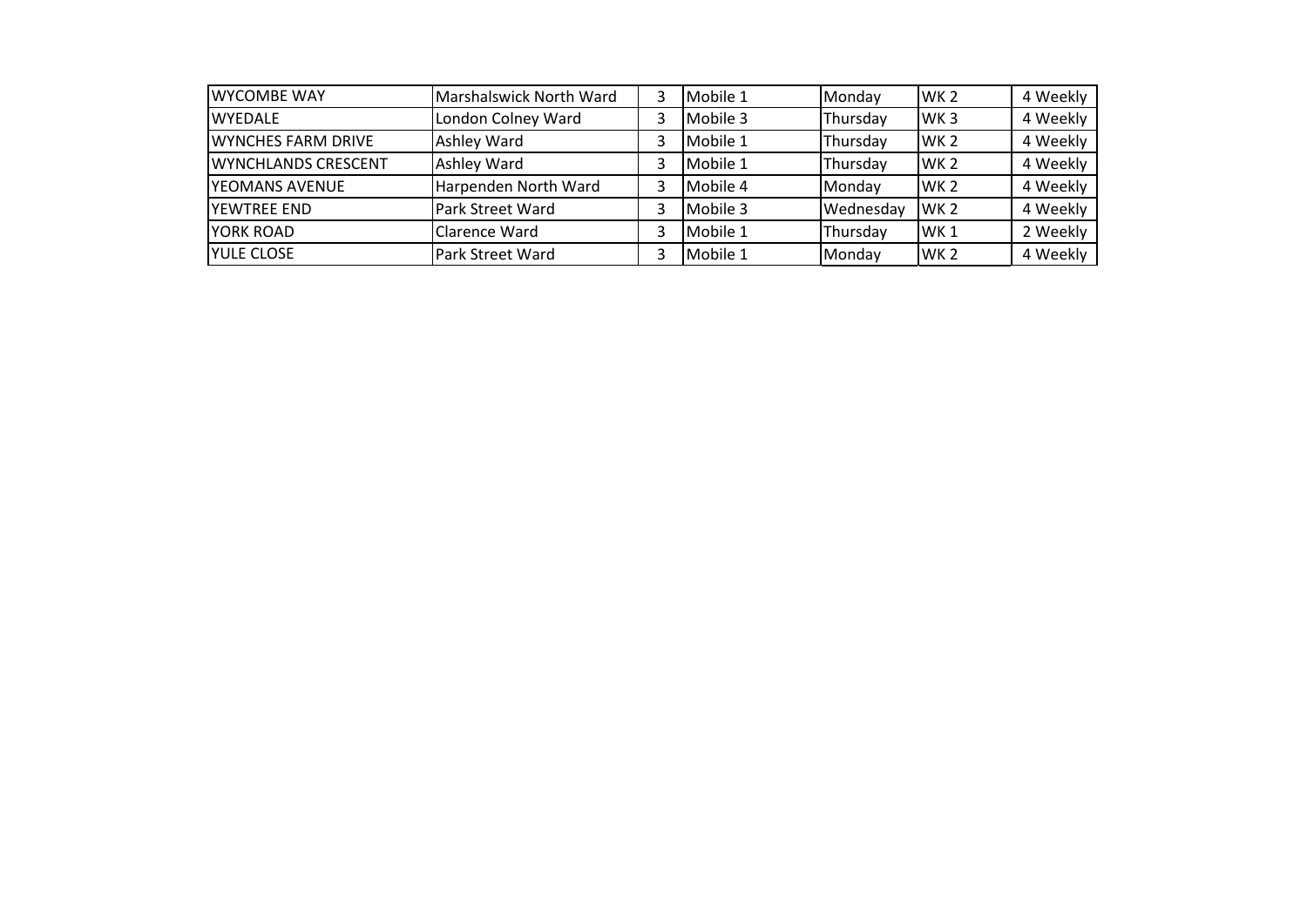| | | | | | | |
|---|---|---|---|---|---|---|
| WYCOMBE WAY | Marshalswick North Ward | 3 | Mobile 1 | Monday | WK 2 | 4 Weekly |
| WYEDALE | London Colney Ward | 3 | Mobile 3 | Thursday | WK 3 | 4 Weekly |
| WYNCHES FARM DRIVE | Ashley Ward | 3 | Mobile 1 | Thursday | WK 2 | 4 Weekly |
| WYNCHLANDS CRESCENT | Ashley Ward | 3 | Mobile 1 | Thursday | WK 2 | 4 Weekly |
| YEOMANS AVENUE | Harpenden North Ward | 3 | Mobile 4 | Monday | WK 2 | 4 Weekly |
| YEWTREE END | Park Street Ward | 3 | Mobile 3 | Wednesday | WK 2 | 4 Weekly |
| YORK ROAD | Clarence Ward | 3 | Mobile 1 | Thursday | WK 1 | 2 Weekly |
| YULE CLOSE | Park Street Ward | 3 | Mobile 1 | Monday | WK 2 | 4 Weekly |